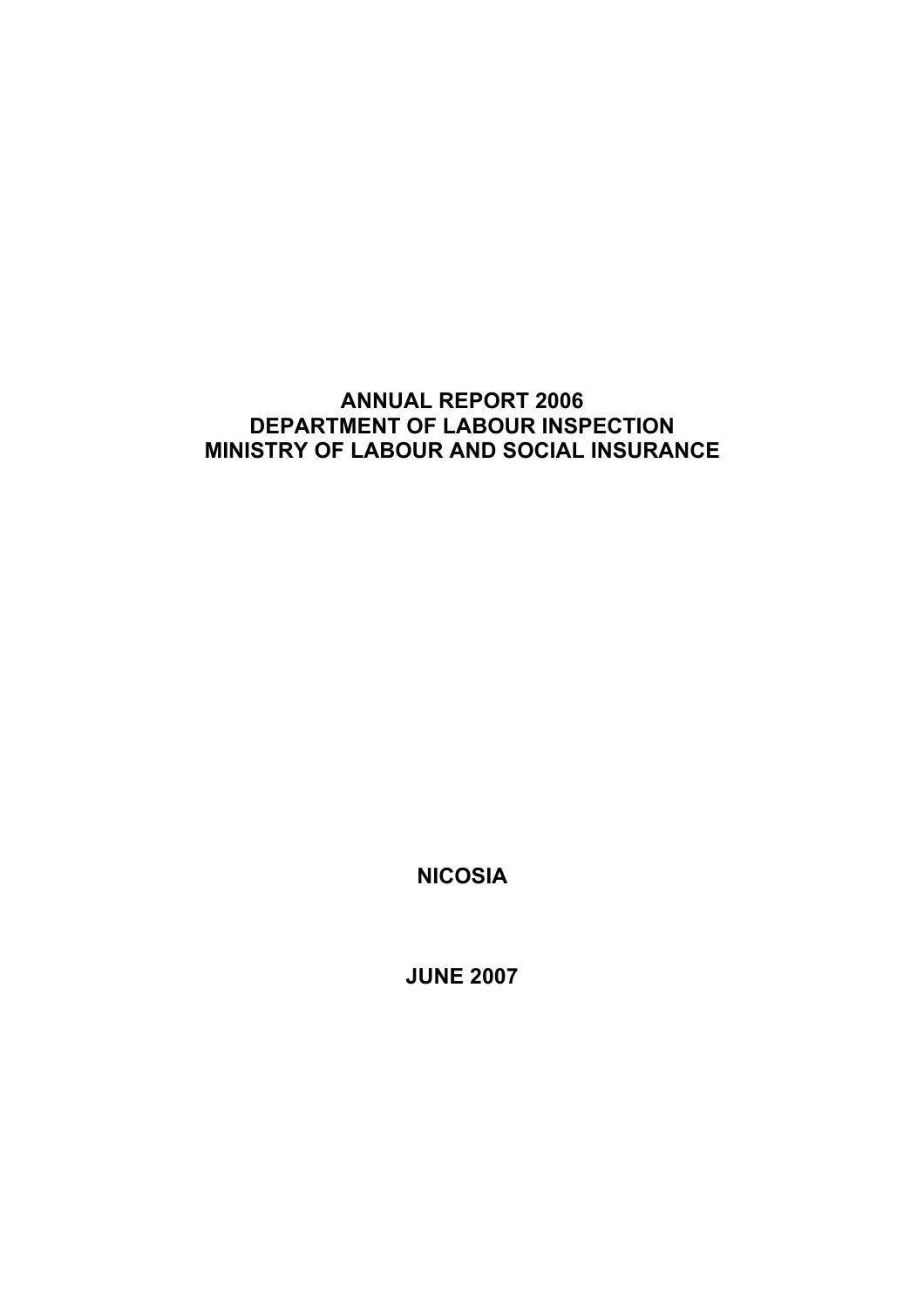# ANNUAL REPORT 2006
# DEPARTMENT OF LABOUR INSPECTION
# MINISTRY OF LABOUR AND SOCIAL INSURANCE

**NICOSIA**

**JUNE 2007**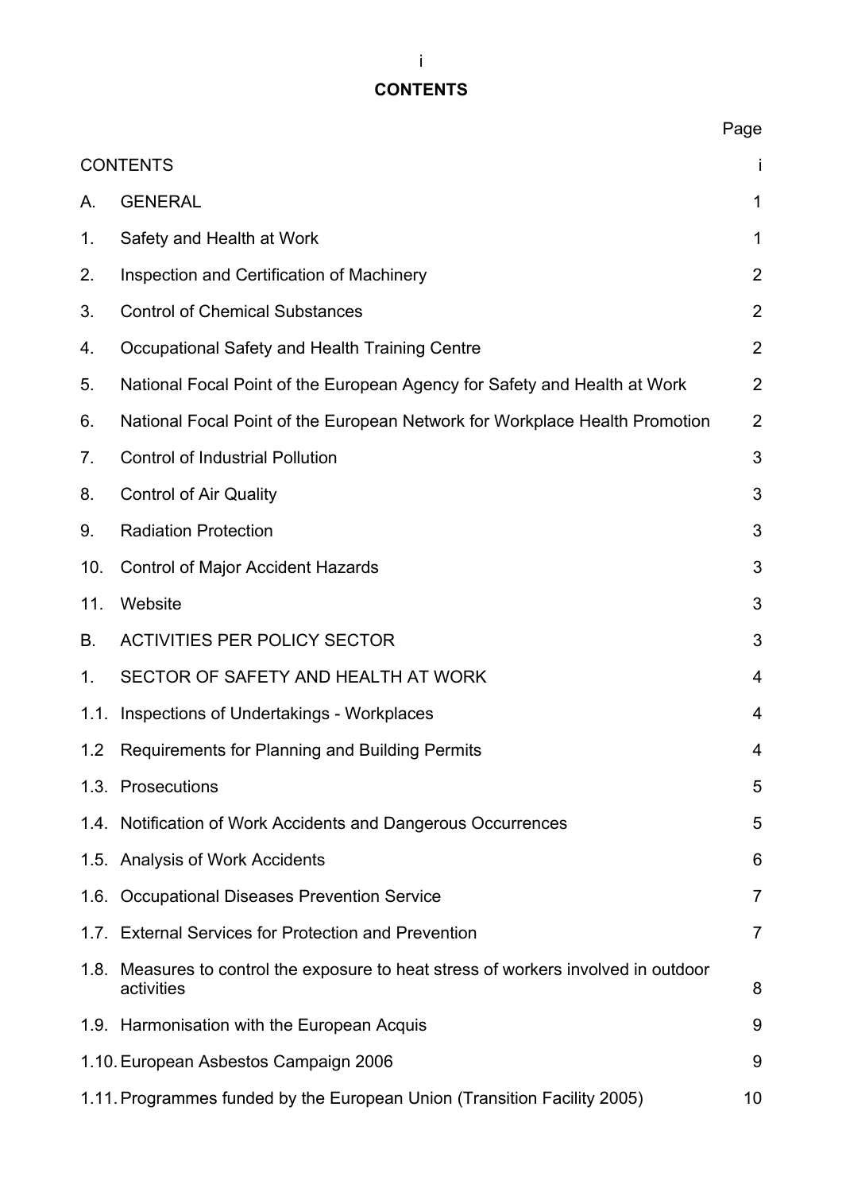# CONTENTS

| | | Page |
|---|---|---|
| CONTENTS | | i |
| A. | GENERAL | 1 |
| 1. | Safety and Health at Work | 1 |
| 2. | Inspection and Certification of Machinery | 2 |
| 3. | Control of Chemical Substances | 2 |
| 4. | Occupational Safety and Health Training Centre | 2 |
| 5. | National Focal Point of the European Agency for Safety and Health at Work | 2 |
| 6. | National Focal Point of the European Network for Workplace Health Promotion | 2 |
| 7. | Control of Industrial Pollution | 3 |
| 8. | Control of Air Quality | 3 |
| 9. | Radiation Protection | 3 |
| 10. | Control of Major Accident Hazards | 3 |
| 11. | Website | 3 |
| B. | ACTIVITIES PER POLICY SECTOR | 3 |
| 1. | SECTOR OF SAFETY AND HEALTH AT WORK | 4 |
| 1.1. | Inspections of Undertakings - Workplaces | 4 |
| 1.2 | Requirements for Planning and Building Permits | 4 |
| 1.3. | Prosecutions | 5 |
| 1.4. | Notification of Work Accidents and Dangerous Occurrences | 5 |
| 1.5. | Analysis of Work Accidents | 6 |
| 1.6. | Occupational Diseases Prevention Service | 7 |
| 1.7. | External Services for Protection and Prevention | 7 |
| 1.8. | Measures to control the exposure to heat stress of workers involved in outdoor activities | 8 |
| 1.9. | Harmonisation with the European Acquis | 9 |
| 1.10. | European Asbestos Campaign 2006 | 9 |
| 1.11. | Programmes funded by the European Union (Transition Facility 2005) | 10 |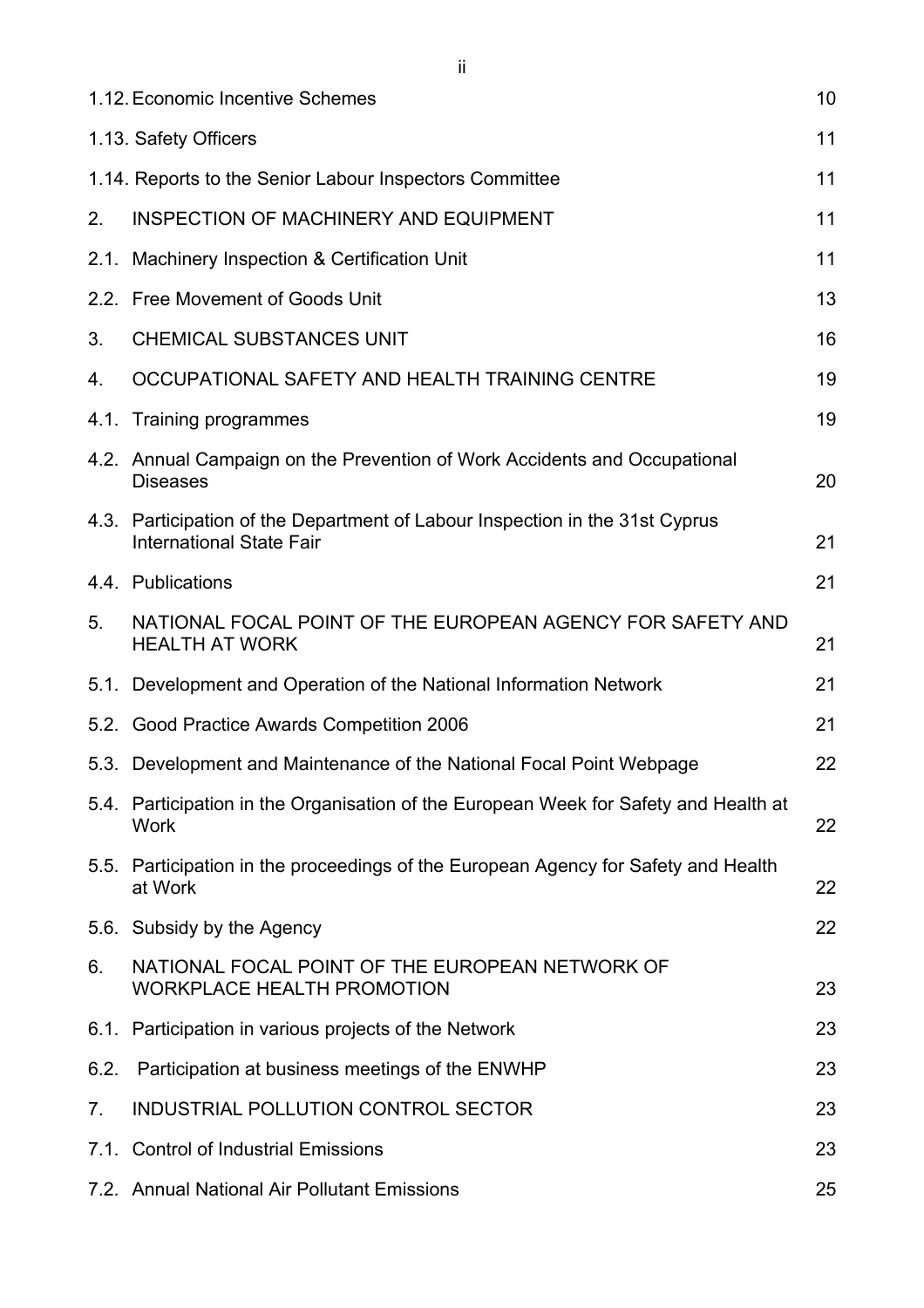| | | |
|---|---|---|
| 1.12. | Economic Incentive Schemes | 10 |
| 1.13. | Safety Officers | 11 |
| 1.14. | Reports to the Senior Labour Inspectors Committee | 11 |
| 2. | INSPECTION OF MACHINERY AND EQUIPMENT | 11 |
| 2.1. | Machinery Inspection & Certification Unit | 11 |
| 2.2. | Free Movement of Goods Unit | 13 |
| 3. | CHEMICAL SUBSTANCES UNIT | 16 |
| 4. | OCCUPATIONAL SAFETY AND HEALTH TRAINING CENTRE | 19 |
| 4.1. | Training programmes | 19 |
| 4.2. | Annual Campaign on the Prevention of Work Accidents and Occupational Diseases | 20 |
| 4.3. | Participation of the Department of Labour Inspection in the 31st Cyprus International State Fair | 21 |
| 4.4. | Publications | 21 |
| 5. | NATIONAL FOCAL POINT OF THE EUROPEAN AGENCY FOR SAFETY AND HEALTH AT WORK | 21 |
| 5.1. | Development and Operation of the National Information Network | 21 |
| 5.2. | Good Practice Awards Competition 2006 | 21 |
| 5.3. | Development and Maintenance of the National Focal Point Webpage | 22 |
| 5.4. | Participation in the Organisation of the European Week for Safety and Health at Work | 22 |
| 5.5. | Participation in the proceedings of the European Agency for Safety and Health at Work | 22 |
| 5.6. | Subsidy by the Agency | 22 |
| 6. | NATIONAL FOCAL POINT OF THE EUROPEAN NETWORK OF WORKPLACE HEALTH PROMOTION | 23 |
| 6.1. | Participation in various projects of the Network | 23 |
| 6.2. | Participation at business meetings of the ENWHP | 23 |
| 7. | INDUSTRIAL POLLUTION CONTROL SECTOR | 23 |
| 7.1. | Control of Industrial Emissions | 23 |
| 7.2. | Annual National Air Pollutant Emissions | 25 |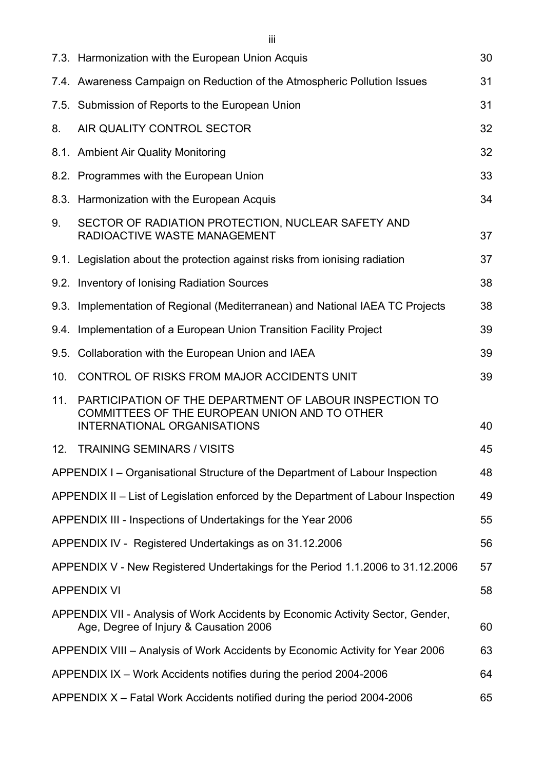| | | |
|---|---|---|
| 7.3. | Harmonization with the European Union Acquis | 30 |
| 7.4. | Awareness Campaign on Reduction of the Atmospheric Pollution Issues | 31 |
| 7.5. | Submission of Reports to the European Union | 31 |
| 8. | AIR QUALITY CONTROL SECTOR | 32 |
| 8.1. | Ambient Air Quality Monitoring | 32 |
| 8.2. | Programmes with the European Union | 33 |
| 8.3. | Harmonization with the European Acquis | 34 |
| 9. | SECTOR OF RADIATION PROTECTION, NUCLEAR SAFETY AND RADIOACTIVE WASTE MANAGEMENT | 37 |
| 9.1. | Legislation about the protection against risks from ionising radiation | 37 |
| 9.2. | Inventory of Ionising Radiation Sources | 38 |
| 9.3. | Implementation of Regional (Mediterranean) and National IAEA TC Projects | 38 |
| 9.4. | Implementation of a European Union Transition Facility Project | 39 |
| 9.5. | Collaboration with the European Union and IAEA | 39 |
| 10. | CONTROL OF RISKS FROM MAJOR ACCIDENTS UNIT | 39 |
| 11. | PARTICIPATION OF THE DEPARTMENT OF LABOUR INSPECTION TO COMMITTEES OF THE EUROPEAN UNION AND TO OTHER INTERNATIONAL ORGANISATIONS | 40 |
| 12. | TRAINING SEMINARS / VISITS | 45 |
| APPENDIX I – Organisational Structure of the Department of Labour Inspection | | 48 |
| APPENDIX II – List of Legislation enforced by the Department of Labour Inspection | | 49 |
| APPENDIX III - Inspections of Undertakings for the Year 2006 | | 55 |
| APPENDIX IV - Registered Undertakings as on 31.12.2006 | | 56 |
| APPENDIX V - New Registered Undertakings for the Period 1.1.2006 to 31.12.2006 | | 57 |
| APPENDIX VI | | 58 |
| APPENDIX VII - Analysis of Work Accidents by Economic Activity Sector, Gender, Age, Degree of Injury & Causation 2006 | | 60 |
| APPENDIX VIII – Analysis of Work Accidents by Economic Activity for Year 2006 | | 63 |
| APPENDIX IX – Work Accidents notifies during the period 2004-2006 | | 64 |
| APPENDIX X – Fatal Work Accidents notified during the period 2004-2006 | | 65 |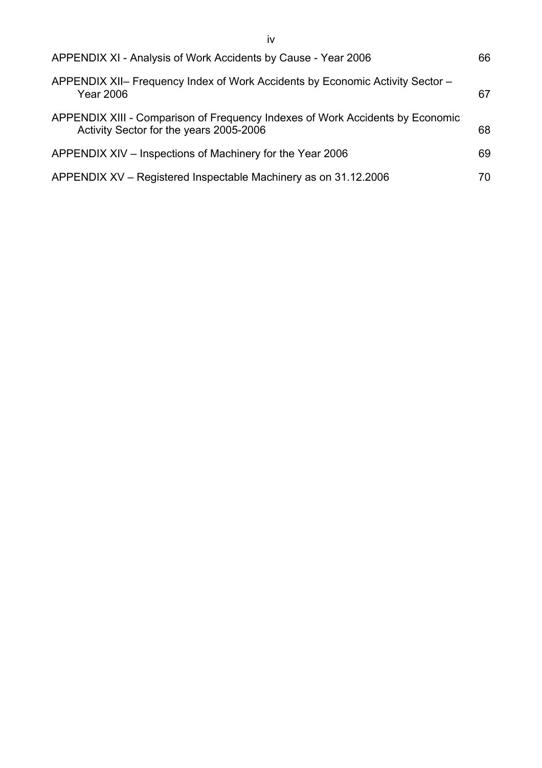APPENDIX XI - Analysis of Work Accidents by Cause - Year 2006 66

APPENDIX XII– Frequency Index of Work Accidents by Economic Activity Sector – Year 2006 67

APPENDIX XIII - Comparison of Frequency Indexes of Work Accidents by Economic Activity Sector for the years 2005-2006 68

APPENDIX XIV – Inspections of Machinery for the Year 2006 69

APPENDIX XV – Registered Inspectable Machinery as on 31.12.2006 70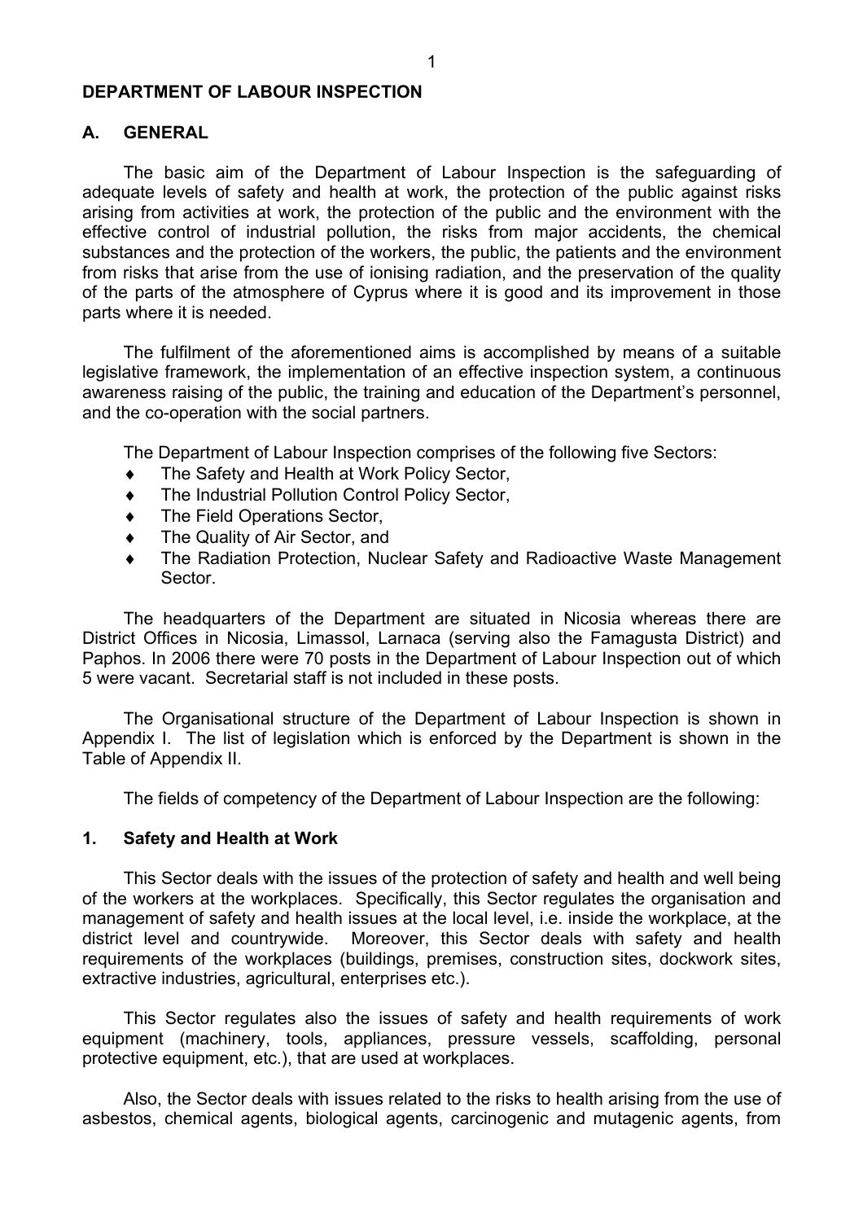## DEPARTMENT OF LABOUR INSPECTION

### A. GENERAL

The basic aim of the Department of Labour Inspection is the safeguarding of adequate levels of safety and health at work, the protection of the public against risks arising from activities at work, the protection of the public and the environment with the effective control of industrial pollution, the risks from major accidents, the chemical substances and the protection of the workers, the public, the patients and the environment from risks that arise from the use of ionising radiation, and the preservation of the quality of the parts of the atmosphere of Cyprus where it is good and its improvement in those parts where it is needed.

The fulfilment of the aforementioned aims is accomplished by means of a suitable legislative framework, the implementation of an effective inspection system, a continuous awareness raising of the public, the training and education of the Department's personnel, and the co-operation with the social partners.

The Department of Labour Inspection comprises of the following five Sectors:

- The Safety and Health at Work Policy Sector,
- The Industrial Pollution Control Policy Sector,
- The Field Operations Sector,
- The Quality of Air Sector, and
- The Radiation Protection, Nuclear Safety and Radioactive Waste Management Sector.

The headquarters of the Department are situated in Nicosia whereas there are District Offices in Nicosia, Limassol, Larnaca (serving also the Famagusta District) and Paphos. In 2006 there were 70 posts in the Department of Labour Inspection out of which 5 were vacant. Secretarial staff is not included in these posts.

The Organisational structure of the Department of Labour Inspection is shown in Appendix I. The list of legislation which is enforced by the Department is shown in the Table of Appendix II.

The fields of competency of the Department of Labour Inspection are the following:

#### 1. Safety and Health at Work

This Sector deals with the issues of the protection of safety and health and well being of the workers at the workplaces. Specifically, this Sector regulates the organisation and management of safety and health issues at the local level, i.e. inside the workplace, at the district level and countrywide. Moreover, this Sector deals with safety and health requirements of the workplaces (buildings, premises, construction sites, dockwork sites, extractive industries, agricultural, enterprises etc.).

This Sector regulates also the issues of safety and health requirements of work equipment (machinery, tools, appliances, pressure vessels, scaffolding, personal protective equipment, etc.), that are used at workplaces.

Also, the Sector deals with issues related to the risks to health arising from the use of asbestos, chemical agents, biological agents, carcinogenic and mutagenic agents, from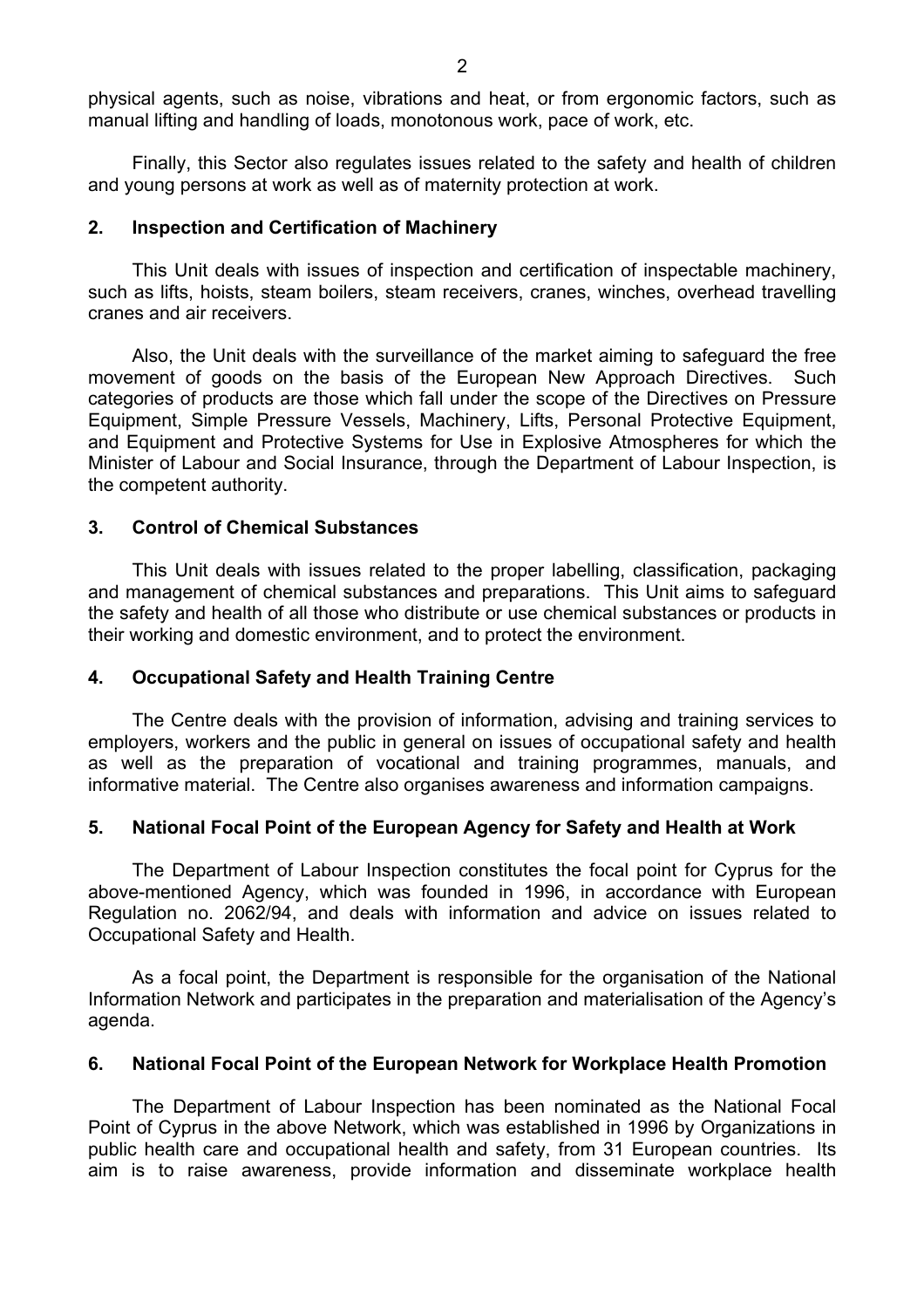physical agents, such as noise, vibrations and heat, or from ergonomic factors, such as manual lifting and handling of loads, monotonous work, pace of work, etc.

Finally, this Sector also regulates issues related to the safety and health of children and young persons at work as well as of maternity protection at work.

## 2. Inspection and Certification of Machinery

This Unit deals with issues of inspection and certification of inspectable machinery, such as lifts, hoists, steam boilers, steam receivers, cranes, winches, overhead travelling cranes and air receivers.

Also, the Unit deals with the surveillance of the market aiming to safeguard the free movement of goods on the basis of the European New Approach Directives. Such categories of products are those which fall under the scope of the Directives on Pressure Equipment, Simple Pressure Vessels, Machinery, Lifts, Personal Protective Equipment, and Equipment and Protective Systems for Use in Explosive Atmospheres for which the Minister of Labour and Social Insurance, through the Department of Labour Inspection, is the competent authority.

## 3. Control of Chemical Substances

This Unit deals with issues related to the proper labelling, classification, packaging and management of chemical substances and preparations. This Unit aims to safeguard the safety and health of all those who distribute or use chemical substances or products in their working and domestic environment, and to protect the environment.

## 4. Occupational Safety and Health Training Centre

The Centre deals with the provision of information, advising and training services to employers, workers and the public in general on issues of occupational safety and health as well as the preparation of vocational and training programmes, manuals, and informative material. The Centre also organises awareness and information campaigns.

## 5. National Focal Point of the European Agency for Safety and Health at Work

The Department of Labour Inspection constitutes the focal point for Cyprus for the above-mentioned Agency, which was founded in 1996, in accordance with European Regulation no. 2062/94, and deals with information and advice on issues related to Occupational Safety and Health.

As a focal point, the Department is responsible for the organisation of the National Information Network and participates in the preparation and materialisation of the Agency's agenda.

## 6. National Focal Point of the European Network for Workplace Health Promotion

The Department of Labour Inspection has been nominated as the National Focal Point of Cyprus in the above Network, which was established in 1996 by Organizations in public health care and occupational health and safety, from 31 European countries. Its aim is to raise awareness, provide information and disseminate workplace health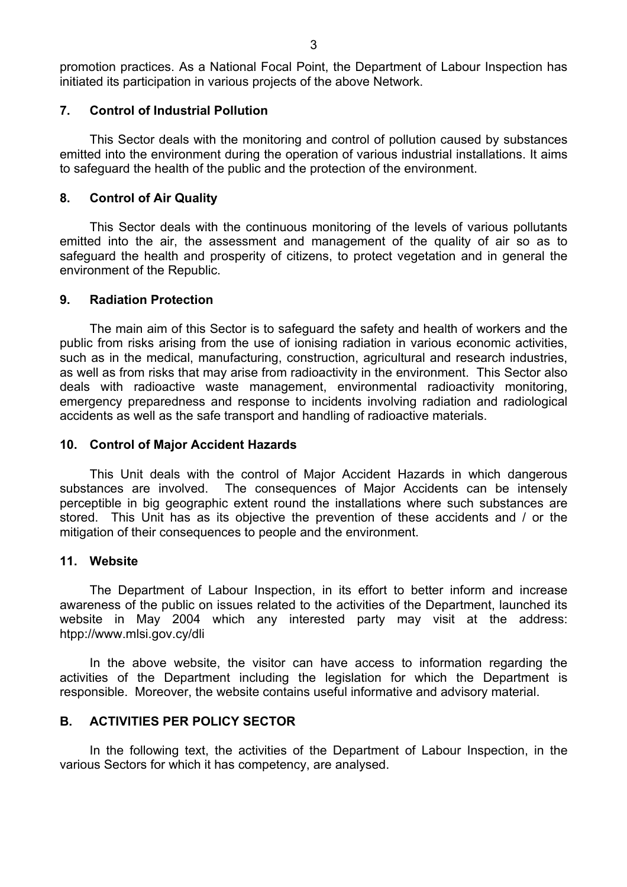promotion practices. As a National Focal Point, the Department of Labour Inspection has initiated its participation in various projects of the above Network.

### 7. Control of Industrial Pollution

This Sector deals with the monitoring and control of pollution caused by substances emitted into the environment during the operation of various industrial installations. It aims to safeguard the health of the public and the protection of the environment.

### 8. Control of Air Quality

This Sector deals with the continuous monitoring of the levels of various pollutants emitted into the air, the assessment and management of the quality of air so as to safeguard the health and prosperity of citizens, to protect vegetation and in general the environment of the Republic.

### 9. Radiation Protection

The main aim of this Sector is to safeguard the safety and health of workers and the public from risks arising from the use of ionising radiation in various economic activities, such as in the medical, manufacturing, construction, agricultural and research industries, as well as from risks that may arise from radioactivity in the environment. This Sector also deals with radioactive waste management, environmental radioactivity monitoring, emergency preparedness and response to incidents involving radiation and radiological accidents as well as the safe transport and handling of radioactive materials.

### 10. Control of Major Accident Hazards

This Unit deals with the control of Major Accident Hazards in which dangerous substances are involved. The consequences of Major Accidents can be intensely perceptible in big geographic extent round the installations where such substances are stored. This Unit has as its objective the prevention of these accidents and / or the mitigation of their consequences to people and the environment.

### 11. Website

The Department of Labour Inspection, in its effort to better inform and increase awareness of the public on issues related to the activities of the Department, launched its website in May 2004 which any interested party may visit at the address: htpp://www.mlsi.gov.cy/dli

In the above website, the visitor can have access to information regarding the activities of the Department including the legislation for which the Department is responsible. Moreover, the website contains useful informative and advisory material.

## B. ACTIVITIES PER POLICY SECTOR

In the following text, the activities of the Department of Labour Inspection, in the various Sectors for which it has competency, are analysed.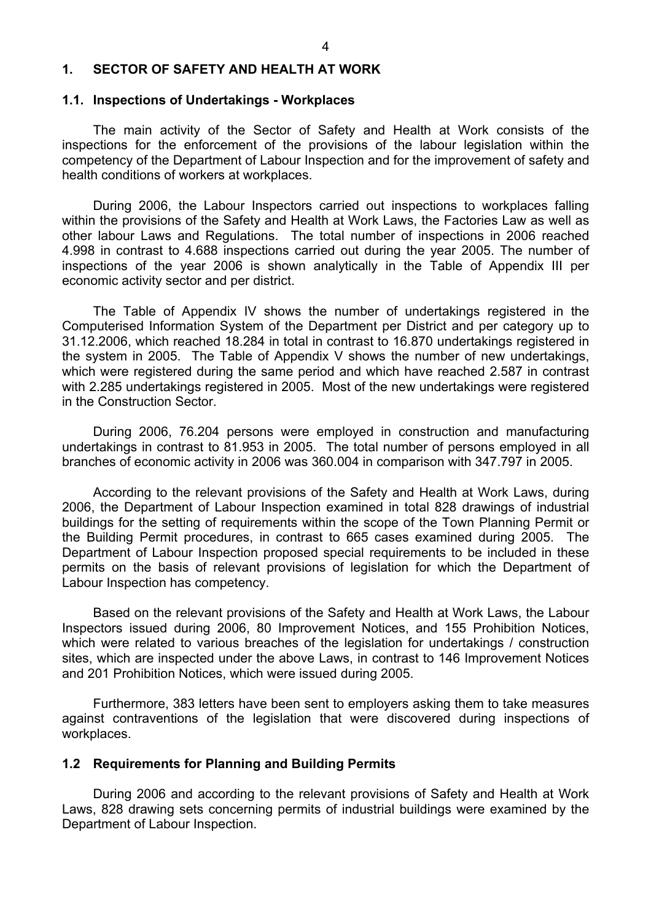## 1. SECTOR OF SAFETY AND HEALTH AT WORK

### 1.1. Inspections of Undertakings - Workplaces

The main activity of the Sector of Safety and Health at Work consists of the inspections for the enforcement of the provisions of the labour legislation within the competency of the Department of Labour Inspection and for the improvement of safety and health conditions of workers at workplaces.

During 2006, the Labour Inspectors carried out inspections to workplaces falling within the provisions of the Safety and Health at Work Laws, the Factories Law as well as other labour Laws and Regulations. The total number of inspections in 2006 reached 4.998 in contrast to 4.688 inspections carried out during the year 2005. The number of inspections of the year 2006 is shown analytically in the Table of Appendix III per economic activity sector and per district.

The Table of Appendix IV shows the number of undertakings registered in the Computerised Information System of the Department per District and per category up to 31.12.2006, which reached 18.284 in total in contrast to 16.870 undertakings registered in the system in 2005. The Table of Appendix V shows the number of new undertakings, which were registered during the same period and which have reached 2.587 in contrast with 2.285 undertakings registered in 2005. Most of the new undertakings were registered in the Construction Sector.

During 2006, 76.204 persons were employed in construction and manufacturing undertakings in contrast to 81.953 in 2005. The total number of persons employed in all branches of economic activity in 2006 was 360.004 in comparison with 347.797 in 2005.

According to the relevant provisions of the Safety and Health at Work Laws, during 2006, the Department of Labour Inspection examined in total 828 drawings of industrial buildings for the setting of requirements within the scope of the Town Planning Permit or the Building Permit procedures, in contrast to 665 cases examined during 2005. The Department of Labour Inspection proposed special requirements to be included in these permits on the basis of relevant provisions of legislation for which the Department of Labour Inspection has competency.

Based on the relevant provisions of the Safety and Health at Work Laws, the Labour Inspectors issued during 2006, 80 Improvement Notices, and 155 Prohibition Notices, which were related to various breaches of the legislation for undertakings / construction sites, which are inspected under the above Laws, in contrast to 146 Improvement Notices and 201 Prohibition Notices, which were issued during 2005.

Furthermore, 383 letters have been sent to employers asking them to take measures against contraventions of the legislation that were discovered during inspections of workplaces.

### 1.2 Requirements for Planning and Building Permits

During 2006 and according to the relevant provisions of Safety and Health at Work Laws, 828 drawing sets concerning permits of industrial buildings were examined by the Department of Labour Inspection.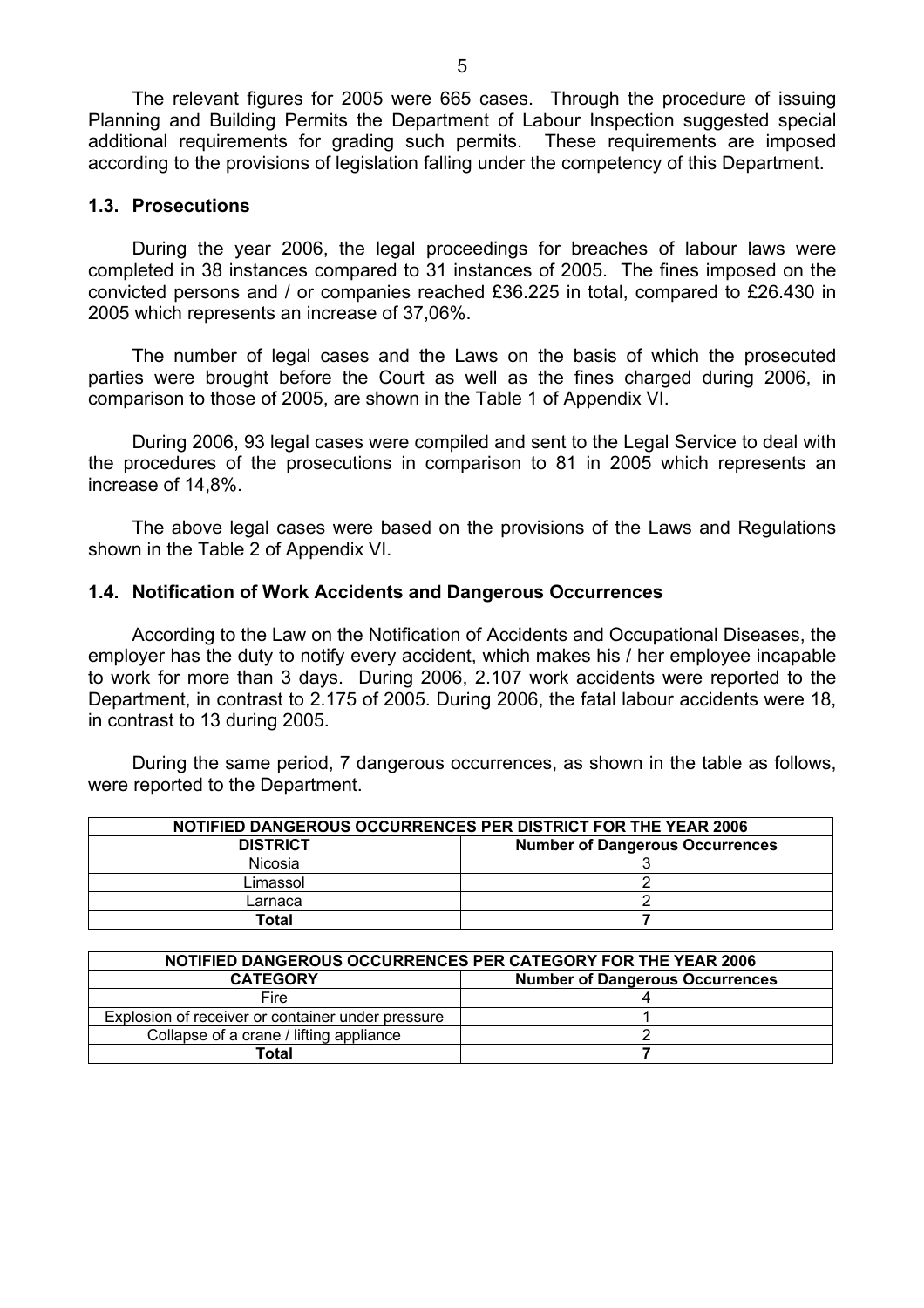The relevant figures for 2005 were 665 cases. Through the procedure of issuing Planning and Building Permits the Department of Labour Inspection suggested special additional requirements for grading such permits. These requirements are imposed according to the provisions of legislation falling under the competency of this Department.

### 1.3. Prosecutions

During the year 2006, the legal proceedings for breaches of labour laws were completed in 38 instances compared to 31 instances of 2005. The fines imposed on the convicted persons and / or companies reached £36.225 in total, compared to £26.430 in 2005 which represents an increase of 37,06%.

The number of legal cases and the Laws on the basis of which the prosecuted parties were brought before the Court as well as the fines charged during 2006, in comparison to those of 2005, are shown in the Table 1 of Appendix VI.

During 2006, 93 legal cases were compiled and sent to the Legal Service to deal with the procedures of the prosecutions in comparison to 81 in 2005 which represents an increase of 14,8%.

The above legal cases were based on the provisions of the Laws and Regulations shown in the Table 2 of Appendix VI.

### 1.4. Notification of Work Accidents and Dangerous Occurrences

According to the Law on the Notification of Accidents and Occupational Diseases, the employer has the duty to notify every accident, which makes his / her employee incapable to work for more than 3 days. During 2006, 2.107 work accidents were reported to the Department, in contrast to 2.175 of 2005. During 2006, the fatal labour accidents were 18, in contrast to 13 during 2005.

During the same period, 7 dangerous occurrences, as shown in the table as follows, were reported to the Department.

| NOTIFIED DANGEROUS OCCURRENCES PER DISTRICT FOR THE YEAR 2006 | |
|---|---|
| **DISTRICT** | **Number of Dangerous Occurrences** |
| Nicosia | 3 |
| Limassol | 2 |
| Larnaca | 2 |
| **Total** | **7** |

| NOTIFIED DANGEROUS OCCURRENCES PER CATEGORY FOR THE YEAR 2006 | |
|---|---|
| **CATEGORY** | **Number of Dangerous Occurrences** |
| Fire | 4 |
| Explosion of receiver or container under pressure | 1 |
| Collapse of a crane / lifting appliance | 2 |
| **Total** | **7** |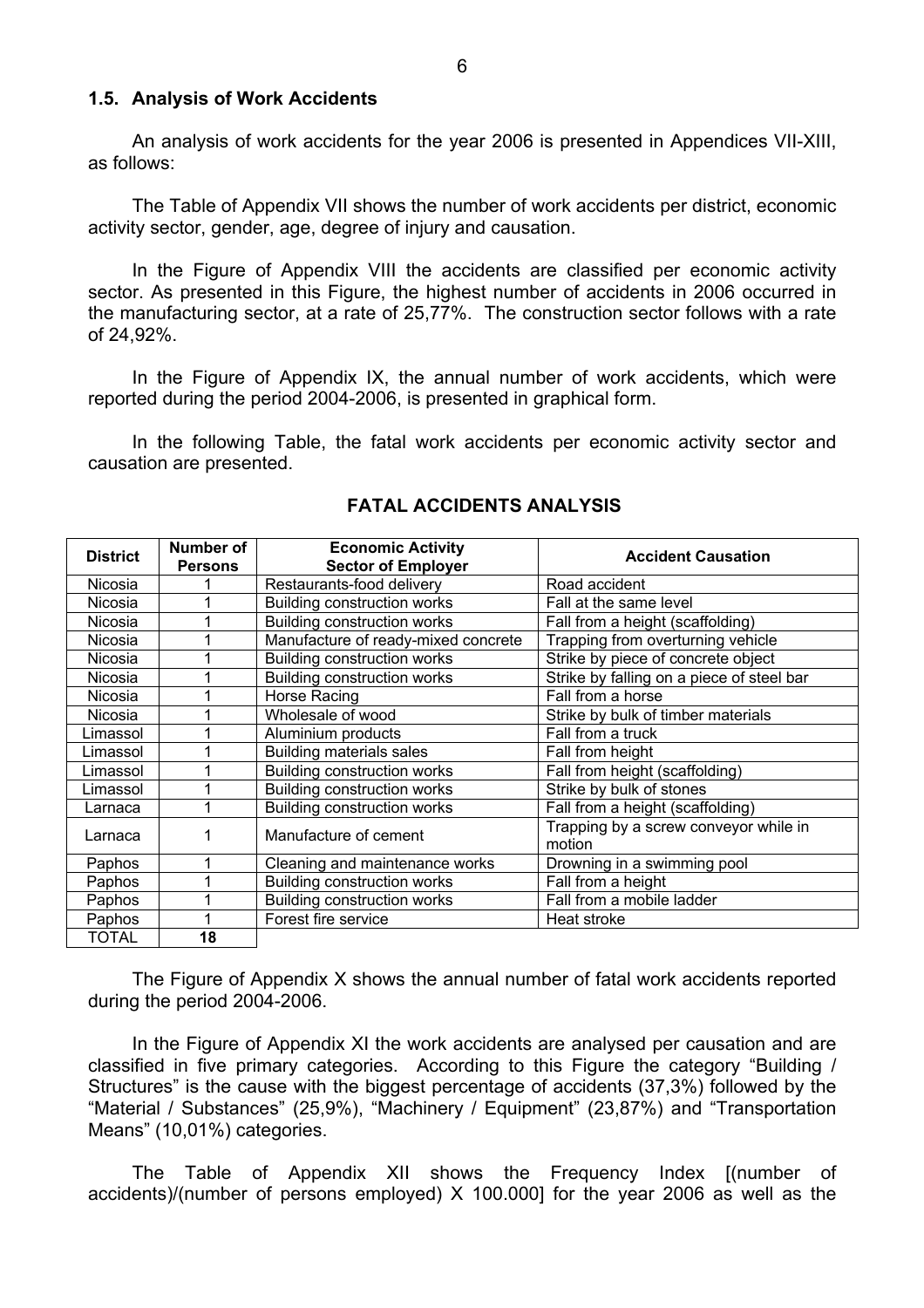### 1.5. Analysis of Work Accidents

An analysis of work accidents for the year 2006 is presented in Appendices VII-XIII, as follows:

The Table of Appendix VII shows the number of work accidents per district, economic activity sector, gender, age, degree of injury and causation.

In the Figure of Appendix VIII the accidents are classified per economic activity sector. As presented in this Figure, the highest number of accidents in 2006 occurred in the manufacturing sector, at a rate of 25,77%. The construction sector follows with a rate of 24,92%.

In the Figure of Appendix IX, the annual number of work accidents, which were reported during the period 2004-2006, is presented in graphical form.

In the following Table, the fatal work accidents per economic activity sector and causation are presented.

**FATAL ACCIDENTS ANALYSIS**

| District | Number of Persons | Economic Activity Sector of Employer | Accident Causation |
|---|---|---|---|
| Nicosia | 1 | Restaurants-food delivery | Road accident |
| Nicosia | 1 | Building construction works | Fall at the same level |
| Nicosia | 1 | Building construction works | Fall from a height (scaffolding) |
| Nicosia | 1 | Manufacture of ready-mixed concrete | Trapping from overturning vehicle |
| Nicosia | 1 | Building construction works | Strike by piece of concrete object |
| Nicosia | 1 | Building construction works | Strike by falling on a piece of steel bar |
| Nicosia | 1 | Horse Racing | Fall from a horse |
| Nicosia | 1 | Wholesale of wood | Strike by bulk of timber materials |
| Limassol | 1 | Aluminium products | Fall from a truck |
| Limassol | 1 | Building materials sales | Fall from height |
| Limassol | 1 | Building construction works | Fall from height (scaffolding) |
| Limassol | 1 | Building construction works | Strike by bulk of stones |
| Larnaca | 1 | Building construction works | Fall from a height (scaffolding) |
| Larnaca | 1 | Manufacture of cement | Trapping by a screw conveyor while in motion |
| Paphos | 1 | Cleaning and maintenance works | Drowning in a swimming pool |
| Paphos | 1 | Building construction works | Fall from a height |
| Paphos | 1 | Building construction works | Fall from a mobile ladder |
| Paphos | 1 | Forest fire service | Heat stroke |
| TOTAL | **18** | | |

The Figure of Appendix X shows the annual number of fatal work accidents reported during the period 2004-2006.

In the Figure of Appendix XI the work accidents are analysed per causation and are classified in five primary categories. According to this Figure the category "Building / Structures" is the cause with the biggest percentage of accidents (37,3%) followed by the "Material / Substances" (25,9%), "Machinery / Equipment" (23,87%) and "Transportation Means" (10,01%) categories.

The Table of Appendix XII shows the Frequency Index [(number of accidents)/(number of persons employed) X 100.000] for the year 2006 as well as the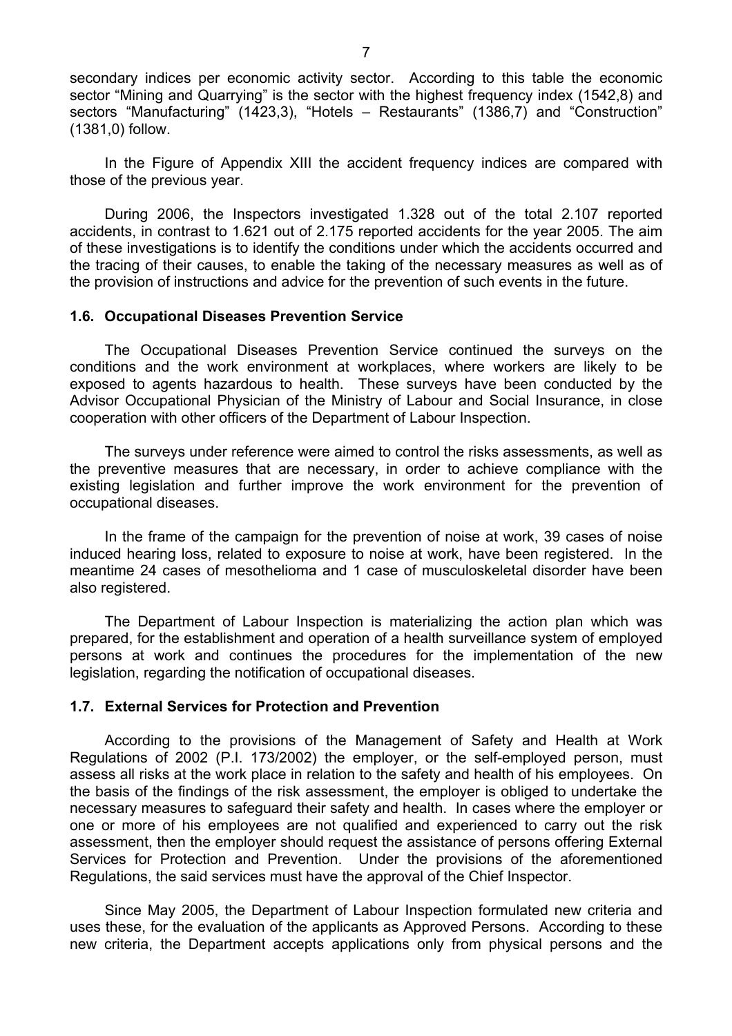secondary indices per economic activity sector. According to this table the economic sector "Mining and Quarrying" is the sector with the highest frequency index (1542,8) and sectors "Manufacturing" (1423,3), "Hotels – Restaurants" (1386,7) and "Construction" (1381,0) follow.

In the Figure of Appendix XIII the accident frequency indices are compared with those of the previous year.

During 2006, the Inspectors investigated 1.328 out of the total 2.107 reported accidents, in contrast to 1.621 out of 2.175 reported accidents for the year 2005. The aim of these investigations is to identify the conditions under which the accidents occurred and the tracing of their causes, to enable the taking of the necessary measures as well as of the provision of instructions and advice for the prevention of such events in the future.

### 1.6. Occupational Diseases Prevention Service

The Occupational Diseases Prevention Service continued the surveys on the conditions and the work environment at workplaces, where workers are likely to be exposed to agents hazardous to health. These surveys have been conducted by the Advisor Occupational Physician of the Ministry of Labour and Social Insurance, in close cooperation with other officers of the Department of Labour Inspection.

The surveys under reference were aimed to control the risks assessments, as well as the preventive measures that are necessary, in order to achieve compliance with the existing legislation and further improve the work environment for the prevention of occupational diseases.

In the frame of the campaign for the prevention of noise at work, 39 cases of noise induced hearing loss, related to exposure to noise at work, have been registered. In the meantime 24 cases of mesothelioma and 1 case of musculoskeletal disorder have been also registered.

The Department of Labour Inspection is materializing the action plan which was prepared, for the establishment and operation of a health surveillance system of employed persons at work and continues the procedures for the implementation of the new legislation, regarding the notification of occupational diseases.

### 1.7. External Services for Protection and Prevention

According to the provisions of the Management of Safety and Health at Work Regulations of 2002 (P.I. 173/2002) the employer, or the self-employed person, must assess all risks at the work place in relation to the safety and health of his employees. On the basis of the findings of the risk assessment, the employer is obliged to undertake the necessary measures to safeguard their safety and health. In cases where the employer or one or more of his employees are not qualified and experienced to carry out the risk assessment, then the employer should request the assistance of persons offering External Services for Protection and Prevention. Under the provisions of the aforementioned Regulations, the said services must have the approval of the Chief Inspector.

Since May 2005, the Department of Labour Inspection formulated new criteria and uses these, for the evaluation of the applicants as Approved Persons. According to these new criteria, the Department accepts applications only from physical persons and the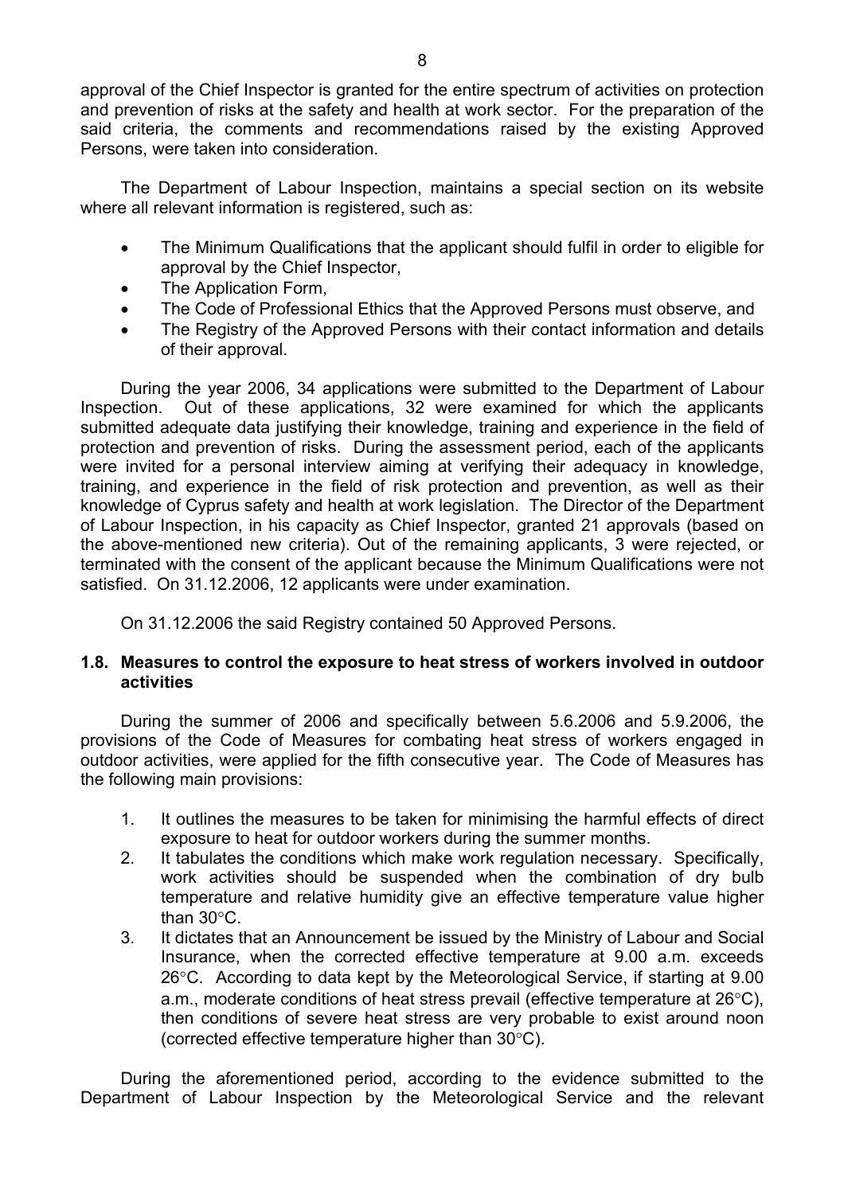approval of the Chief Inspector is granted for the entire spectrum of activities on protection and prevention of risks at the safety and health at work sector. For the preparation of the said criteria, the comments and recommendations raised by the existing Approved Persons, were taken into consideration.

The Department of Labour Inspection, maintains a special section on its website where all relevant information is registered, such as:

- The Minimum Qualifications that the applicant should fulfil in order to eligible for approval by the Chief Inspector,
- The Application Form,
- The Code of Professional Ethics that the Approved Persons must observe, and
- The Registry of the Approved Persons with their contact information and details of their approval.

During the year 2006, 34 applications were submitted to the Department of Labour Inspection. Out of these applications, 32 were examined for which the applicants submitted adequate data justifying their knowledge, training and experience in the field of protection and prevention of risks. During the assessment period, each of the applicants were invited for a personal interview aiming at verifying their adequacy in knowledge, training, and experience in the field of risk protection and prevention, as well as their knowledge of Cyprus safety and health at work legislation. The Director of the Department of Labour Inspection, in his capacity as Chief Inspector, granted 21 approvals (based on the above-mentioned new criteria). Out of the remaining applicants, 3 were rejected, or terminated with the consent of the applicant because the Minimum Qualifications were not satisfied. On 31.12.2006, 12 applicants were under examination.

On 31.12.2006 the said Registry contained 50 Approved Persons.

### 1.8. Measures to control the exposure to heat stress of workers involved in outdoor activities

During the summer of 2006 and specifically between 5.6.2006 and 5.9.2006, the provisions of the Code of Measures for combating heat stress of workers engaged in outdoor activities, were applied for the fifth consecutive year. The Code of Measures has the following main provisions:

1. It outlines the measures to be taken for minimising the harmful effects of direct exposure to heat for outdoor workers during the summer months.
2. It tabulates the conditions which make work regulation necessary. Specifically, work activities should be suspended when the combination of dry bulb temperature and relative humidity give an effective temperature value higher than 30°C.
3. It dictates that an Announcement be issued by the Ministry of Labour and Social Insurance, when the corrected effective temperature at 9.00 a.m. exceeds 26°C. According to data kept by the Meteorological Service, if starting at 9.00 a.m., moderate conditions of heat stress prevail (effective temperature at 26°C), then conditions of severe heat stress are very probable to exist around noon (corrected effective temperature higher than 30°C).

During the aforementioned period, according to the evidence submitted to the Department of Labour Inspection by the Meteorological Service and the relevant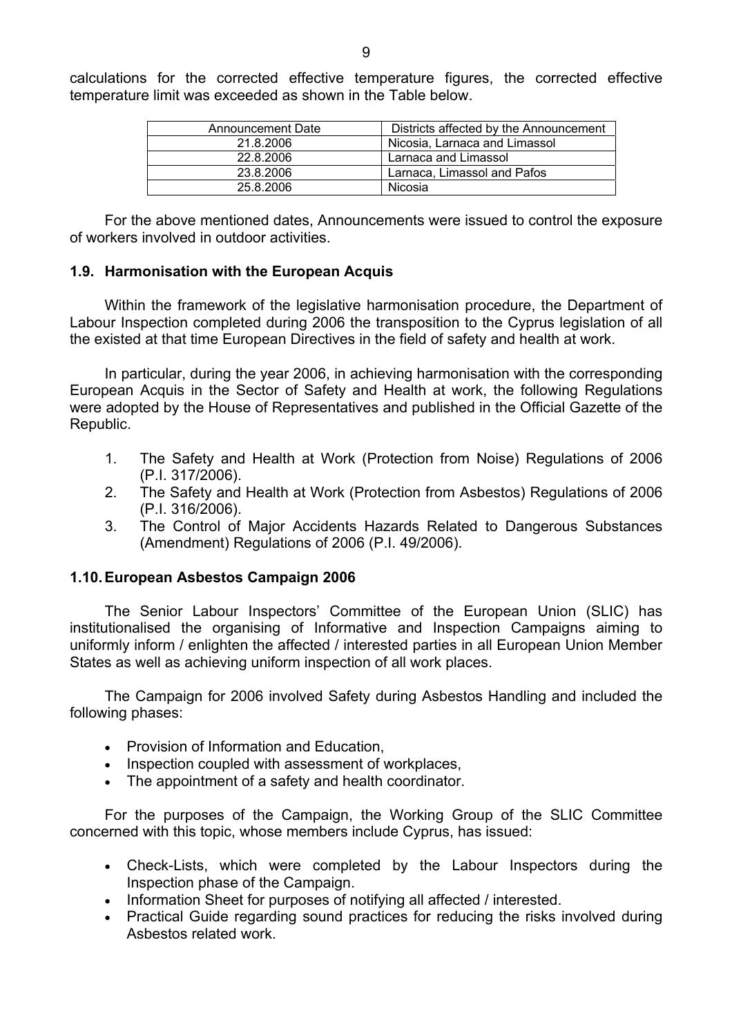calculations for the corrected effective temperature figures, the corrected effective temperature limit was exceeded as shown in the Table below.

| Announcement Date | Districts affected by the Announcement |
|---|---|
| 21.8.2006 | Nicosia, Larnaca and Limassol |
| 22.8.2006 | Larnaca and Limassol |
| 23.8.2006 | Larnaca, Limassol and Pafos |
| 25.8.2006 | Nicosia |

For the above mentioned dates, Announcements were issued to control the exposure of workers involved in outdoor activities.

### 1.9. Harmonisation with the European Acquis

Within the framework of the legislative harmonisation procedure, the Department of Labour Inspection completed during 2006 the transposition to the Cyprus legislation of all the existed at that time European Directives in the field of safety and health at work.

In particular, during the year 2006, in achieving harmonisation with the corresponding European Acquis in the Sector of Safety and Health at work, the following Regulations were adopted by the House of Representatives and published in the Official Gazette of the Republic.

1. The Safety and Health at Work (Protection from Noise) Regulations of 2006 (P.I. 317/2006).
2. The Safety and Health at Work (Protection from Asbestos) Regulations of 2006 (P.I. 316/2006).
3. The Control of Major Accidents Hazards Related to Dangerous Substances (Amendment) Regulations of 2006 (P.I. 49/2006).

### 1.10. European Asbestos Campaign 2006

The Senior Labour Inspectors' Committee of the European Union (SLIC) has institutionalised the organising of Informative and Inspection Campaigns aiming to uniformly inform / enlighten the affected / interested parties in all European Union Member States as well as achieving uniform inspection of all work places.

The Campaign for 2006 involved Safety during Asbestos Handling and included the following phases:

- Provision of Information and Education,
- Inspection coupled with assessment of workplaces,
- The appointment of a safety and health coordinator.

For the purposes of the Campaign, the Working Group of the SLIC Committee concerned with this topic, whose members include Cyprus, has issued:

- Check-Lists, which were completed by the Labour Inspectors during the Inspection phase of the Campaign.
- Information Sheet for purposes of notifying all affected / interested.
- Practical Guide regarding sound practices for reducing the risks involved during Asbestos related work.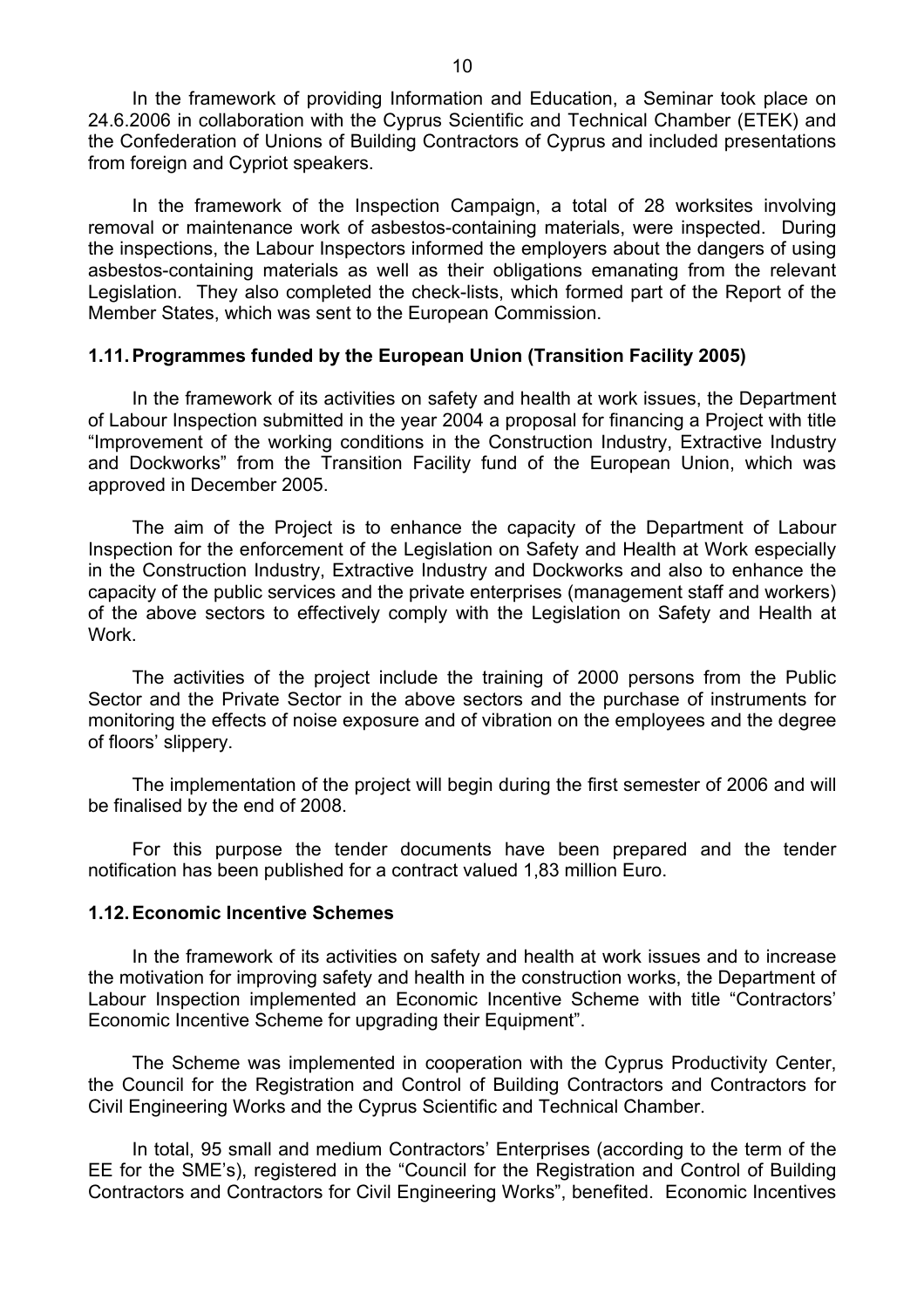In the framework of providing Information and Education, a Seminar took place on 24.6.2006 in collaboration with the Cyprus Scientific and Technical Chamber (ETEK) and the Confederation of Unions of Building Contractors of Cyprus and included presentations from foreign and Cypriot speakers.

In the framework of the Inspection Campaign, a total of 28 worksites involving removal or maintenance work of asbestos-containing materials, were inspected. During the inspections, the Labour Inspectors informed the employers about the dangers of using asbestos-containing materials as well as their obligations emanating from the relevant Legislation. They also completed the check-lists, which formed part of the Report of the Member States, which was sent to the European Commission.

### 1.11. Programmes funded by the European Union (Transition Facility 2005)

In the framework of its activities on safety and health at work issues, the Department of Labour Inspection submitted in the year 2004 a proposal for financing a Project with title "Improvement of the working conditions in the Construction Industry, Extractive Industry and Dockworks" from the Transition Facility fund of the European Union, which was approved in December 2005.

The aim of the Project is to enhance the capacity of the Department of Labour Inspection for the enforcement of the Legislation on Safety and Health at Work especially in the Construction Industry, Extractive Industry and Dockworks and also to enhance the capacity of the public services and the private enterprises (management staff and workers) of the above sectors to effectively comply with the Legislation on Safety and Health at Work.

The activities of the project include the training of 2000 persons from the Public Sector and the Private Sector in the above sectors and the purchase of instruments for monitoring the effects of noise exposure and of vibration on the employees and the degree of floors' slippery.

The implementation of the project will begin during the first semester of 2006 and will be finalised by the end of 2008.

For this purpose the tender documents have been prepared and the tender notification has been published for a contract valued 1,83 million Euro.

### 1.12. Economic Incentive Schemes

In the framework of its activities on safety and health at work issues and to increase the motivation for improving safety and health in the construction works, the Department of Labour Inspection implemented an Economic Incentive Scheme with title "Contractors' Economic Incentive Scheme for upgrading their Equipment".

The Scheme was implemented in cooperation with the Cyprus Productivity Center, the Council for the Registration and Control of Building Contractors and Contractors for Civil Engineering Works and the Cyprus Scientific and Technical Chamber.

In total, 95 small and medium Contractors' Enterprises (according to the term of the EE for the SME's), registered in the "Council for the Registration and Control of Building Contractors and Contractors for Civil Engineering Works", benefited. Economic Incentives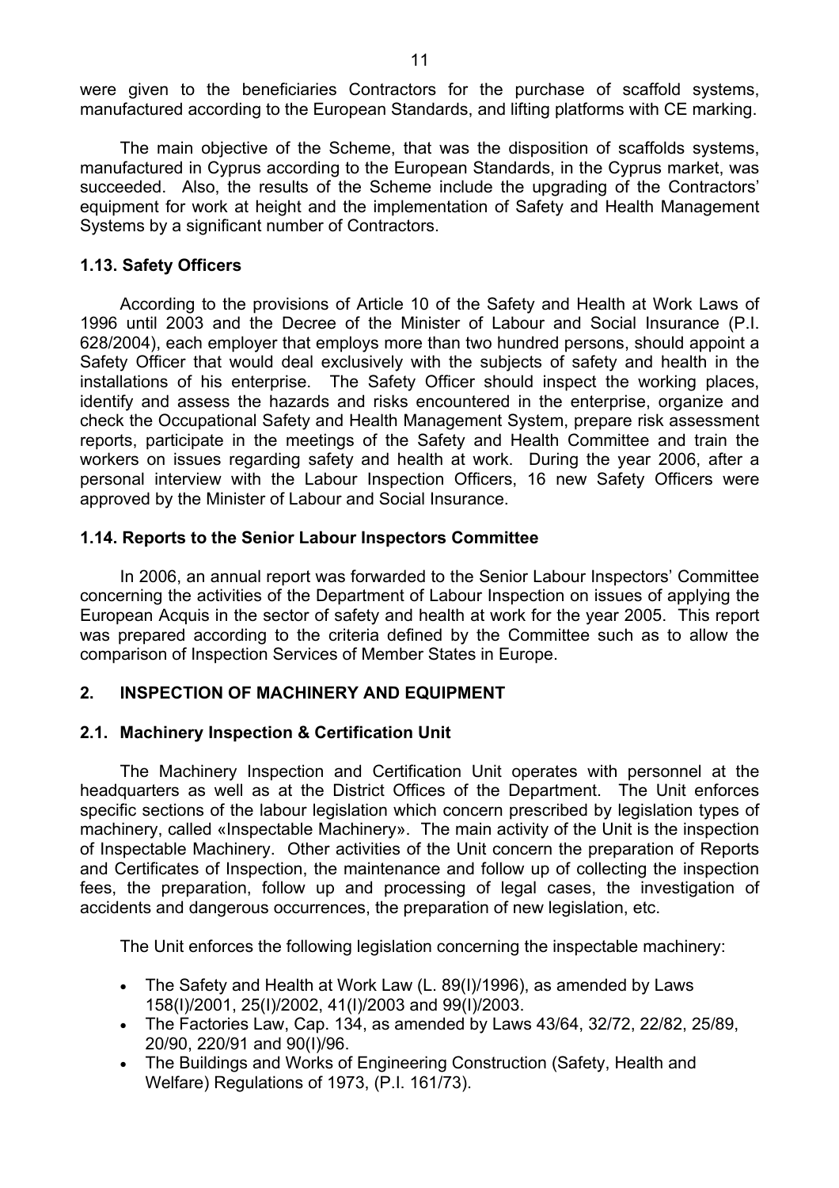were given to the beneficiaries Contractors for the purchase of scaffold systems, manufactured according to the European Standards, and lifting platforms with CE marking.

The main objective of the Scheme, that was the disposition of scaffolds systems, manufactured in Cyprus according to the European Standards, in the Cyprus market, was succeeded. Also, the results of the Scheme include the upgrading of the Contractors' equipment for work at height and the implementation of Safety and Health Management Systems by a significant number of Contractors.

### 1.13. Safety Officers

According to the provisions of Article 10 of the Safety and Health at Work Laws of 1996 until 2003 and the Decree of the Minister of Labour and Social Insurance (P.I. 628/2004), each employer that employs more than two hundred persons, should appoint a Safety Officer that would deal exclusively with the subjects of safety and health in the installations of his enterprise. The Safety Officer should inspect the working places, identify and assess the hazards and risks encountered in the enterprise, organize and check the Occupational Safety and Health Management System, prepare risk assessment reports, participate in the meetings of the Safety and Health Committee and train the workers on issues regarding safety and health at work. During the year 2006, after a personal interview with the Labour Inspection Officers, 16 new Safety Officers were approved by the Minister of Labour and Social Insurance.

### 1.14. Reports to the Senior Labour Inspectors Committee

In 2006, an annual report was forwarded to the Senior Labour Inspectors' Committee concerning the activities of the Department of Labour Inspection on issues of applying the European Acquis in the sector of safety and health at work for the year 2005. This report was prepared according to the criteria defined by the Committee such as to allow the comparison of Inspection Services of Member States in Europe.

## 2. INSPECTION OF MACHINERY AND EQUIPMENT

### 2.1. Machinery Inspection & Certification Unit

The Machinery Inspection and Certification Unit operates with personnel at the headquarters as well as at the District Offices of the Department. The Unit enforces specific sections of the labour legislation which concern prescribed by legislation types of machinery, called «Inspectable Machinery». The main activity of the Unit is the inspection of Inspectable Machinery. Other activities of the Unit concern the preparation of Reports and Certificates of Inspection, the maintenance and follow up of collecting the inspection fees, the preparation, follow up and processing of legal cases, the investigation of accidents and dangerous occurrences, the preparation of new legislation, etc.

The Unit enforces the following legislation concerning the inspectable machinery:

- The Safety and Health at Work Law (L. 89(I)/1996), as amended by Laws 158(I)/2001, 25(I)/2002, 41(I)/2003 and 99(I)/2003.
- The Factories Law, Cap. 134, as amended by Laws 43/64, 32/72, 22/82, 25/89, 20/90, 220/91 and 90(I)/96.
- The Buildings and Works of Engineering Construction (Safety, Health and Welfare) Regulations of 1973, (P.I. 161/73).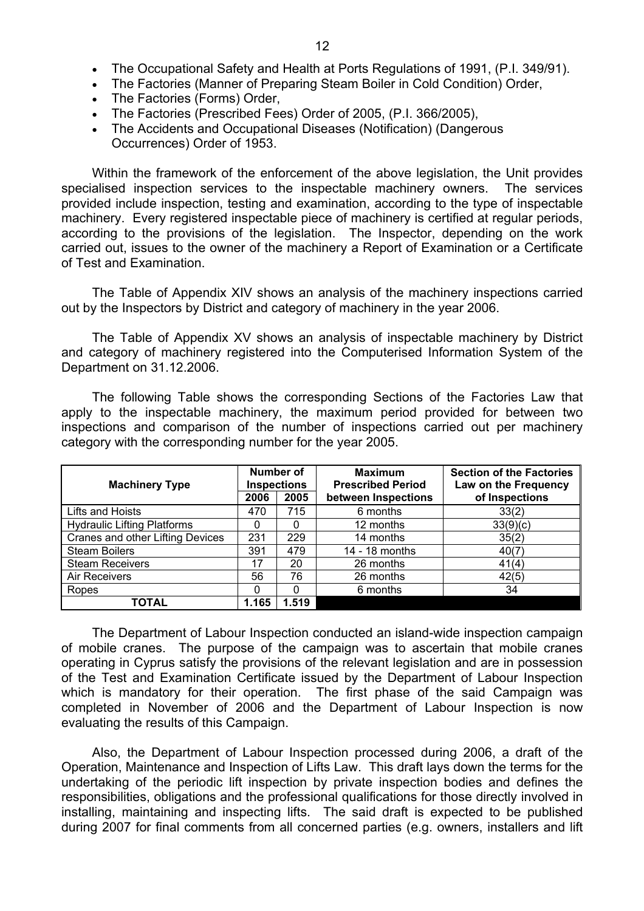- The Occupational Safety and Health at Ports Regulations of 1991, (P.I. 349/91).
- The Factories (Manner of Preparing Steam Boiler in Cold Condition) Order,
- The Factories (Forms) Order,
- The Factories (Prescribed Fees) Order of 2005, (P.I. 366/2005),
- The Accidents and Occupational Diseases (Notification) (Dangerous Occurrences) Order of 1953.

Within the framework of the enforcement of the above legislation, the Unit provides specialised inspection services to the inspectable machinery owners. The services provided include inspection, testing and examination, according to the type of inspectable machinery. Every registered inspectable piece of machinery is certified at regular periods, according to the provisions of the legislation. The Inspector, depending on the work carried out, issues to the owner of the machinery a Report of Examination or a Certificate of Test and Examination.

The Table of Appendix XIV shows an analysis of the machinery inspections carried out by the Inspectors by District and category of machinery in the year 2006.

The Table of Appendix XV shows an analysis of inspectable machinery by District and category of machinery registered into the Computerised Information System of the Department on 31.12.2006.

The following Table shows the corresponding Sections of the Factories Law that apply to the inspectable machinery, the maximum period provided for between two inspections and comparison of the number of inspections carried out per machinery category with the corresponding number for the year 2005.

| Machinery Type | Number of Inspections | | Maximum Prescribed Period between Inspections | Section of the Factories Law on the Frequency of Inspections |
|---|---|---|---|---|
| | 2006 | 2005 | | |
| Lifts and Hoists | 470 | 715 | 6 months | 33(2) |
| Hydraulic Lifting Platforms | 0 | 0 | 12 months | 33(9)(c) |
| Cranes and other Lifting Devices | 231 | 229 | 14 months | 35(2) |
| Steam Boilers | 391 | 479 | 14 - 18 months | 40(7) |
| Steam Receivers | 17 | 20 | 26 months | 41(4) |
| Air Receivers | 56 | 76 | 26 months | 42(5) |
| Ropes | 0 | 0 | 6 months | 34 |
| **TOTAL** | **1.165** | **1.519** | | |

The Department of Labour Inspection conducted an island-wide inspection campaign of mobile cranes. The purpose of the campaign was to ascertain that mobile cranes operating in Cyprus satisfy the provisions of the relevant legislation and are in possession of the Test and Examination Certificate issued by the Department of Labour Inspection which is mandatory for their operation. The first phase of the said Campaign was completed in November of 2006 and the Department of Labour Inspection is now evaluating the results of this Campaign.

Also, the Department of Labour Inspection processed during 2006, a draft of the Operation, Maintenance and Inspection of Lifts Law. This draft lays down the terms for the undertaking of the periodic lift inspection by private inspection bodies and defines the responsibilities, obligations and the professional qualifications for those directly involved in installing, maintaining and inspecting lifts. The said draft is expected to be published during 2007 for final comments from all concerned parties (e.g. owners, installers and lift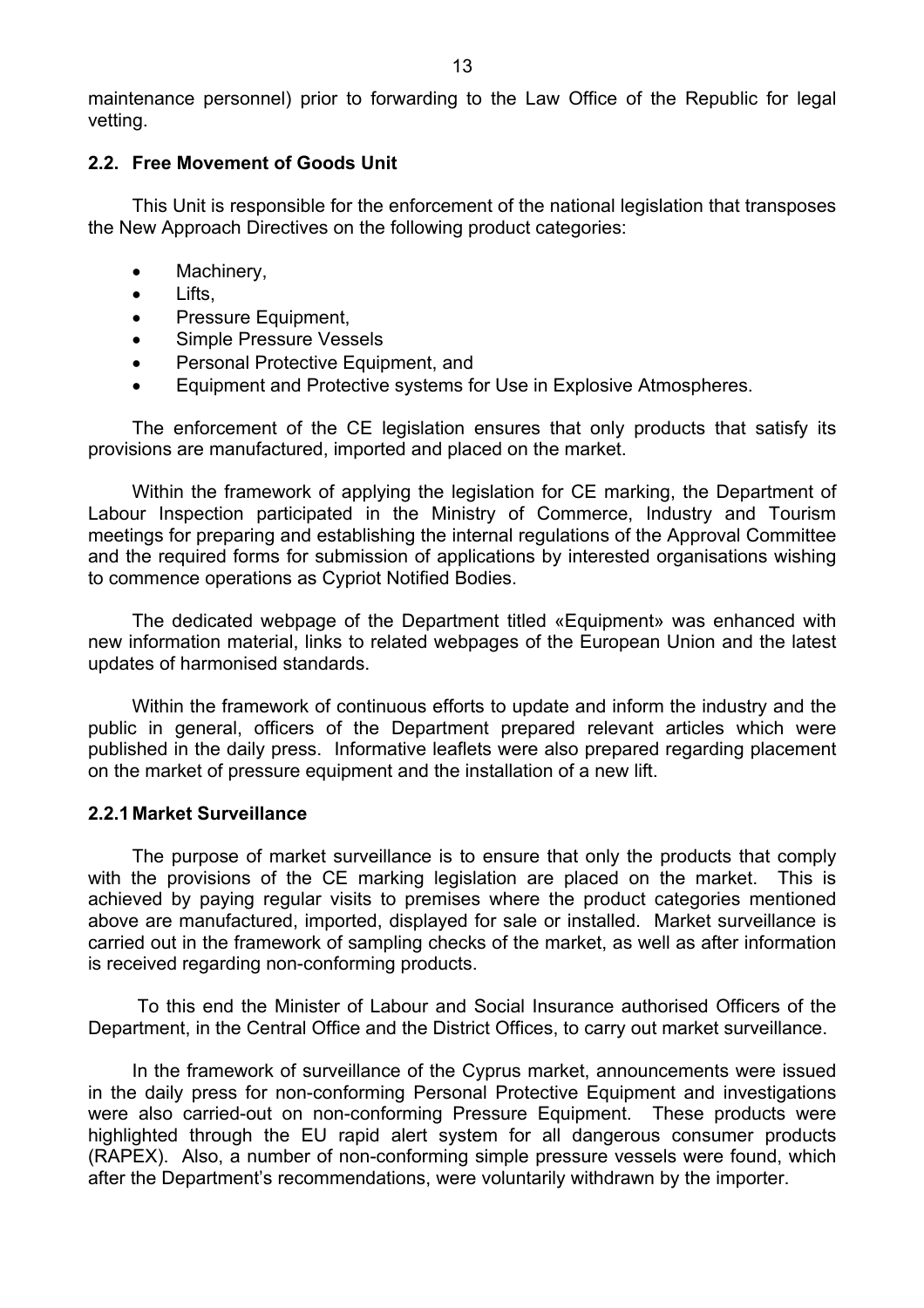maintenance personnel) prior to forwarding to the Law Office of the Republic for legal vetting.

### 2.2. Free Movement of Goods Unit

This Unit is responsible for the enforcement of the national legislation that transposes the New Approach Directives on the following product categories:

- Machinery,
- Lifts,
- Pressure Equipment,
- Simple Pressure Vessels
- Personal Protective Equipment, and
- Equipment and Protective systems for Use in Explosive Atmospheres.

The enforcement of the CE legislation ensures that only products that satisfy its provisions are manufactured, imported and placed on the market.

Within the framework of applying the legislation for CE marking, the Department of Labour Inspection participated in the Ministry of Commerce, Industry and Tourism meetings for preparing and establishing the internal regulations of the Approval Committee and the required forms for submission of applications by interested organisations wishing to commence operations as Cypriot Notified Bodies.

The dedicated webpage of the Department titled «Equipment» was enhanced with new information material, links to related webpages of the European Union and the latest updates of harmonised standards.

Within the framework of continuous efforts to update and inform the industry and the public in general, officers of the Department prepared relevant articles which were published in the daily press. Informative leaflets were also prepared regarding placement on the market of pressure equipment and the installation of a new lift.

#### 2.2.1 Market Surveillance

The purpose of market surveillance is to ensure that only the products that comply with the provisions of the CE marking legislation are placed on the market. This is achieved by paying regular visits to premises where the product categories mentioned above are manufactured, imported, displayed for sale or installed. Market surveillance is carried out in the framework of sampling checks of the market, as well as after information is received regarding non-conforming products.

To this end the Minister of Labour and Social Insurance authorised Officers of the Department, in the Central Office and the District Offices, to carry out market surveillance.

In the framework of surveillance of the Cyprus market, announcements were issued in the daily press for non-conforming Personal Protective Equipment and investigations were also carried-out on non-conforming Pressure Equipment. These products were highlighted through the EU rapid alert system for all dangerous consumer products (RAPEX). Also, a number of non-conforming simple pressure vessels were found, which after the Department's recommendations, were voluntarily withdrawn by the importer.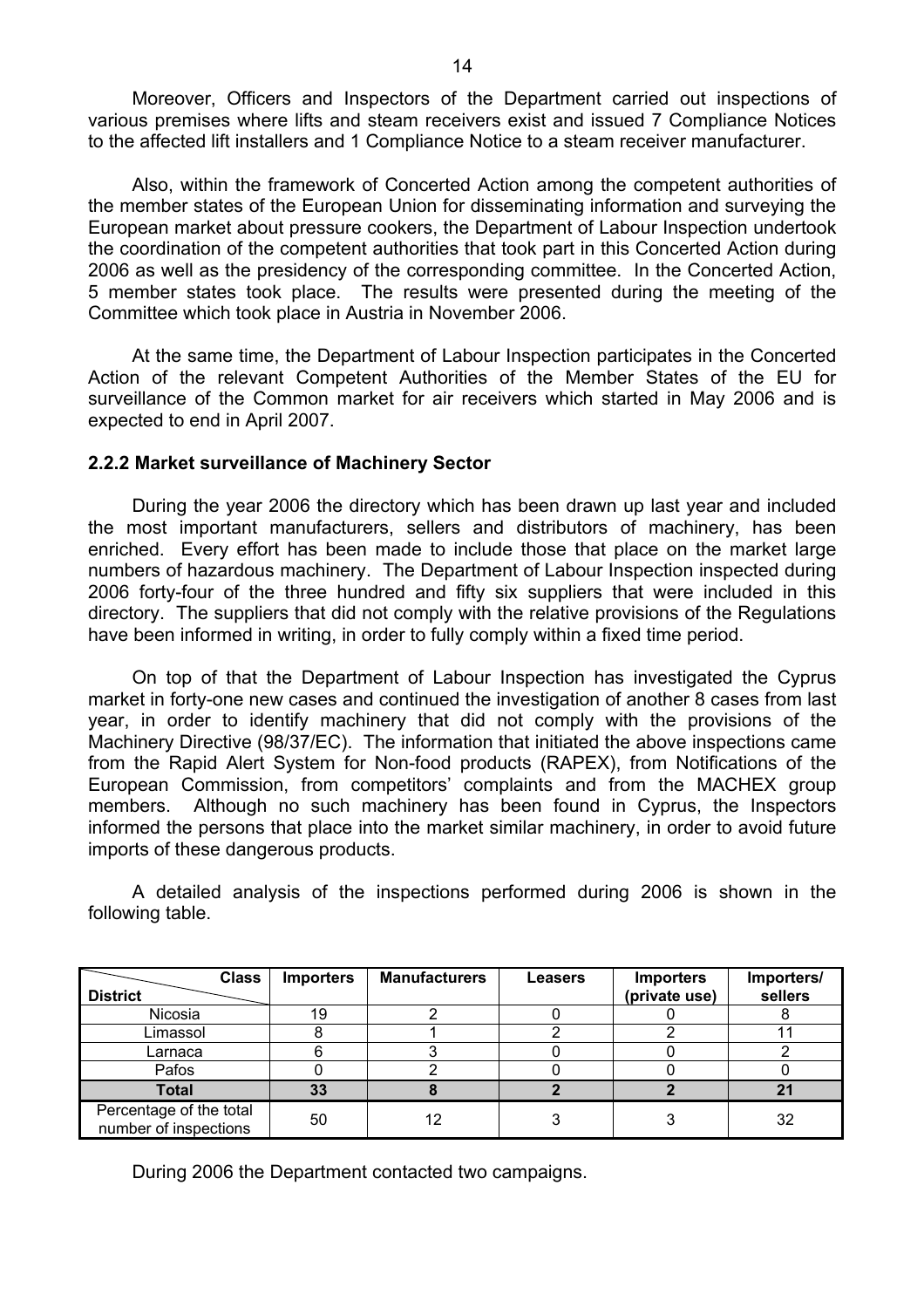Moreover, Officers and Inspectors of the Department carried out inspections of various premises where lifts and steam receivers exist and issued 7 Compliance Notices to the affected lift installers and 1 Compliance Notice to a steam receiver manufacturer.

Also, within the framework of Concerted Action among the competent authorities of the member states of the European Union for disseminating information and surveying the European market about pressure cookers, the Department of Labour Inspection undertook the coordination of the competent authorities that took part in this Concerted Action during 2006 as well as the presidency of the corresponding committee. In the Concerted Action, 5 member states took place. The results were presented during the meeting of the Committee which took place in Austria in November 2006.

At the same time, the Department of Labour Inspection participates in the Concerted Action of the relevant Competent Authorities of the Member States of the EU for surveillance of the Common market for air receivers which started in May 2006 and is expected to end in April 2007.

### 2.2.2 Market surveillance of Machinery Sector

During the year 2006 the directory which has been drawn up last year and included the most important manufacturers, sellers and distributors of machinery, has been enriched. Every effort has been made to include those that place on the market large numbers of hazardous machinery. The Department of Labour Inspection inspected during 2006 forty-four of the three hundred and fifty six suppliers that were included in this directory. The suppliers that did not comply with the relative provisions of the Regulations have been informed in writing, in order to fully comply within a fixed time period.

On top of that the Department of Labour Inspection has investigated the Cyprus market in forty-one new cases and continued the investigation of another 8 cases from last year, in order to identify machinery that did not comply with the provisions of the Machinery Directive (98/37/EC). The information that initiated the above inspections came from the Rapid Alert System for Non-food products (RAPEX), from Notifications of the European Commission, from competitors' complaints and from the MACHEX group members. Although no such machinery has been found in Cyprus, the Inspectors informed the persons that place into the market similar machinery, in order to avoid future imports of these dangerous products.

A detailed analysis of the inspections performed during 2006 is shown in the following table.

| District \ Class | Importers | Manufacturers | Leasers | Importers (private use) | Importers/ sellers |
|---|---|---|---|---|---|
| Nicosia | 19 | 2 | 0 | 0 | 8 |
| Limassol | 8 | 1 | 2 | 2 | 11 |
| Larnaca | 6 | 3 | 0 | 0 | 2 |
| Pafos | 0 | 2 | 0 | 0 | 0 |
| **Total** | **33** | **8** | **2** | **2** | **21** |
| Percentage of the total number of inspections | 50 | 12 | 3 | 3 | 32 |

During 2006 the Department contacted two campaigns.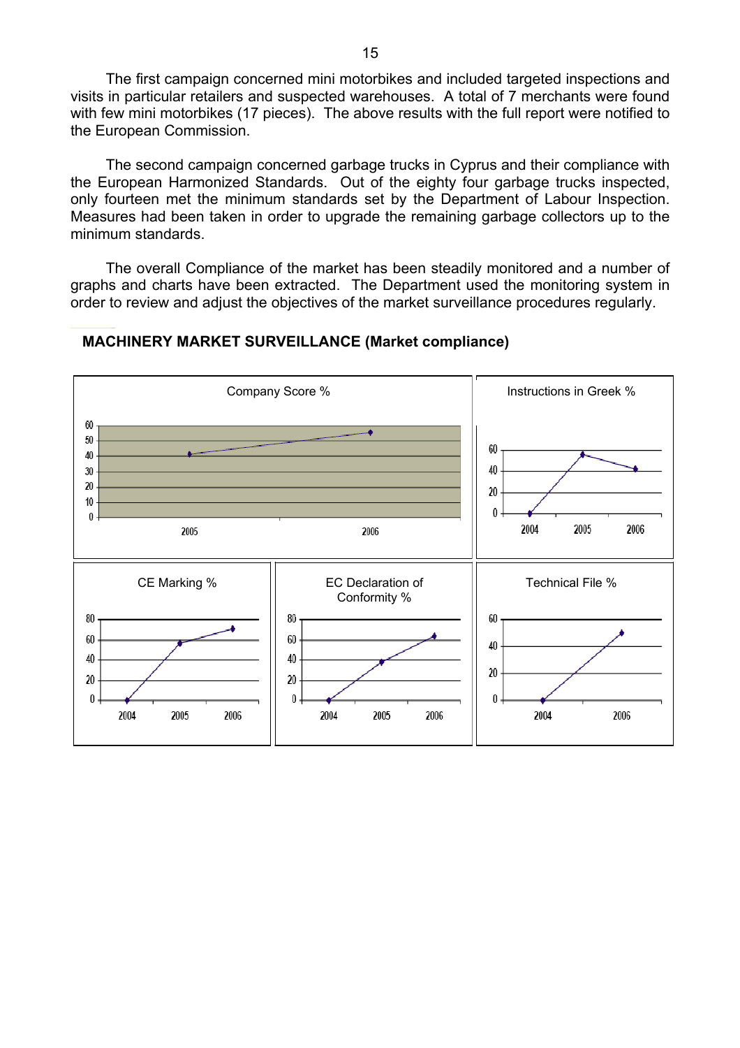The first campaign concerned mini motorbikes and included targeted inspections and visits in particular retailers and suspected warehouses. A total of 7 merchants were found with few mini motorbikes (17 pieces). The above results with the full report were notified to the European Commission.

The second campaign concerned garbage trucks in Cyprus and their compliance with the European Harmonized Standards. Out of the eighty four garbage trucks inspected, only fourteen met the minimum standards set by the Department of Labour Inspection. Measures had been taken in order to upgrade the remaining garbage collectors up to the minimum standards.

The overall Compliance of the market has been steadily monitored and a number of graphs and charts have been extracted. The Department used the monitoring system in order to review and adjust the objectives of the market surveillance procedures regularly.

**MACHINERY MARKET SURVEILLANCE (Market compliance)**

Company Score %

60
50
40
30
20
10
0

2005
2006

Instructions in Greek %

60
40
20
0

2004
2005
2006

CE Marking %

80
60
40
20
0

2004
2005
2006

EC Declaration of Conformity %

80
60
40
20
0

2004
2005
2006

Technical File %

60
40
20
0

2004
2006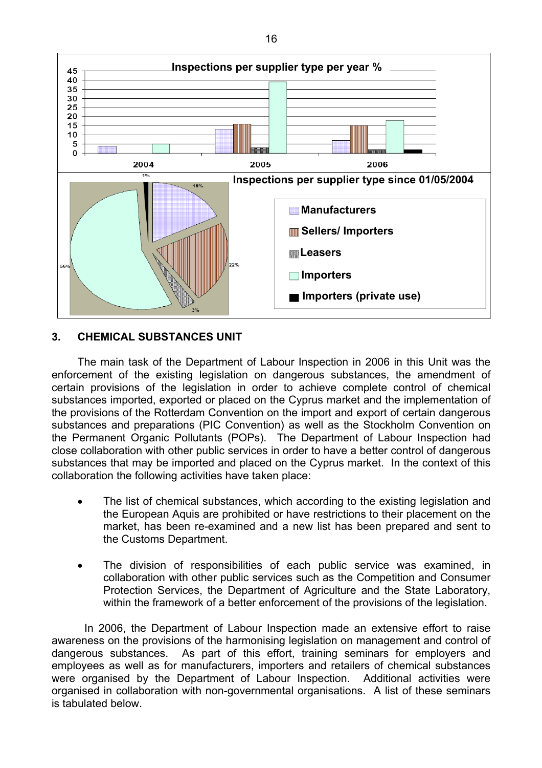Inspections per supplier type per year %

45
40
35
30
25
20
15
10
5
0

2004
2005
2006

Inspections per supplier type since 01/05/2004

1%
18%
22%
3%
56%

Manufacturers
Sellers/ Importers
Leasers
Importers
Importers (private use)

## 3. CHEMICAL SUBSTANCES UNIT

The main task of the Department of Labour Inspection in 2006 in this Unit was the enforcement of the existing legislation on dangerous substances, the amendment of certain provisions of the legislation in order to achieve complete control of chemical substances imported, exported or placed on the Cyprus market and the implementation of the provisions of the Rotterdam Convention on the import and export of certain dangerous substances and preparations (PIC Convention) as well as the Stockholm Convention on the Permanent Organic Pollutants (POPs). The Department of Labour Inspection had close collaboration with other public services in order to have a better control of dangerous substances that may be imported and placed on the Cyprus market. In the context of this collaboration the following activities have taken place:

- The list of chemical substances, which according to the existing legislation and the European Aquis are prohibited or have restrictions to their placement on the market, has been re-examined and a new list has been prepared and sent to the Customs Department.

- The division of responsibilities of each public service was examined, in collaboration with other public services such as the Competition and Consumer Protection Services, the Department of Agriculture and the State Laboratory, within the framework of a better enforcement of the provisions of the legislation.

In 2006, the Department of Labour Inspection made an extensive effort to raise awareness on the provisions of the harmonising legislation on management and control of dangerous substances. As part of this effort, training seminars for employers and employees as well as for manufacturers, importers and retailers of chemical substances were organised by the Department of Labour Inspection. Additional activities were organised in collaboration with non-governmental organisations. A list of these seminars is tabulated below.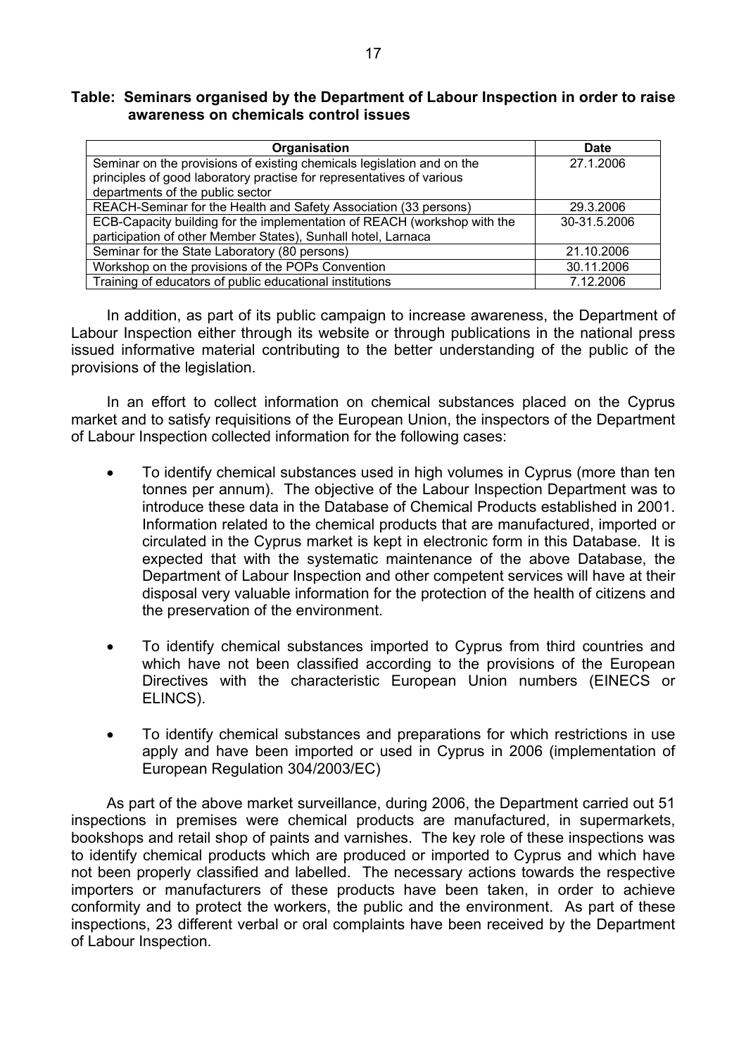**Table: Seminars organised by the Department of Labour Inspection in order to raise awareness on chemicals control issues**

| Organisation | Date |
|---|---|
| Seminar on the provisions of existing chemicals legislation and on the principles of good laboratory practise for representatives of various departments of the public sector | 27.1.2006 |
| REACH-Seminar for the Health and Safety Association (33 persons) | 29.3.2006 |
| ECB-Capacity building for the implementation of REACH (workshop with the participation of other Member States), Sunhall hotel, Larnaca | 30-31.5.2006 |
| Seminar for the State Laboratory (80 persons) | 21.10.2006 |
| Workshop on the provisions of the POPs Convention | 30.11.2006 |
| Training of educators of public educational institutions | 7.12.2006 |

In addition, as part of its public campaign to increase awareness, the Department of Labour Inspection either through its website or through publications in the national press issued informative material contributing to the better understanding of the public of the provisions of the legislation.

In an effort to collect information on chemical substances placed on the Cyprus market and to satisfy requisitions of the European Union, the inspectors of the Department of Labour Inspection collected information for the following cases:

- To identify chemical substances used in high volumes in Cyprus (more than ten tonnes per annum). The objective of the Labour Inspection Department was to introduce these data in the Database of Chemical Products established in 2001. Information related to the chemical products that are manufactured, imported or circulated in the Cyprus market is kept in electronic form in this Database. It is expected that with the systematic maintenance of the above Database, the Department of Labour Inspection and other competent services will have at their disposal very valuable information for the protection of the health of citizens and the preservation of the environment.

- To identify chemical substances imported to Cyprus from third countries and which have not been classified according to the provisions of the European Directives with the characteristic European Union numbers (EINECS or ELINCS).

- To identify chemical substances and preparations for which restrictions in use apply and have been imported or used in Cyprus in 2006 (implementation of European Regulation 304/2003/EC)

As part of the above market surveillance, during 2006, the Department carried out 51 inspections in premises were chemical products are manufactured, in supermarkets, bookshops and retail shop of paints and varnishes. The key role of these inspections was to identify chemical products which are produced or imported to Cyprus and which have not been properly classified and labelled. The necessary actions towards the respective importers or manufacturers of these products have been taken, in order to achieve conformity and to protect the workers, the public and the environment. As part of these inspections, 23 different verbal or oral complaints have been received by the Department of Labour Inspection.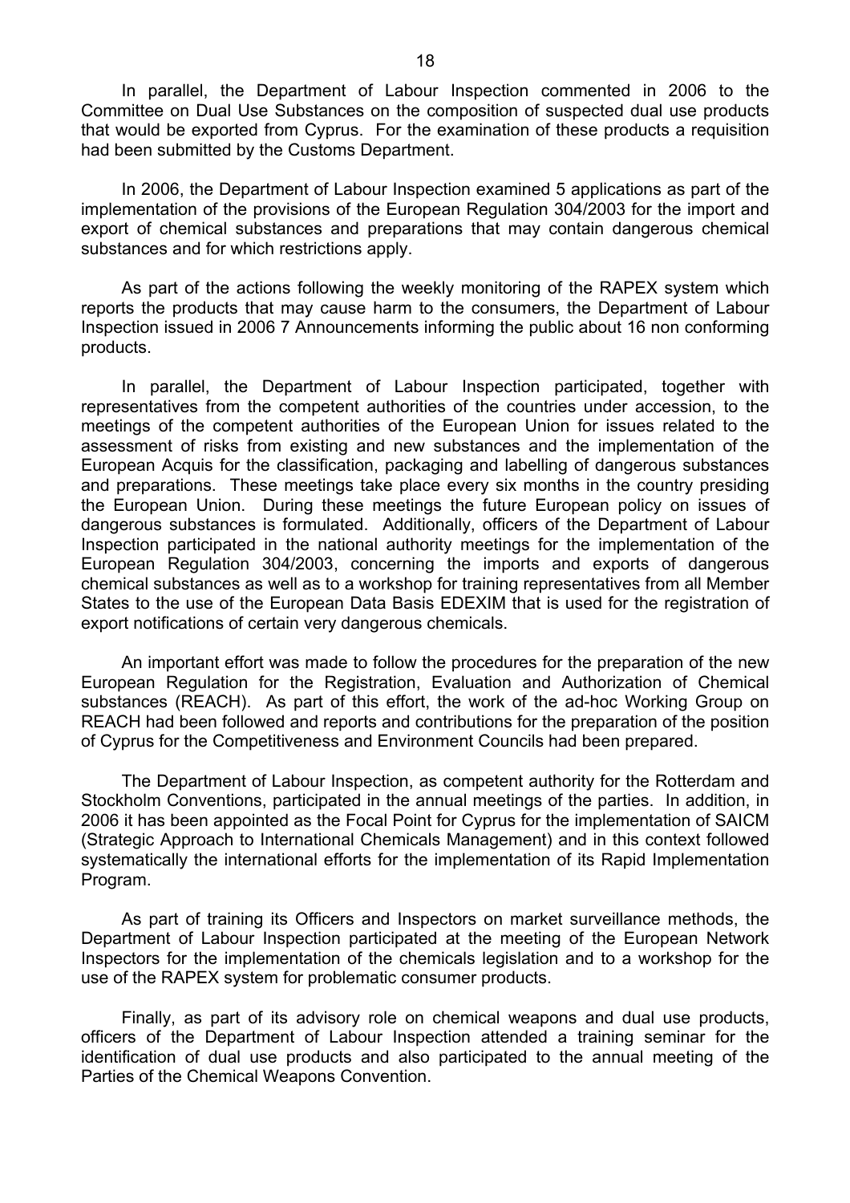In parallel, the Department of Labour Inspection commented in 2006 to the Committee on Dual Use Substances on the composition of suspected dual use products that would be exported from Cyprus. For the examination of these products a requisition had been submitted by the Customs Department.

In 2006, the Department of Labour Inspection examined 5 applications as part of the implementation of the provisions of the European Regulation 304/2003 for the import and export of chemical substances and preparations that may contain dangerous chemical substances and for which restrictions apply.

As part of the actions following the weekly monitoring of the RAPEX system which reports the products that may cause harm to the consumers, the Department of Labour Inspection issued in 2006 7 Announcements informing the public about 16 non conforming products.

In parallel, the Department of Labour Inspection participated, together with representatives from the competent authorities of the countries under accession, to the meetings of the competent authorities of the European Union for issues related to the assessment of risks from existing and new substances and the implementation of the European Acquis for the classification, packaging and labelling of dangerous substances and preparations. These meetings take place every six months in the country presiding the European Union. During these meetings the future European policy on issues of dangerous substances is formulated. Additionally, officers of the Department of Labour Inspection participated in the national authority meetings for the implementation of the European Regulation 304/2003, concerning the imports and exports of dangerous chemical substances as well as to a workshop for training representatives from all Member States to the use of the European Data Basis EDEXIM that is used for the registration of export notifications of certain very dangerous chemicals.

An important effort was made to follow the procedures for the preparation of the new European Regulation for the Registration, Evaluation and Authorization of Chemical substances (REACH). As part of this effort, the work of the ad-hoc Working Group on REACH had been followed and reports and contributions for the preparation of the position of Cyprus for the Competitiveness and Environment Councils had been prepared.

The Department of Labour Inspection, as competent authority for the Rotterdam and Stockholm Conventions, participated in the annual meetings of the parties. In addition, in 2006 it has been appointed as the Focal Point for Cyprus for the implementation of SAICM (Strategic Approach to International Chemicals Management) and in this context followed systematically the international efforts for the implementation of its Rapid Implementation Program.

As part of training its Officers and Inspectors on market surveillance methods, the Department of Labour Inspection participated at the meeting of the European Network Inspectors for the implementation of the chemicals legislation and to a workshop for the use of the RAPEX system for problematic consumer products.

Finally, as part of its advisory role on chemical weapons and dual use products, officers of the Department of Labour Inspection attended a training seminar for the identification of dual use products and also participated to the annual meeting of the Parties of the Chemical Weapons Convention.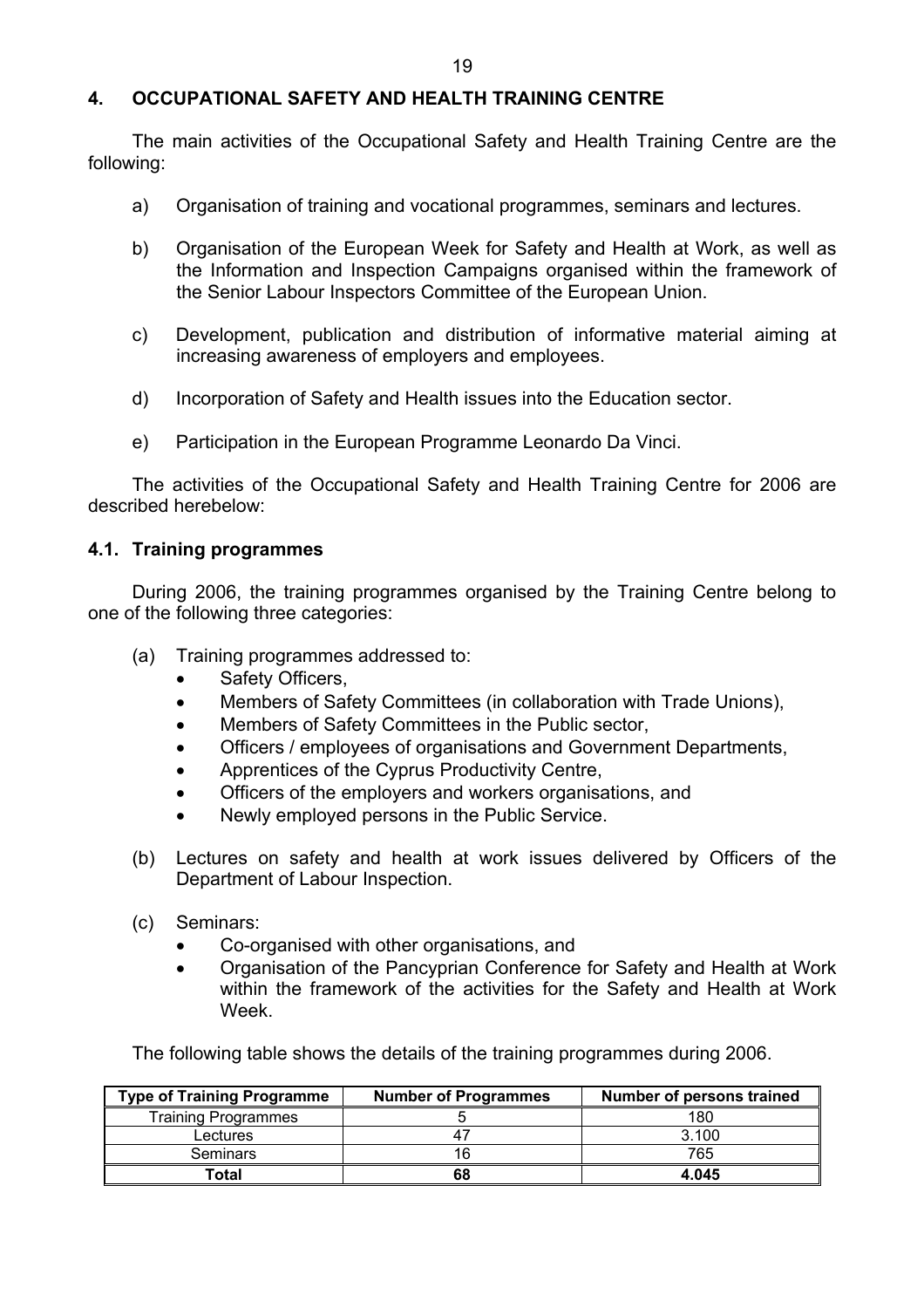## 4. OCCUPATIONAL SAFETY AND HEALTH TRAINING CENTRE

The main activities of the Occupational Safety and Health Training Centre are the following:

a) Organisation of training and vocational programmes, seminars and lectures.

b) Organisation of the European Week for Safety and Health at Work, as well as the Information and Inspection Campaigns organised within the framework of the Senior Labour Inspectors Committee of the European Union.

c) Development, publication and distribution of informative material aiming at increasing awareness of employers and employees.

d) Incorporation of Safety and Health issues into the Education sector.

e) Participation in the European Programme Leonardo Da Vinci.

The activities of the Occupational Safety and Health Training Centre for 2006 are described herebelow:

### 4.1. Training programmes

During 2006, the training programmes organised by the Training Centre belong to one of the following three categories:

(a) Training programmes addressed to:
- Safety Officers,
- Members of Safety Committees (in collaboration with Trade Unions),
- Members of Safety Committees in the Public sector,
- Officers / employees of organisations and Government Departments,
- Apprentices of the Cyprus Productivity Centre,
- Officers of the employers and workers organisations, and
- Newly employed persons in the Public Service.

(b) Lectures on safety and health at work issues delivered by Officers of the Department of Labour Inspection.

(c) Seminars:
- Co-organised with other organisations, and
- Organisation of the Pancyprian Conference for Safety and Health at Work within the framework of the activities for the Safety and Health at Work Week.

The following table shows the details of the training programmes during 2006.

| Type of Training Programme | Number of Programmes | Number of persons trained |
|---|---|---|
| Training Programmes | 5 | 180 |
| Lectures | 47 | 3.100 |
| Seminars | 16 | 765 |
| **Total** | **68** | **4.045** |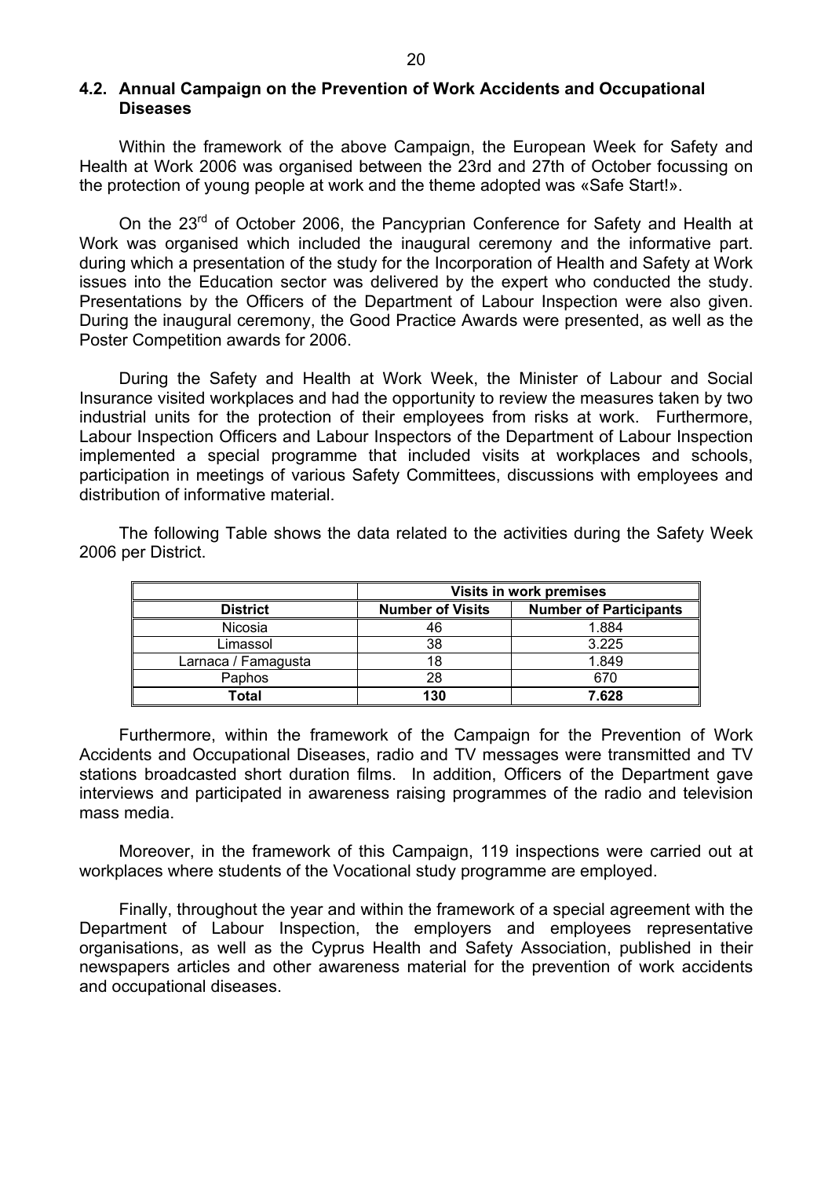## 4.2. Annual Campaign on the Prevention of Work Accidents and Occupational Diseases

Within the framework of the above Campaign, the European Week for Safety and Health at Work 2006 was organised between the 23rd and 27th of October focussing on the protection of young people at work and the theme adopted was «Safe Start!».

On the 23rd of October 2006, the Pancyprian Conference for Safety and Health at Work was organised which included the inaugural ceremony and the informative part. during which a presentation of the study for the Incorporation of Health and Safety at Work issues into the Education sector was delivered by the expert who conducted the study. Presentations by the Officers of the Department of Labour Inspection were also given. During the inaugural ceremony, the Good Practice Awards were presented, as well as the Poster Competition awards for 2006.

During the Safety and Health at Work Week, the Minister of Labour and Social Insurance visited workplaces and had the opportunity to review the measures taken by two industrial units for the protection of their employees from risks at work. Furthermore, Labour Inspection Officers and Labour Inspectors of the Department of Labour Inspection implemented a special programme that included visits at workplaces and schools, participation in meetings of various Safety Committees, discussions with employees and distribution of informative material.

The following Table shows the data related to the activities during the Safety Week 2006 per District.

| | **Visits in work premises** | |
|---|---|---|
| **District** | **Number of Visits** | **Number of Participants** |
| Nicosia | 46 | 1.884 |
| Limassol | 38 | 3.225 |
| Larnaca / Famagusta | 18 | 1.849 |
| Paphos | 28 | 670 |
| **Total** | **130** | **7.628** |

Furthermore, within the framework of the Campaign for the Prevention of Work Accidents and Occupational Diseases, radio and TV messages were transmitted and TV stations broadcasted short duration films. In addition, Officers of the Department gave interviews and participated in awareness raising programmes of the radio and television mass media.

Moreover, in the framework of this Campaign, 119 inspections were carried out at workplaces where students of the Vocational study programme are employed.

Finally, throughout the year and within the framework of a special agreement with the Department of Labour Inspection, the employers and employees representative organisations, as well as the Cyprus Health and Safety Association, published in their newspapers articles and other awareness material for the prevention of work accidents and occupational diseases.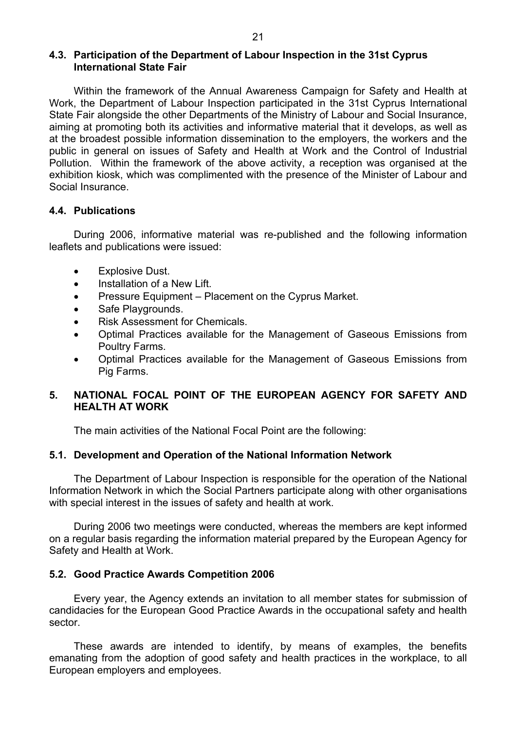### 4.3. Participation of the Department of Labour Inspection in the 31st Cyprus International State Fair

Within the framework of the Annual Awareness Campaign for Safety and Health at Work, the Department of Labour Inspection participated in the 31st Cyprus International State Fair alongside the other Departments of the Ministry of Labour and Social Insurance, aiming at promoting both its activities and informative material that it develops, as well as at the broadest possible information dissemination to the employers, the workers and the public in general on issues of Safety and Health at Work and the Control of Industrial Pollution. Within the framework of the above activity, a reception was organised at the exhibition kiosk, which was complimented with the presence of the Minister of Labour and Social Insurance.

### 4.4. Publications

During 2006, informative material was re-published and the following information leaflets and publications were issued:

- Explosive Dust.
- Installation of a New Lift.
- Pressure Equipment – Placement on the Cyprus Market.
- Safe Playgrounds.
- Risk Assessment for Chemicals.
- Optimal Practices available for the Management of Gaseous Emissions from Poultry Farms.
- Optimal Practices available for the Management of Gaseous Emissions from Pig Farms.

## 5. NATIONAL FOCAL POINT OF THE EUROPEAN AGENCY FOR SAFETY AND HEALTH AT WORK

The main activities of the National Focal Point are the following:

### 5.1. Development and Operation of the National Information Network

The Department of Labour Inspection is responsible for the operation of the National Information Network in which the Social Partners participate along with other organisations with special interest in the issues of safety and health at work.

During 2006 two meetings were conducted, whereas the members are kept informed on a regular basis regarding the information material prepared by the European Agency for Safety and Health at Work.

### 5.2. Good Practice Awards Competition 2006

Every year, the Agency extends an invitation to all member states for submission of candidacies for the European Good Practice Awards in the occupational safety and health sector.

These awards are intended to identify, by means of examples, the benefits emanating from the adoption of good safety and health practices in the workplace, to all European employers and employees.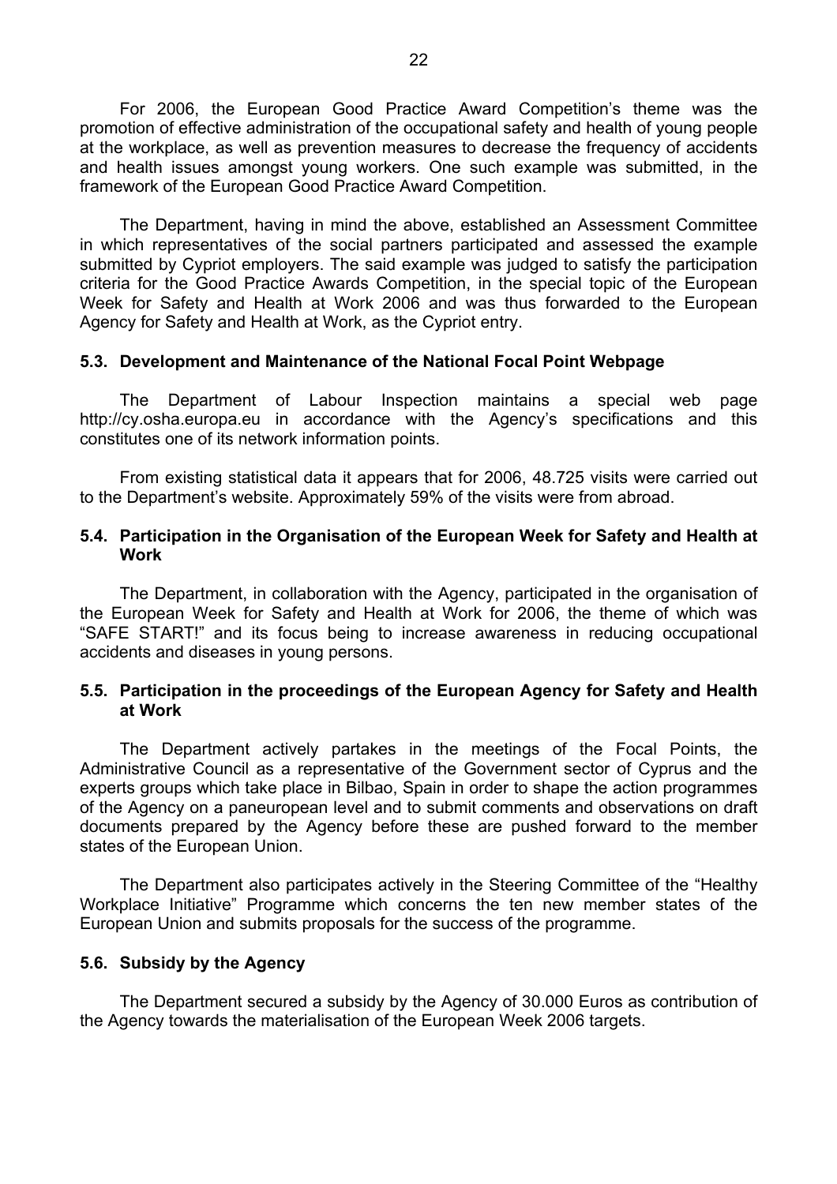For 2006, the European Good Practice Award Competition's theme was the promotion of effective administration of the occupational safety and health of young people at the workplace, as well as prevention measures to decrease the frequency of accidents and health issues amongst young workers. One such example was submitted, in the framework of the European Good Practice Award Competition.

The Department, having in mind the above, established an Assessment Committee in which representatives of the social partners participated and assessed the example submitted by Cypriot employers. The said example was judged to satisfy the participation criteria for the Good Practice Awards Competition, in the special topic of the European Week for Safety and Health at Work 2006 and was thus forwarded to the European Agency for Safety and Health at Work, as the Cypriot entry.

### 5.3. Development and Maintenance of the National Focal Point Webpage

The Department of Labour Inspection maintains a special web page http://cy.osha.europa.eu in accordance with the Agency's specifications and this constitutes one of its network information points.

From existing statistical data it appears that for 2006, 48.725 visits were carried out to the Department's website. Approximately 59% of the visits were from abroad.

### 5.4. Participation in the Organisation of the European Week for Safety and Health at Work

The Department, in collaboration with the Agency, participated in the organisation of the European Week for Safety and Health at Work for 2006, the theme of which was "SAFE START!" and its focus being to increase awareness in reducing occupational accidents and diseases in young persons.

### 5.5. Participation in the proceedings of the European Agency for Safety and Health at Work

The Department actively partakes in the meetings of the Focal Points, the Administrative Council as a representative of the Government sector of Cyprus and the experts groups which take place in Bilbao, Spain in order to shape the action programmes of the Agency on a paneuropean level and to submit comments and observations on draft documents prepared by the Agency before these are pushed forward to the member states of the European Union.

The Department also participates actively in the Steering Committee of the "Healthy Workplace Initiative" Programme which concerns the ten new member states of the European Union and submits proposals for the success of the programme.

### 5.6. Subsidy by the Agency

The Department secured a subsidy by the Agency of 30.000 Euros as contribution of the Agency towards the materialisation of the European Week 2006 targets.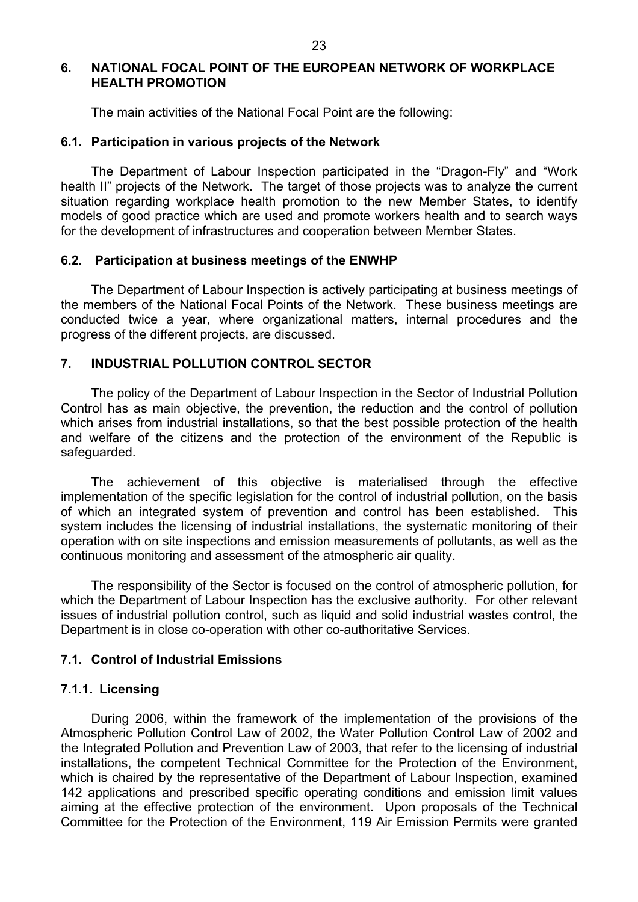## 6. NATIONAL FOCAL POINT OF THE EUROPEAN NETWORK OF WORKPLACE HEALTH PROMOTION

The main activities of the National Focal Point are the following:

### 6.1. Participation in various projects of the Network

The Department of Labour Inspection participated in the “Dragon-Fly” and “Work health II” projects of the Network. The target of those projects was to analyze the current situation regarding workplace health promotion to the new Member States, to identify models of good practice which are used and promote workers health and to search ways for the development of infrastructures and cooperation between Member States.

### 6.2. Participation at business meetings of the ENWHP

The Department of Labour Inspection is actively participating at business meetings of the members of the National Focal Points of the Network. These business meetings are conducted twice a year, where organizational matters, internal procedures and the progress of the different projects, are discussed.

## 7. INDUSTRIAL POLLUTION CONTROL SECTOR

The policy of the Department of Labour Inspection in the Sector of Industrial Pollution Control has as main objective, the prevention, the reduction and the control of pollution which arises from industrial installations, so that the best possible protection of the health and welfare of the citizens and the protection of the environment of the Republic is safeguarded.

The achievement of this objective is materialised through the effective implementation of the specific legislation for the control of industrial pollution, on the basis of which an integrated system of prevention and control has been established. This system includes the licensing of industrial installations, the systematic monitoring of their operation with on site inspections and emission measurements of pollutants, as well as the continuous monitoring and assessment of the atmospheric air quality.

The responsibility of the Sector is focused on the control of atmospheric pollution, for which the Department of Labour Inspection has the exclusive authority. For other relevant issues of industrial pollution control, such as liquid and solid industrial wastes control, the Department is in close co-operation with other co-authoritative Services.

### 7.1. Control of Industrial Emissions

#### 7.1.1. Licensing

During 2006, within the framework of the implementation of the provisions of the Atmospheric Pollution Control Law of 2002, the Water Pollution Control Law of 2002 and the Integrated Pollution and Prevention Law of 2003, that refer to the licensing of industrial installations, the competent Technical Committee for the Protection of the Environment, which is chaired by the representative of the Department of Labour Inspection, examined 142 applications and prescribed specific operating conditions and emission limit values aiming at the effective protection of the environment. Upon proposals of the Technical Committee for the Protection of the Environment, 119 Air Emission Permits were granted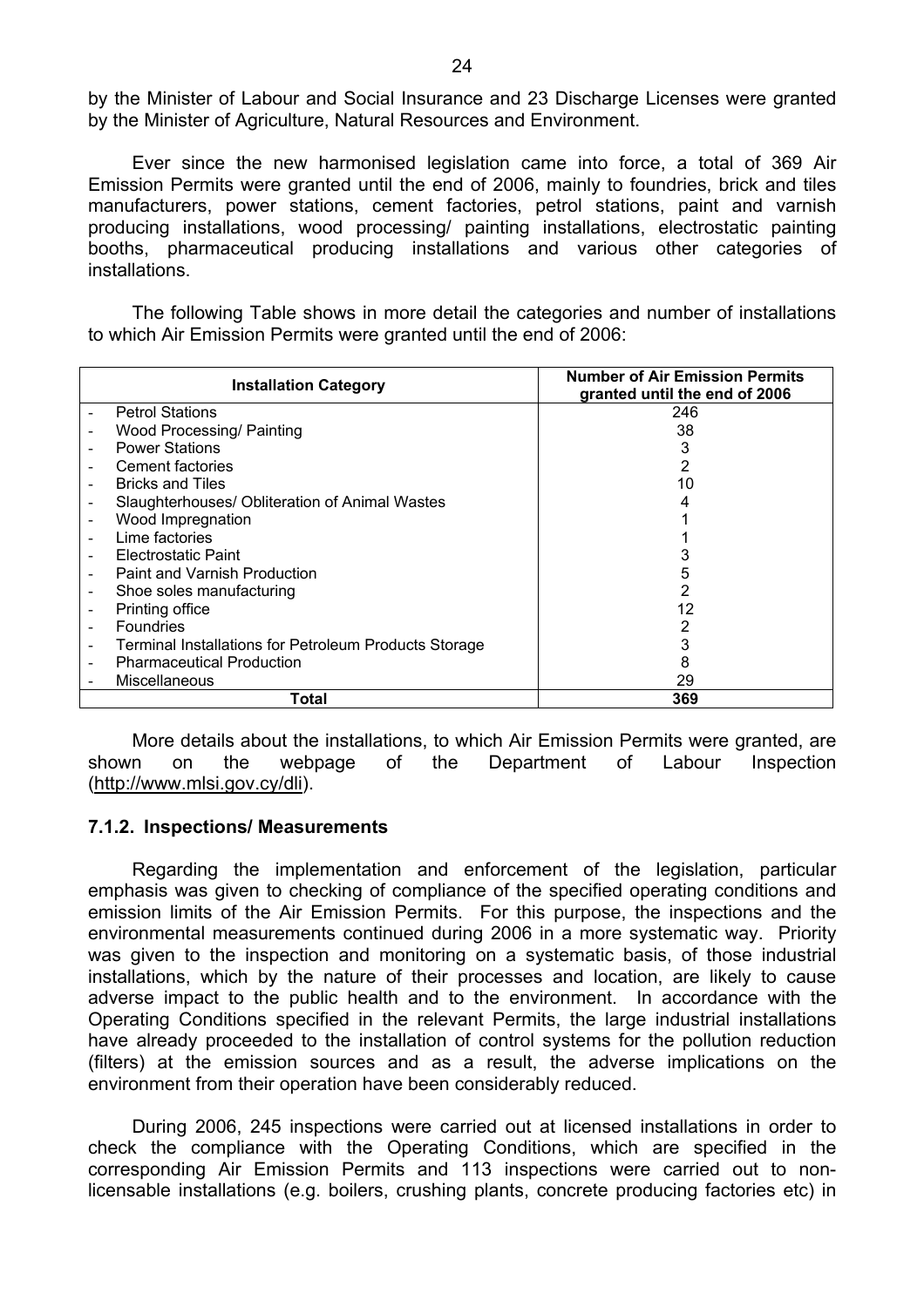by the Minister of Labour and Social Insurance and 23 Discharge Licenses were granted by the Minister of Agriculture, Natural Resources and Environment.

Ever since the new harmonised legislation came into force, a total of 369 Air Emission Permits were granted until the end of 2006, mainly to foundries, brick and tiles manufacturers, power stations, cement factories, petrol stations, paint and varnish producing installations, wood processing/ painting installations, electrostatic painting booths, pharmaceutical producing installations and various other categories of installations.

The following Table shows in more detail the categories and number of installations to which Air Emission Permits were granted until the end of 2006:

| Installation Category | Number of Air Emission Permits granted until the end of 2006 |
|---|---|
| - Petrol Stations | 246 |
| - Wood Processing/ Painting | 38 |
| - Power Stations | 3 |
| - Cement factories | 2 |
| - Bricks and Tiles | 10 |
| - Slaughterhouses/ Obliteration of Animal Wastes | 4 |
| - Wood Impregnation | 1 |
| - Lime factories | 1 |
| - Electrostatic Paint | 3 |
| - Paint and Varnish Production | 5 |
| - Shoe soles manufacturing | 2 |
| - Printing office | 12 |
| - Foundries | 2 |
| - Terminal Installations for Petroleum Products Storage | 3 |
| - Pharmaceutical Production | 8 |
| - Miscellaneous | 29 |
| **Total** | **369** |

More details about the installations, to which Air Emission Permits were granted, are shown on the webpage of the Department of Labour Inspection (http://www.mlsi.gov.cy/dli).

### 7.1.2. Inspections/ Measurements

Regarding the implementation and enforcement of the legislation, particular emphasis was given to checking of compliance of the specified operating conditions and emission limits of the Air Emission Permits. For this purpose, the inspections and the environmental measurements continued during 2006 in a more systematic way. Priority was given to the inspection and monitoring on a systematic basis, of those industrial installations, which by the nature of their processes and location, are likely to cause adverse impact to the public health and to the environment. In accordance with the Operating Conditions specified in the relevant Permits, the large industrial installations have already proceeded to the installation of control systems for the pollution reduction (filters) at the emission sources and as a result, the adverse implications on the environment from their operation have been considerably reduced.

During 2006, 245 inspections were carried out at licensed installations in order to check the compliance with the Operating Conditions, which are specified in the corresponding Air Emission Permits and 113 inspections were carried out to non-licensable installations (e.g. boilers, crushing plants, concrete producing factories etc) in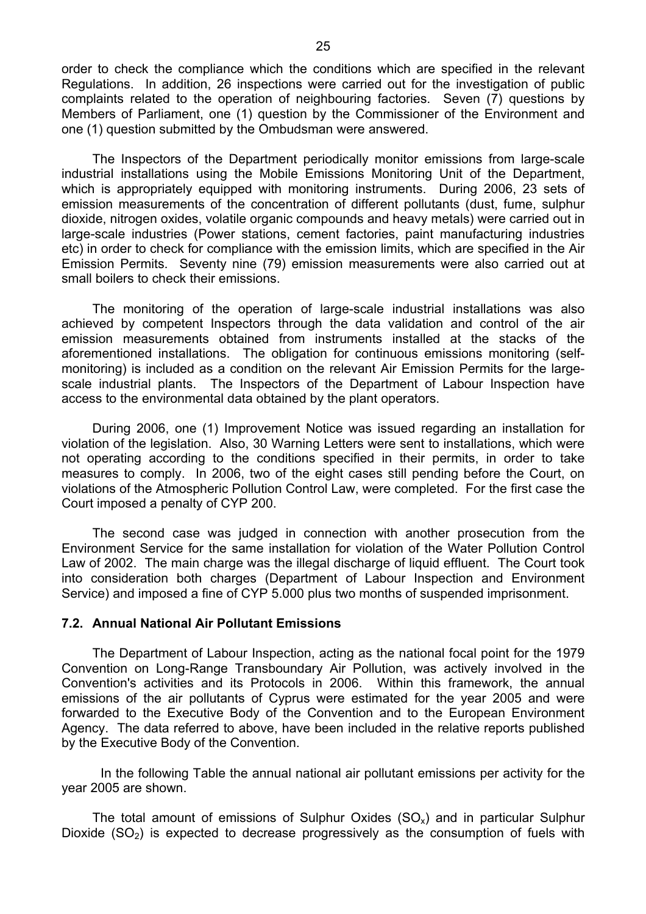order to check the compliance which the conditions which are specified in the relevant Regulations. In addition, 26 inspections were carried out for the investigation of public complaints related to the operation of neighbouring factories. Seven (7) questions by Members of Parliament, one (1) question by the Commissioner of the Environment and one (1) question submitted by the Ombudsman were answered.

The Inspectors of the Department periodically monitor emissions from large-scale industrial installations using the Mobile Emissions Monitoring Unit of the Department, which is appropriately equipped with monitoring instruments. During 2006, 23 sets of emission measurements of the concentration of different pollutants (dust, fume, sulphur dioxide, nitrogen oxides, volatile organic compounds and heavy metals) were carried out in large-scale industries (Power stations, cement factories, paint manufacturing industries etc) in order to check for compliance with the emission limits, which are specified in the Air Emission Permits. Seventy nine (79) emission measurements were also carried out at small boilers to check their emissions.

The monitoring of the operation of large-scale industrial installations was also achieved by competent Inspectors through the data validation and control of the air emission measurements obtained from instruments installed at the stacks of the aforementioned installations. The obligation for continuous emissions monitoring (self-monitoring) is included as a condition on the relevant Air Emission Permits for the large-scale industrial plants. The Inspectors of the Department of Labour Inspection have access to the environmental data obtained by the plant operators.

During 2006, one (1) Improvement Notice was issued regarding an installation for violation of the legislation. Also, 30 Warning Letters were sent to installations, which were not operating according to the conditions specified in their permits, in order to take measures to comply. In 2006, two of the eight cases still pending before the Court, on violations of the Atmospheric Pollution Control Law, were completed. For the first case the Court imposed a penalty of CYP 200.

The second case was judged in connection with another prosecution from the Environment Service for the same installation for violation of the Water Pollution Control Law of 2002. The main charge was the illegal discharge of liquid effluent. The Court took into consideration both charges (Department of Labour Inspection and Environment Service) and imposed a fine of CYP 5.000 plus two months of suspended imprisonment.

### 7.2. Annual National Air Pollutant Emissions

The Department of Labour Inspection, acting as the national focal point for the 1979 Convention on Long-Range Transboundary Air Pollution, was actively involved in the Convention's activities and its Protocols in 2006. Within this framework, the annual emissions of the air pollutants of Cyprus were estimated for the year 2005 and were forwarded to the Executive Body of the Convention and to the European Environment Agency. The data referred to above, have been included in the relative reports published by the Executive Body of the Convention.

In the following Table the annual national air pollutant emissions per activity for the year 2005 are shown.

The total amount of emissions of Sulphur Oxides ($SO_x$) and in particular Sulphur Dioxide ($SO_2$) is expected to decrease progressively as the consumption of fuels with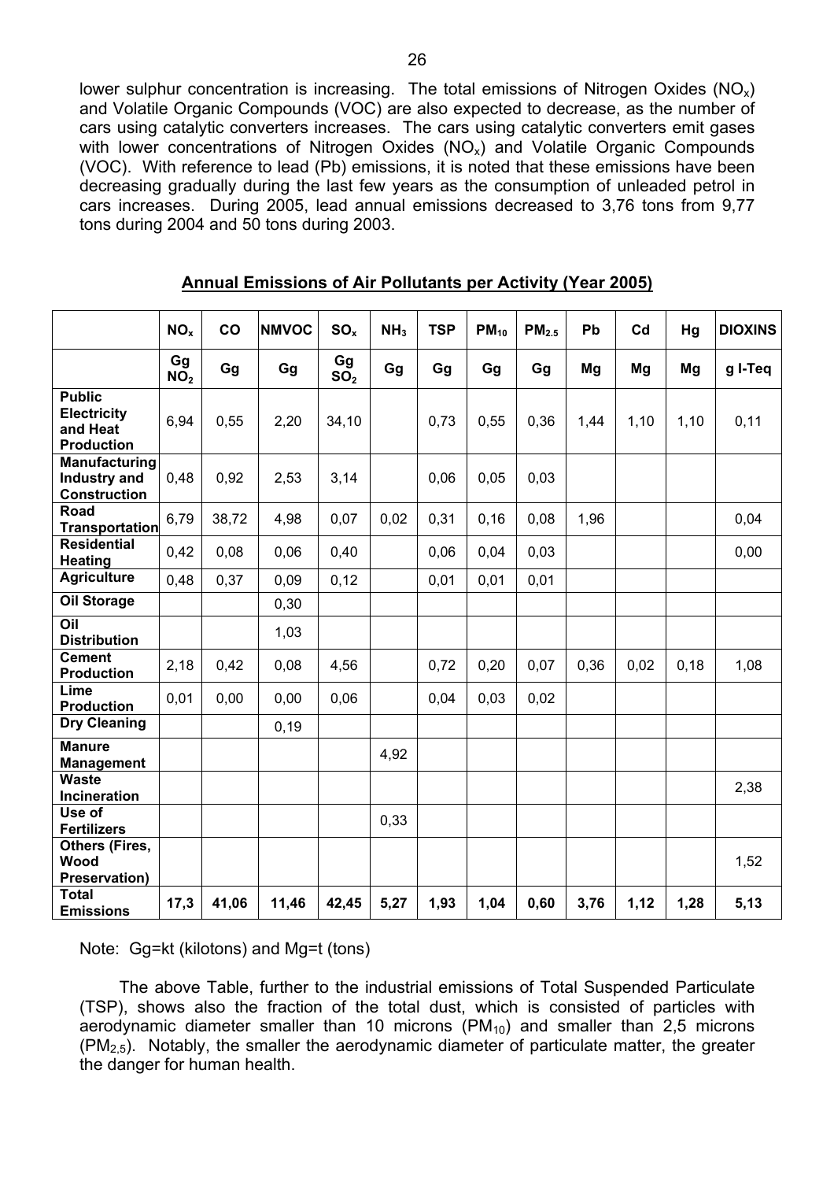lower sulphur concentration is increasing. The total emissions of Nitrogen Oxides ($NO_x$) and Volatile Organic Compounds (VOC) are also expected to decrease, as the number of cars using catalytic converters increases. The cars using catalytic converters emit gases with lower concentrations of Nitrogen Oxides ($NO_x$) and Volatile Organic Compounds (VOC). With reference to lead (Pb) emissions, it is noted that these emissions have been decreasing gradually during the last few years as the consumption of unleaded petrol in cars increases. During 2005, lead annual emissions decreased to 3,76 tons from 9,77 tons during 2004 and 50 tons during 2003.

**Annual Emissions of Air Pollutants per Activity (Year 2005)**

| | $NO_x$ | CO | NMVOC | $SO_x$ | $NH_3$ | TSP | $PM_{10}$ | $PM_{2.5}$ | Pb | Cd | Hg | DIOXINS |
|---|---|---|---|---|---|---|---|---|---|---|---|---|
| | Gg $NO_2$ | Gg | Gg | Gg $SO_2$ | Gg | Gg | Gg | Gg | Mg | Mg | Mg | g I-Teq |
| **Public Electricity and Heat Production** | 6,94 | 0,55 | 2,20 | 34,10 | | 0,73 | 0,55 | 0,36 | 1,44 | 1,10 | 1,10 | 0,11 |
| **Manufacturing Industry and Construction** | 0,48 | 0,92 | 2,53 | 3,14 | | 0,06 | 0,05 | 0,03 | | | | |
| **Road Transportation** | 6,79 | 38,72 | 4,98 | 0,07 | 0,02 | 0,31 | 0,16 | 0,08 | 1,96 | | | 0,04 |
| **Residential Heating** | 0,42 | 0,08 | 0,06 | 0,40 | | 0,06 | 0,04 | 0,03 | | | | 0,00 |
| **Agriculture** | 0,48 | 0,37 | 0,09 | 0,12 | | 0,01 | 0,01 | 0,01 | | | | |
| **Oil Storage** | | | 0,30 | | | | | | | | | |
| **Oil Distribution** | | | 1,03 | | | | | | | | | |
| **Cement Production** | 2,18 | 0,42 | 0,08 | 4,56 | | 0,72 | 0,20 | 0,07 | 0,36 | 0,02 | 0,18 | 1,08 |
| **Lime Production** | 0,01 | 0,00 | 0,00 | 0,06 | | 0,04 | 0,03 | 0,02 | | | | |
| **Dry Cleaning** | | | 0,19 | | | | | | | | | |
| **Manure Management** | | | | | 4,92 | | | | | | | |
| **Waste Incineration** | | | | | | | | | | | | 2,38 |
| **Use of Fertilizers** | | | | | 0,33 | | | | | | | |
| **Others (Fires, Wood Preservation)** | | | | | | | | | | | | 1,52 |
| **Total Emissions** | **17,3** | **41,06** | **11,46** | **42,45** | **5,27** | **1,93** | **1,04** | **0,60** | **3,76** | **1,12** | **1,28** | **5,13** |

Note: Gg=kt (kilotons) and Mg=t (tons)

The above Table, further to the industrial emissions of Total Suspended Particulate (TSP), shows also the fraction of the total dust, which is consisted of particles with aerodynamic diameter smaller than 10 microns ($PM_{10}$) and smaller than 2,5 microns ($PM_{2,5}$). Notably, the smaller the aerodynamic diameter of particulate matter, the greater the danger for human health.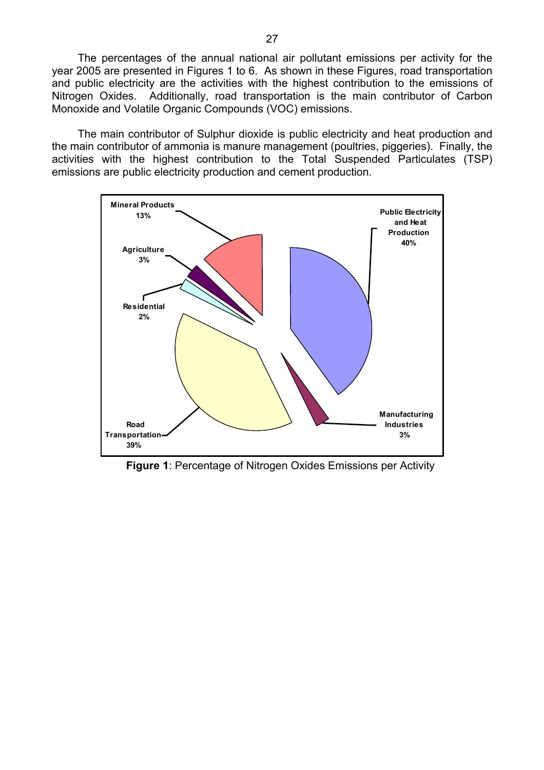The percentages of the annual national air pollutant emissions per activity for the year 2005 are presented in Figures 1 to 6. As shown in these Figures, road transportation and public electricity are the activities with the highest contribution to the emissions of Nitrogen Oxides. Additionally, road transportation is the main contributor of Carbon Monoxide and Volatile Organic Compounds (VOC) emissions.

The main contributor of Sulphur dioxide is public electricity and heat production and the main contributor of ammonia is manure management (poultries, piggeries). Finally, the activities with the highest contribution to the Total Suspended Particulates (TSP) emissions are public electricity production and cement production.

Mineral Products 13%

Agriculture 3%

Residential 2%

Road Transportation 39%

Public Electricity and Heat Production 40%

Manufacturing Industries 3%

**Figure 1**: Percentage of Nitrogen Oxides Emissions per Activity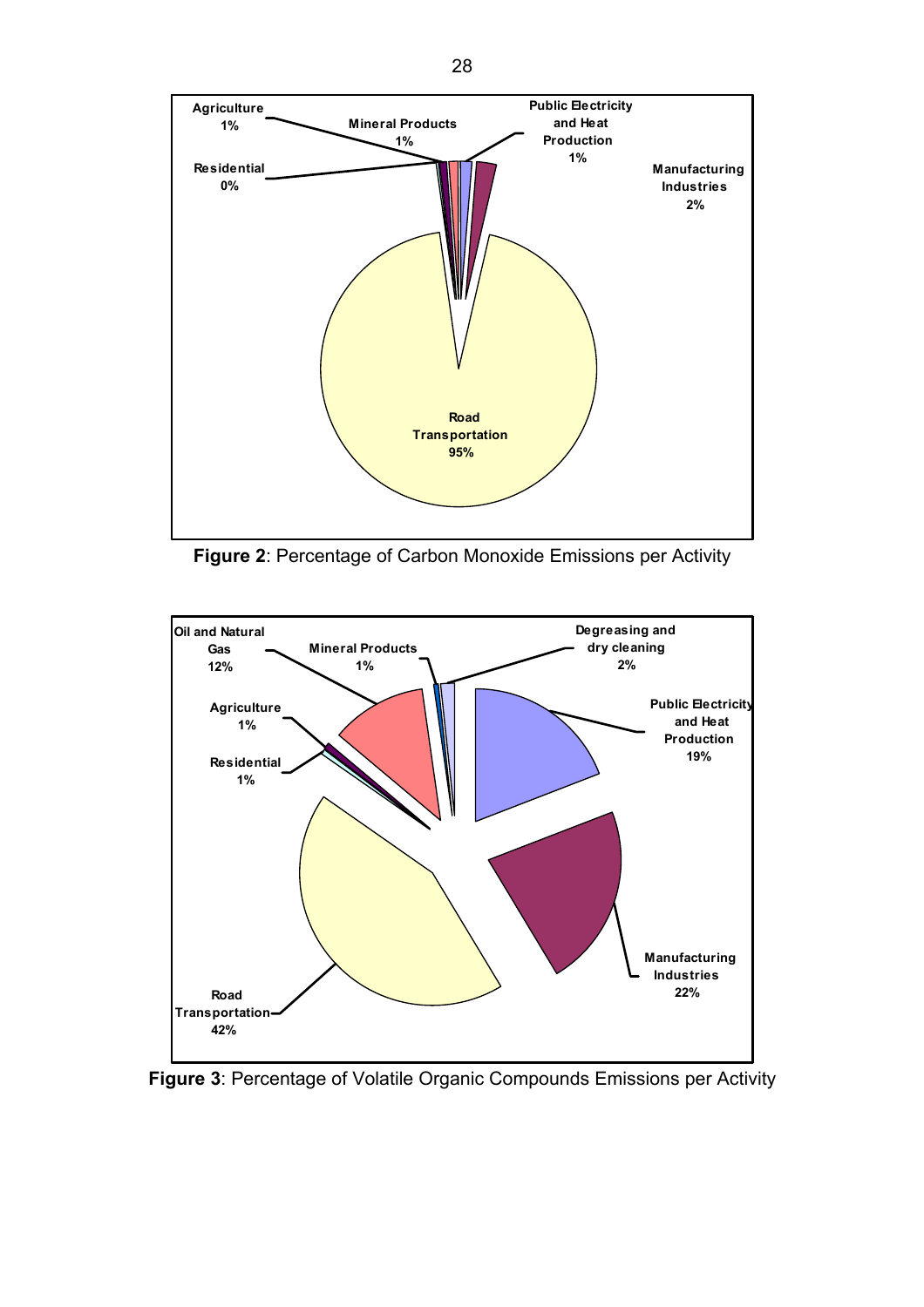Agriculture
1%

Mineral Products
1%

Public Electricity and Heat Production
1%

Residential
0%

Manufacturing Industries
2%

Road Transportation
95%

**Figure 2**: Percentage of Carbon Monoxide Emissions per Activity

Oil and Natural Gas
12%

Mineral Products
1%

Degreasing and dry cleaning
2%

Agriculture
1%

Public Electricity and Heat Production
19%

Residential
1%

Manufacturing Industries
22%

Road Transportation
42%

**Figure 3**: Percentage of Volatile Organic Compounds Emissions per Activity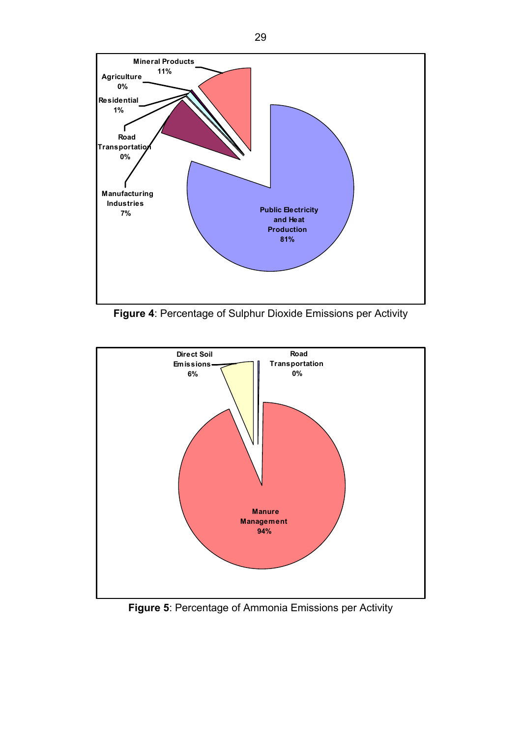Mineral Products
11%

Agriculture
0%

Residential
1%

Road
Transportation
0%

Manufacturing
Industries
7%

Public Electricity
and Heat
Production
81%

**Figure 4**: Percentage of Sulphur Dioxide Emissions per Activity

Direct Soil
Emissions
6%

Road
Transportation
0%

Manure
Management
94%

**Figure 5**: Percentage of Ammonia Emissions per Activity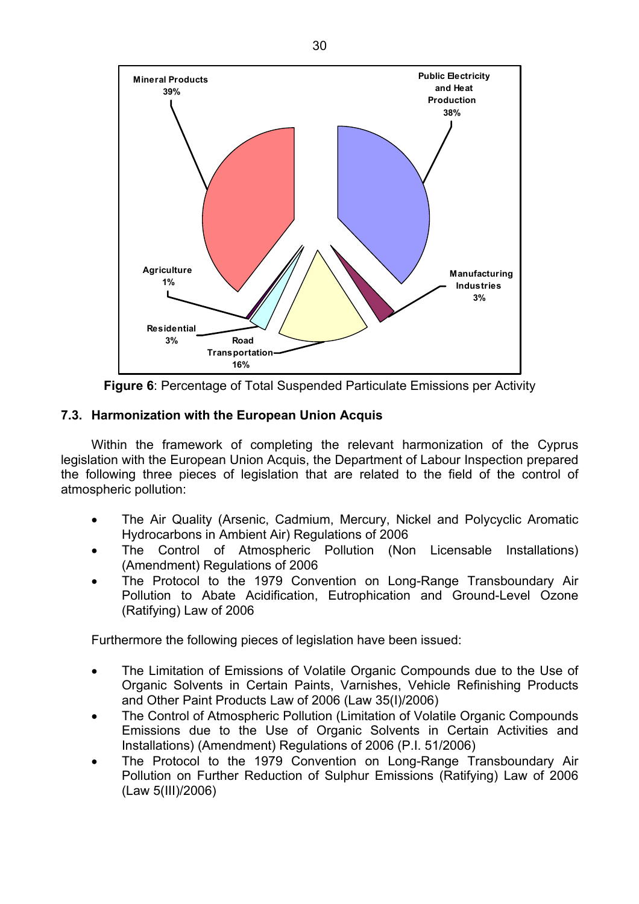Mineral Products
39%

Public Electricity and Heat Production
38%

Manufacturing Industries
3%

Agriculture
1%

Residential
3%

Road Transportation
16%

**Figure 6**: Percentage of Total Suspended Particulate Emissions per Activity

### 7.3. Harmonization with the European Union Acquis

Within the framework of completing the relevant harmonization of the Cyprus legislation with the European Union Acquis, the Department of Labour Inspection prepared the following three pieces of legislation that are related to the field of the control of atmospheric pollution:

- The Air Quality (Arsenic, Cadmium, Mercury, Nickel and Polycyclic Aromatic Hydrocarbons in Ambient Air) Regulations of 2006
- The Control of Atmospheric Pollution (Non Licensable Installations) (Amendment) Regulations of 2006
- The Protocol to the 1979 Convention on Long-Range Transboundary Air Pollution to Abate Acidification, Eutrophication and Ground-Level Ozone (Ratifying) Law of 2006

Furthermore the following pieces of legislation have been issued:

- The Limitation of Emissions of Volatile Organic Compounds due to the Use of Organic Solvents in Certain Paints, Varnishes, Vehicle Refinishing Products and Other Paint Products Law of 2006 (Law 35(I)/2006)
- The Control of Atmospheric Pollution (Limitation of Volatile Organic Compounds Emissions due to the Use of Organic Solvents in Certain Activities and Installations) (Amendment) Regulations of 2006 (P.I. 51/2006)
- The Protocol to the 1979 Convention on Long-Range Transboundary Air Pollution on Further Reduction of Sulphur Emissions (Ratifying) Law of 2006 (Law 5(III)/2006)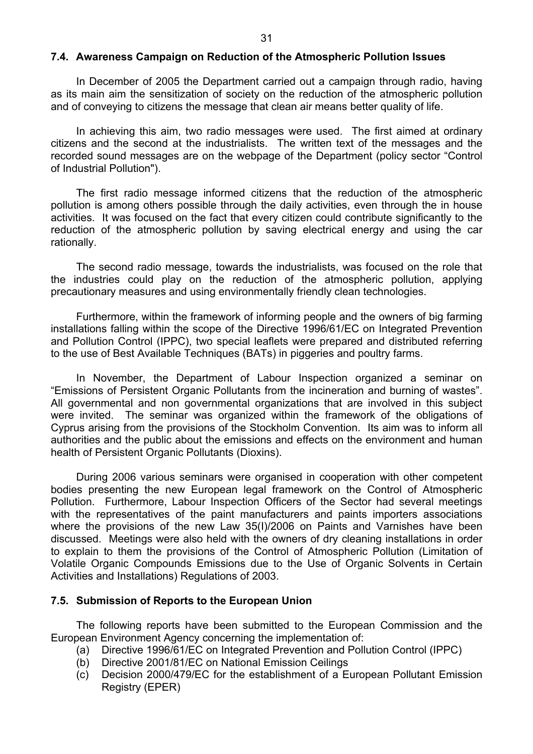### 7.4. Awareness Campaign on Reduction of the Atmospheric Pollution Issues

In December of 2005 the Department carried out a campaign through radio, having as its main aim the sensitization of society on the reduction of the atmospheric pollution and of conveying to citizens the message that clean air means better quality of life.

In achieving this aim, two radio messages were used. The first aimed at ordinary citizens and the second at the industrialists. The written text of the messages and the recorded sound messages are on the webpage of the Department (policy sector "Control of Industrial Pollution").

The first radio message informed citizens that the reduction of the atmospheric pollution is among others possible through the daily activities, even through the in house activities. It was focused on the fact that every citizen could contribute significantly to the reduction of the atmospheric pollution by saving electrical energy and using the car rationally.

The second radio message, towards the industrialists, was focused on the role that the industries could play on the reduction of the atmospheric pollution, applying precautionary measures and using environmentally friendly clean technologies.

Furthermore, within the framework of informing people and the owners of big farming installations falling within the scope of the Directive 1996/61/EC on Integrated Prevention and Pollution Control (IPPC), two special leaflets were prepared and distributed referring to the use of Best Available Techniques (BATs) in piggeries and poultry farms.

In November, the Department of Labour Inspection organized a seminar on "Emissions of Persistent Organic Pollutants from the incineration and burning of wastes". All governmental and non governmental organizations that are involved in this subject were invited. The seminar was organized within the framework of the obligations of Cyprus arising from the provisions of the Stockholm Convention. Its aim was to inform all authorities and the public about the emissions and effects on the environment and human health of Persistent Organic Pollutants (Dioxins).

During 2006 various seminars were organised in cooperation with other competent bodies presenting the new European legal framework on the Control of Atmospheric Pollution. Furthermore, Labour Inspection Officers of the Sector had several meetings with the representatives of the paint manufacturers and paints importers associations where the provisions of the new Law 35(I)/2006 on Paints and Varnishes have been discussed. Meetings were also held with the owners of dry cleaning installations in order to explain to them the provisions of the Control of Atmospheric Pollution (Limitation of Volatile Organic Compounds Emissions due to the Use of Organic Solvents in Certain Activities and Installations) Regulations of 2003.

### 7.5. Submission of Reports to the European Union

The following reports have been submitted to the European Commission and the European Environment Agency concerning the implementation of:

(a) Directive 1996/61/EC on Integrated Prevention and Pollution Control (IPPC)
(b) Directive 2001/81/EC on National Emission Ceilings
(c) Decision 2000/479/EC for the establishment of a European Pollutant Emission Registry (EPER)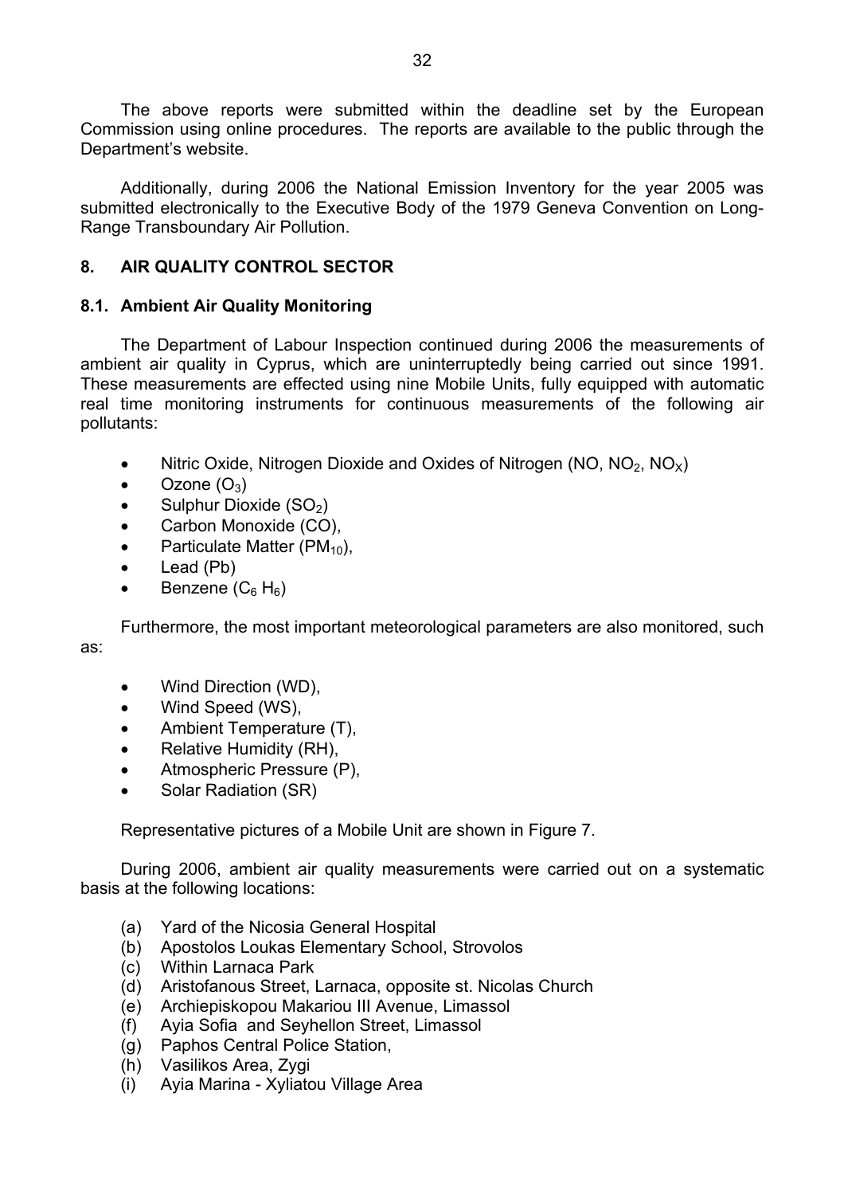The above reports were submitted within the deadline set by the European Commission using online procedures. The reports are available to the public through the Department's website.

Additionally, during 2006 the National Emission Inventory for the year 2005 was submitted electronically to the Executive Body of the 1979 Geneva Convention on Long-Range Transboundary Air Pollution.

## 8. AIR QUALITY CONTROL SECTOR

### 8.1. Ambient Air Quality Monitoring

The Department of Labour Inspection continued during 2006 the measurements of ambient air quality in Cyprus, which are uninterruptedly being carried out since 1991. These measurements are effected using nine Mobile Units, fully equipped with automatic real time monitoring instruments for continuous measurements of the following air pollutants:

- Nitric Oxide, Nitrogen Dioxide and Oxides of Nitrogen ($NO$, $NO_2$, $NO_X$)
- Ozone ($O_3$)
- Sulphur Dioxide ($SO_2$)
- Carbon Monoxide (CO),
- Particulate Matter ($PM_{10}$),
- Lead (Pb)
- Benzene ($C_6 H_6$)

Furthermore, the most important meteorological parameters are also monitored, such as:

- Wind Direction (WD),
- Wind Speed (WS),
- Ambient Temperature (T),
- Relative Humidity (RH),
- Atmospheric Pressure (P),
- Solar Radiation (SR)

Representative pictures of a Mobile Unit are shown in Figure 7.

During 2006, ambient air quality measurements were carried out on a systematic basis at the following locations:

(a) Yard of the Nicosia General Hospital
(b) Apostolos Loukas Elementary School, Strovolos
(c) Within Larnaca Park
(d) Aristofanous Street, Larnaca, opposite st. Nicolas Church
(e) Archiepiskopou Makariou III Avenue, Limassol
(f) Ayia Sofia and Seyhellon Street, Limassol
(g) Paphos Central Police Station,
(h) Vasilikos Area, Zygi
(i) Ayia Marina - Xyliatou Village Area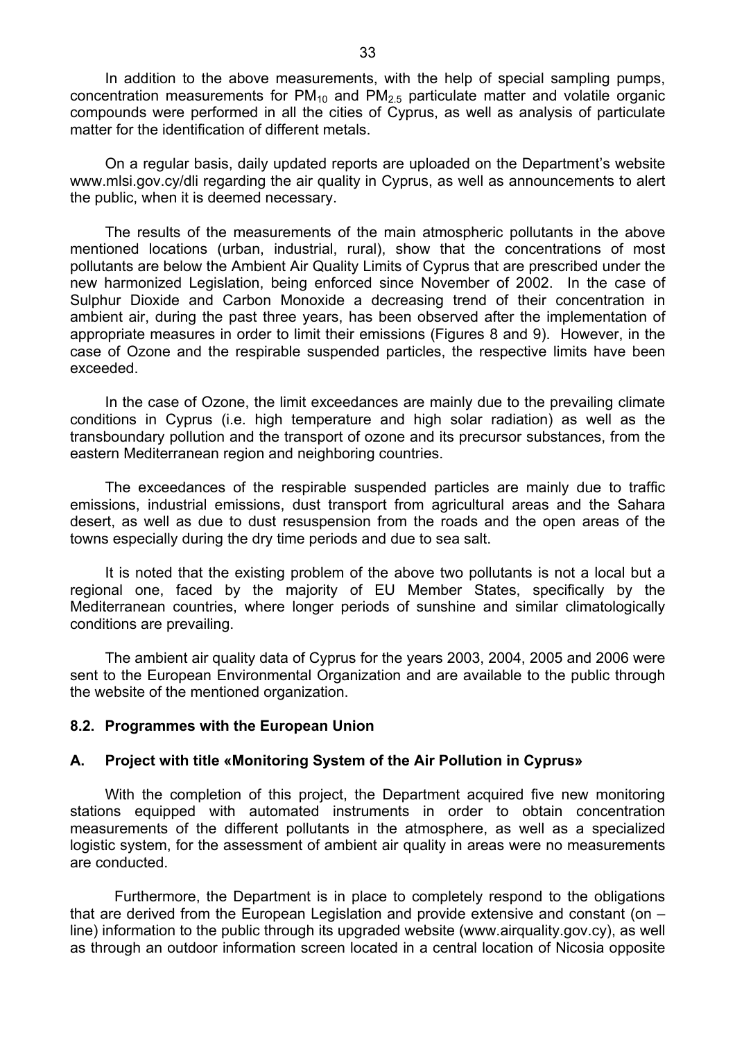In addition to the above measurements, with the help of special sampling pumps, concentration measurements for $PM_{10}$ and $PM_{2.5}$ particulate matter and volatile organic compounds were performed in all the cities of Cyprus, as well as analysis of particulate matter for the identification of different metals.

On a regular basis, daily updated reports are uploaded on the Department's website www.mlsi.gov.cy/dli regarding the air quality in Cyprus, as well as announcements to alert the public, when it is deemed necessary.

The results of the measurements of the main atmospheric pollutants in the above mentioned locations (urban, industrial, rural), show that the concentrations of most pollutants are below the Ambient Air Quality Limits of Cyprus that are prescribed under the new harmonized Legislation, being enforced since November of 2002. In the case of Sulphur Dioxide and Carbon Monoxide a decreasing trend of their concentration in ambient air, during the past three years, has been observed after the implementation of appropriate measures in order to limit their emissions (Figures 8 and 9). However, in the case of Ozone and the respirable suspended particles, the respective limits have been exceeded.

In the case of Ozone, the limit exceedances are mainly due to the prevailing climate conditions in Cyprus (i.e. high temperature and high solar radiation) as well as the transboundary pollution and the transport of ozone and its precursor substances, from the eastern Mediterranean region and neighboring countries.

The exceedances of the respirable suspended particles are mainly due to traffic emissions, industrial emissions, dust transport from agricultural areas and the Sahara desert, as well as due to dust resuspension from the roads and the open areas of the towns especially during the dry time periods and due to sea salt.

It is noted that the existing problem of the above two pollutants is not a local but a regional one, faced by the majority of EU Member States, specifically by the Mediterranean countries, where longer periods of sunshine and similar climatologically conditions are prevailing.

The ambient air quality data of Cyprus for the years 2003, 2004, 2005 and 2006 were sent to the European Environmental Organization and are available to the public through the website of the mentioned organization.

### 8.2. Programmes with the European Union

#### A. Project with title «Monitoring System of the Air Pollution in Cyprus»

With the completion of this project, the Department acquired five new monitoring stations equipped with automated instruments in order to obtain concentration measurements of the different pollutants in the atmosphere, as well as a specialized logistic system, for the assessment of ambient air quality in areas were no measurements are conducted.

Furthermore, the Department is in place to completely respond to the obligations that are derived from the European Legislation and provide extensive and constant (on – line) information to the public through its upgraded website (www.airquality.gov.cy), as well as through an outdoor information screen located in a central location of Nicosia opposite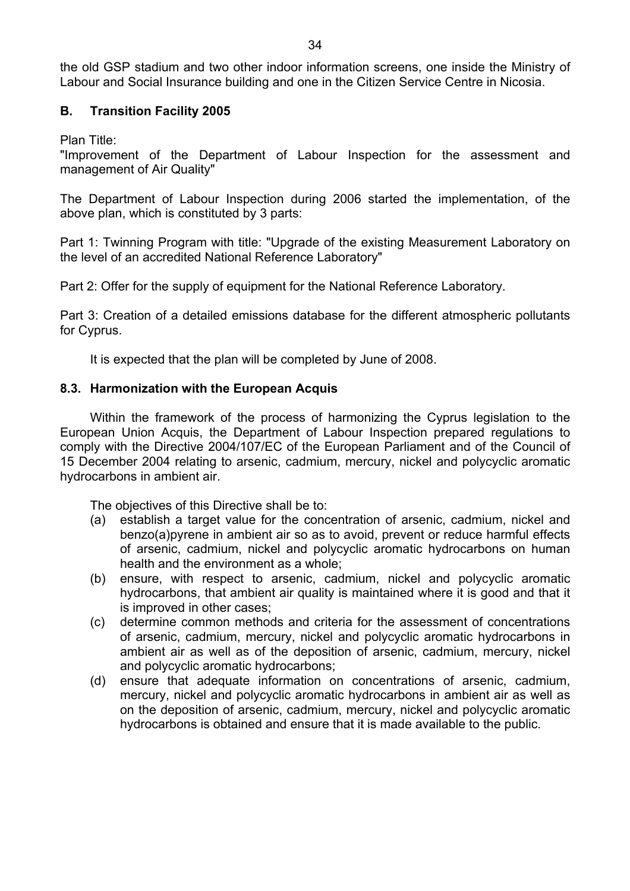the old GSP stadium and two other indoor information screens, one inside the Ministry of Labour and Social Insurance building and one in the Citizen Service Centre in Nicosia.

### B. Transition Facility 2005

Plan Title:
"Improvement of the Department of Labour Inspection for the assessment and management of Air Quality"

The Department of Labour Inspection during 2006 started the implementation, of the above plan, which is constituted by 3 parts:

Part 1: Twinning Program with title: "Upgrade of the existing Measurement Laboratory on the level of an accredited National Reference Laboratory"

Part 2: Offer for the supply of equipment for the National Reference Laboratory.

Part 3: Creation of a detailed emissions database for the different atmospheric pollutants for Cyprus.

It is expected that the plan will be completed by June of 2008.

### 8.3. Harmonization with the European Acquis

Within the framework of the process of harmonizing the Cyprus legislation to the European Union Acquis, the Department of Labour Inspection prepared regulations to comply with the Directive 2004/107/EC of the European Parliament and of the Council of 15 December 2004 relating to arsenic, cadmium, mercury, nickel and polycyclic aromatic hydrocarbons in ambient air.

The objectives of this Directive shall be to:

(a) establish a target value for the concentration of arsenic, cadmium, nickel and benzo(a)pyrene in ambient air so as to avoid, prevent or reduce harmful effects of arsenic, cadmium, nickel and polycyclic aromatic hydrocarbons on human health and the environment as a whole;

(b) ensure, with respect to arsenic, cadmium, nickel and polycyclic aromatic hydrocarbons, that ambient air quality is maintained where it is good and that it is improved in other cases;

(c) determine common methods and criteria for the assessment of concentrations of arsenic, cadmium, mercury, nickel and polycyclic aromatic hydrocarbons in ambient air as well as of the deposition of arsenic, cadmium, mercury, nickel and polycyclic aromatic hydrocarbons;

(d) ensure that adequate information on concentrations of arsenic, cadmium, mercury, nickel and polycyclic aromatic hydrocarbons in ambient air as well as on the deposition of arsenic, cadmium, mercury, nickel and polycyclic aromatic hydrocarbons is obtained and ensure that it is made available to the public.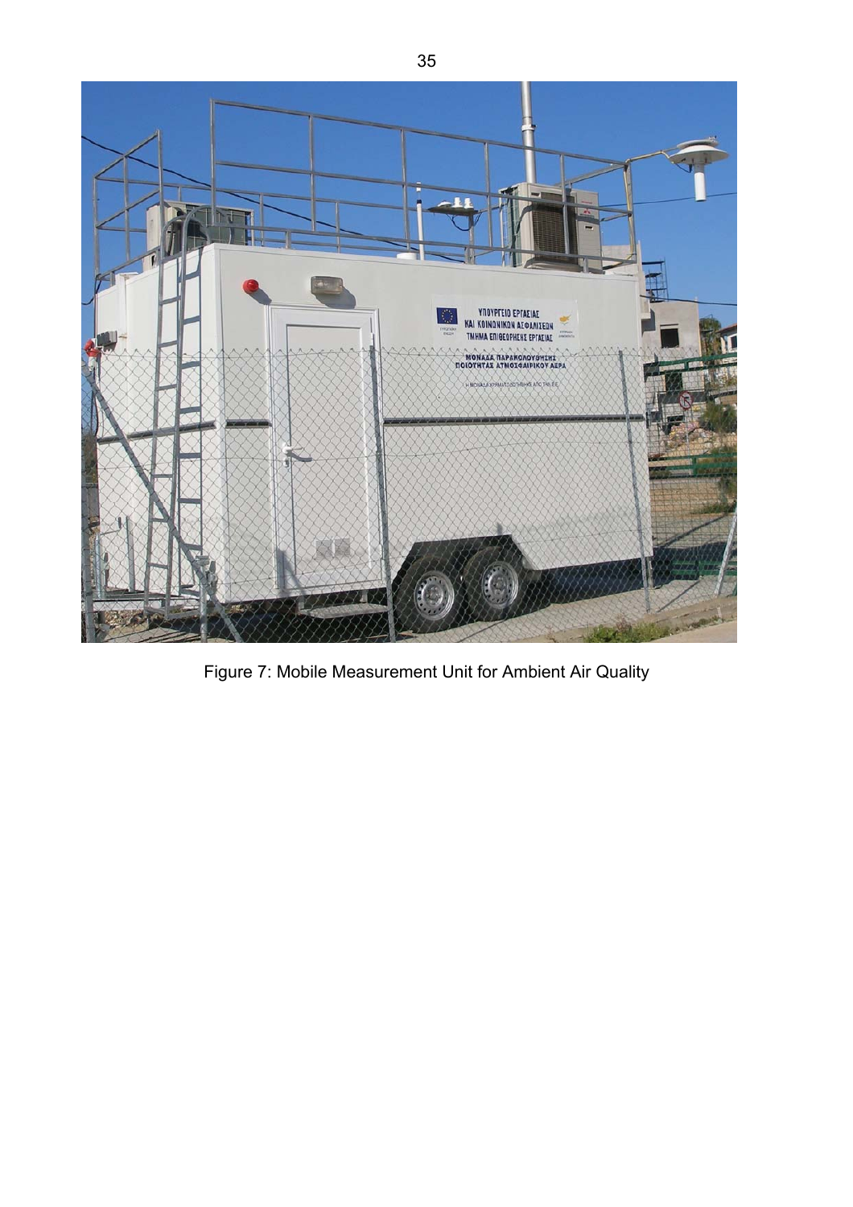Figure 7: Mobile Measurement Unit for Ambient Air Quality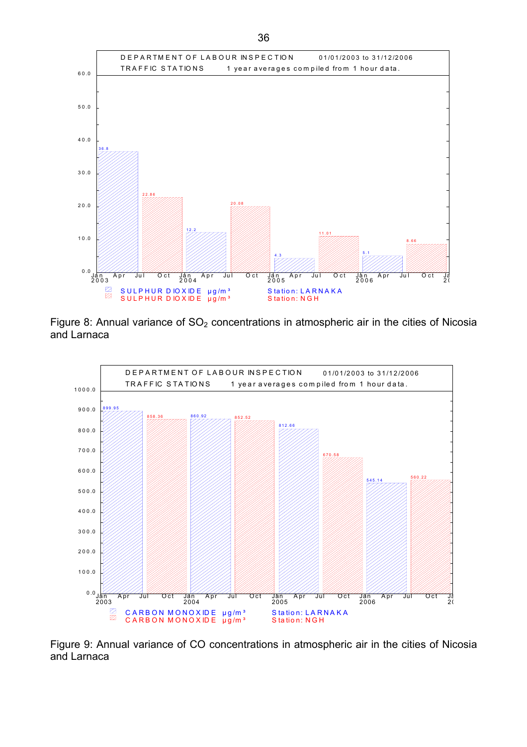DEPARTMENT OF LABOUR INSPECTION 01/01/2003 to 31/12/2006

TRAFFIC STATIONS 1 year averages compiled from 1 hour data.

60.0
50.0
40.0
30.0
20.0
10.0
0.0

36.8
22.86
12.2
20.08
4.3
11.01
5.1
8.66

Jan 2003 Apr Jul Oct Jan 2004 Apr Jul Oct Jan 2005 Apr Jul Oct Jan 2006 Apr Jul Oct Ja 20

SULPHUR DIOXIDE µg/m³ Station: LARNAKA

SULPHUR DIOXIDE µg/m³ Station: NGH

Figure 8: Annual variance of $SO_2$ concentrations in atmospheric air in the cities of Nicosia and Larnaca

DEPARTMENT OF LABOUR INSPECTION 01/01/2003 to 31/12/2006

TRAFFIC STATIONS 1 year averages compiled from 1 hour data.

1000.0
900.0
800.0
700.0
600.0
500.0
400.0
300.0
200.0
100.0
0.0

899.95
858.36
860.92
852.52
812.66
670.58
545.14
560.22

Jan 2003 Apr Jul Oct Jan 2004 Apr Jul Oct Jan 2005 Apr Jul Oct Jan 2006 Apr Jul Oct Ja 20

CARBON MONOXIDE µg/m³ Station: LARNAKA

CARBON MONOXIDE µg/m³ Station: NGH

Figure 9: Annual variance of CO concentrations in atmospheric air in the cities of Nicosia and Larnaca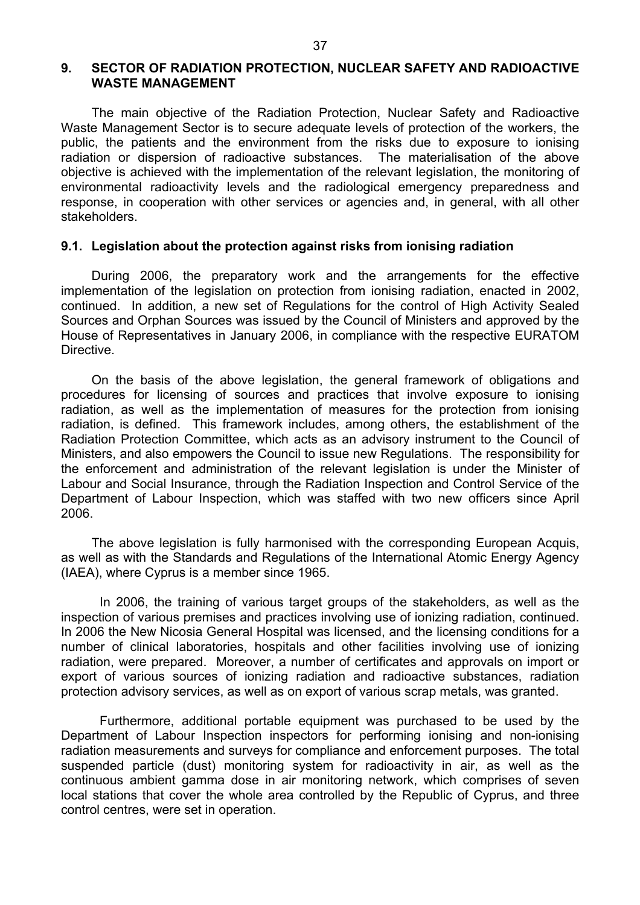## 9. SECTOR OF RADIATION PROTECTION, NUCLEAR SAFETY AND RADIOACTIVE WASTE MANAGEMENT

The main objective of the Radiation Protection, Nuclear Safety and Radioactive Waste Management Sector is to secure adequate levels of protection of the workers, the public, the patients and the environment from the risks due to exposure to ionising radiation or dispersion of radioactive substances. The materialisation of the above objective is achieved with the implementation of the relevant legislation, the monitoring of environmental radioactivity levels and the radiological emergency preparedness and response, in cooperation with other services or agencies and, in general, with all other stakeholders.

### 9.1. Legislation about the protection against risks from ionising radiation

During 2006, the preparatory work and the arrangements for the effective implementation of the legislation on protection from ionising radiation, enacted in 2002, continued. In addition, a new set of Regulations for the control of High Activity Sealed Sources and Orphan Sources was issued by the Council of Ministers and approved by the House of Representatives in January 2006, in compliance with the respective EURATOM Directive.

On the basis of the above legislation, the general framework of obligations and procedures for licensing of sources and practices that involve exposure to ionising radiation, as well as the implementation of measures for the protection from ionising radiation, is defined. This framework includes, among others, the establishment of the Radiation Protection Committee, which acts as an advisory instrument to the Council of Ministers, and also empowers the Council to issue new Regulations. The responsibility for the enforcement and administration of the relevant legislation is under the Minister of Labour and Social Insurance, through the Radiation Inspection and Control Service of the Department of Labour Inspection, which was staffed with two new officers since April 2006.

The above legislation is fully harmonised with the corresponding European Acquis, as well as with the Standards and Regulations of the International Atomic Energy Agency (IAEA), where Cyprus is a member since 1965.

In 2006, the training of various target groups of the stakeholders, as well as the inspection of various premises and practices involving use of ionizing radiation, continued. In 2006 the New Nicosia General Hospital was licensed, and the licensing conditions for a number of clinical laboratories, hospitals and other facilities involving use of ionizing radiation, were prepared. Moreover, a number of certificates and approvals on import or export of various sources of ionizing radiation and radioactive substances, radiation protection advisory services, as well as on export of various scrap metals, was granted.

Furthermore, additional portable equipment was purchased to be used by the Department of Labour Inspection inspectors for performing ionising and non-ionising radiation measurements and surveys for compliance and enforcement purposes. The total suspended particle (dust) monitoring system for radioactivity in air, as well as the continuous ambient gamma dose in air monitoring network, which comprises of seven local stations that cover the whole area controlled by the Republic of Cyprus, and three control centres, were set in operation.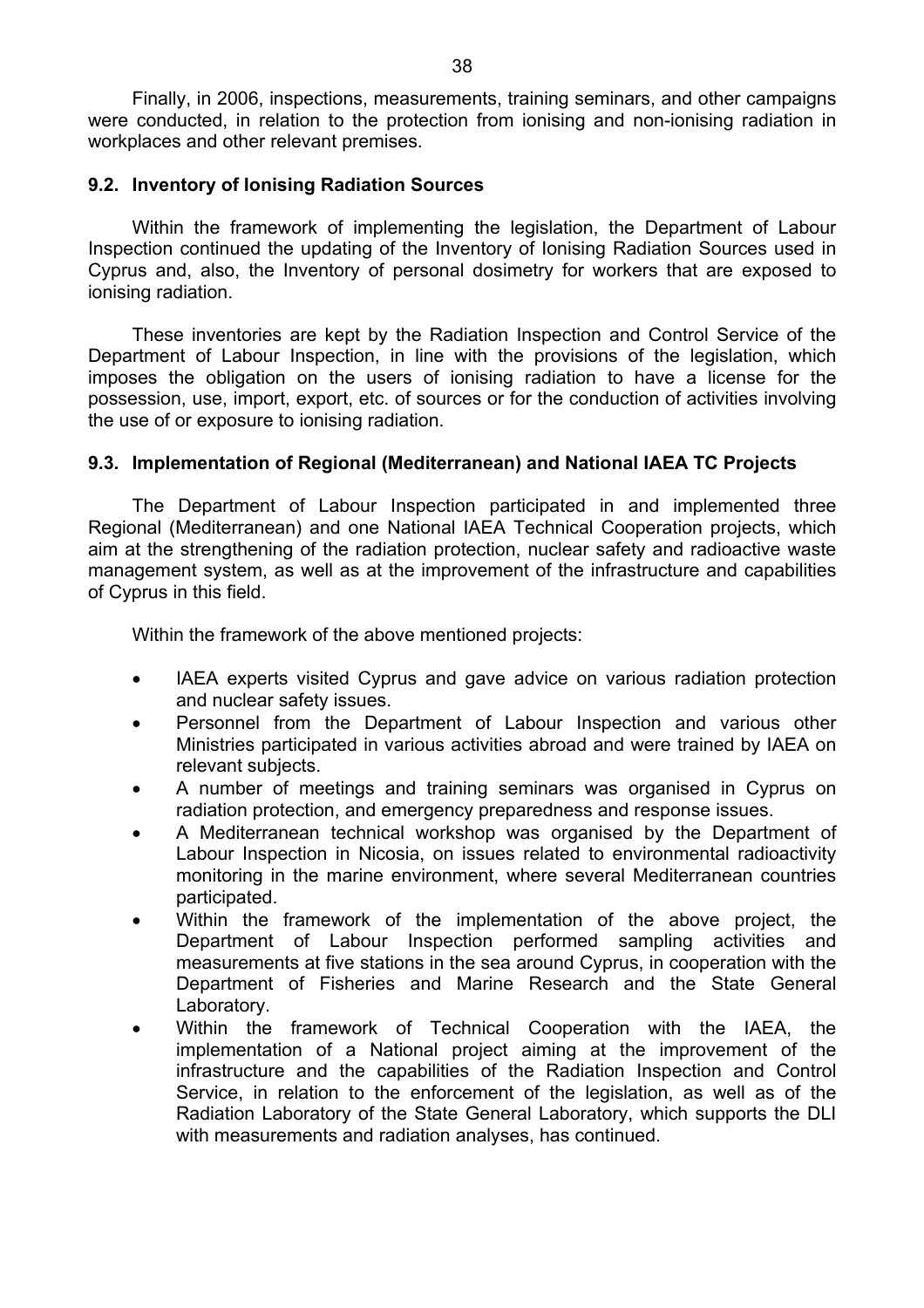Finally, in 2006, inspections, measurements, training seminars, and other campaigns were conducted, in relation to the protection from ionising and non-ionising radiation in workplaces and other relevant premises.

### 9.2. Inventory of Ionising Radiation Sources

Within the framework of implementing the legislation, the Department of Labour Inspection continued the updating of the Inventory of Ionising Radiation Sources used in Cyprus and, also, the Inventory of personal dosimetry for workers that are exposed to ionising radiation.

These inventories are kept by the Radiation Inspection and Control Service of the Department of Labour Inspection, in line with the provisions of the legislation, which imposes the obligation on the users of ionising radiation to have a license for the possession, use, import, export, etc. of sources or for the conduction of activities involving the use of or exposure to ionising radiation.

### 9.3. Implementation of Regional (Mediterranean) and National IAEA TC Projects

The Department of Labour Inspection participated in and implemented three Regional (Mediterranean) and one National IAEA Technical Cooperation projects, which aim at the strengthening of the radiation protection, nuclear safety and radioactive waste management system, as well as at the improvement of the infrastructure and capabilities of Cyprus in this field.

Within the framework of the above mentioned projects:

- IAEA experts visited Cyprus and gave advice on various radiation protection and nuclear safety issues.
- Personnel from the Department of Labour Inspection and various other Ministries participated in various activities abroad and were trained by IAEA on relevant subjects.
- A number of meetings and training seminars was organised in Cyprus on radiation protection, and emergency preparedness and response issues.
- A Mediterranean technical workshop was organised by the Department of Labour Inspection in Nicosia, on issues related to environmental radioactivity monitoring in the marine environment, where several Mediterranean countries participated.
- Within the framework of the implementation of the above project, the Department of Labour Inspection performed sampling activities and measurements at five stations in the sea around Cyprus, in cooperation with the Department of Fisheries and Marine Research and the State General Laboratory.
- Within the framework of Technical Cooperation with the IAEA, the implementation of a National project aiming at the improvement of the infrastructure and the capabilities of the Radiation Inspection and Control Service, in relation to the enforcement of the legislation, as well as of the Radiation Laboratory of the State General Laboratory, which supports the DLI with measurements and radiation analyses, has continued.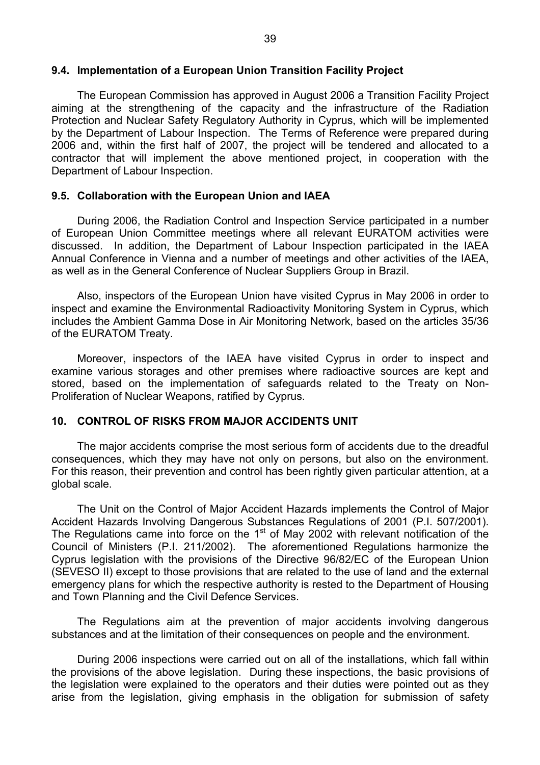### 9.4. Implementation of a European Union Transition Facility Project

The European Commission has approved in August 2006 a Transition Facility Project aiming at the strengthening of the capacity and the infrastructure of the Radiation Protection and Nuclear Safety Regulatory Authority in Cyprus, which will be implemented by the Department of Labour Inspection. The Terms of Reference were prepared during 2006 and, within the first half of 2007, the project will be tendered and allocated to a contractor that will implement the above mentioned project, in cooperation with the Department of Labour Inspection.

### 9.5. Collaboration with the European Union and IAEA

During 2006, the Radiation Control and Inspection Service participated in a number of European Union Committee meetings where all relevant EURATOM activities were discussed. In addition, the Department of Labour Inspection participated in the IAEA Annual Conference in Vienna and a number of meetings and other activities of the IAEA, as well as in the General Conference of Nuclear Suppliers Group in Brazil.

Also, inspectors of the European Union have visited Cyprus in May 2006 in order to inspect and examine the Environmental Radioactivity Monitoring System in Cyprus, which includes the Ambient Gamma Dose in Air Monitoring Network, based on the articles 35/36 of the EURATOM Treaty.

Moreover, inspectors of the IAEA have visited Cyprus in order to inspect and examine various storages and other premises where radioactive sources are kept and stored, based on the implementation of safeguards related to the Treaty on Non-Proliferation of Nuclear Weapons, ratified by Cyprus.

## 10. CONTROL OF RISKS FROM MAJOR ACCIDENTS UNIT

The major accidents comprise the most serious form of accidents due to the dreadful consequences, which they may have not only on persons, but also on the environment. For this reason, their prevention and control has been rightly given particular attention, at a global scale.

The Unit on the Control of Major Accident Hazards implements the Control of Major Accident Hazards Involving Dangerous Substances Regulations of 2001 (P.I. 507/2001). The Regulations came into force on the 1st of May 2002 with relevant notification of the Council of Ministers (P.I. 211/2002). The aforementioned Regulations harmonize the Cyprus legislation with the provisions of the Directive 96/82/EC of the European Union (SEVESO II) except to those provisions that are related to the use of land and the external emergency plans for which the respective authority is rested to the Department of Housing and Town Planning and the Civil Defence Services.

The Regulations aim at the prevention of major accidents involving dangerous substances and at the limitation of their consequences on people and the environment.

During 2006 inspections were carried out on all of the installations, which fall within the provisions of the above legislation. During these inspections, the basic provisions of the legislation were explained to the operators and their duties were pointed out as they arise from the legislation, giving emphasis in the obligation for submission of safety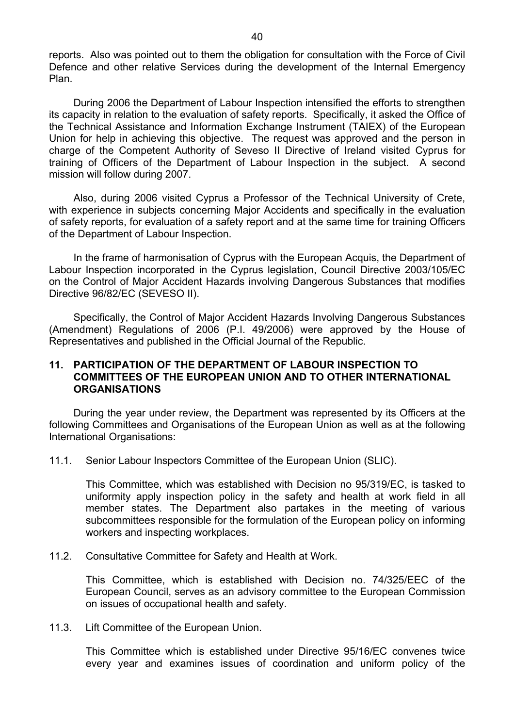reports. Also was pointed out to them the obligation for consultation with the Force of Civil Defence and other relative Services during the development of the Internal Emergency Plan.

During 2006 the Department of Labour Inspection intensified the efforts to strengthen its capacity in relation to the evaluation of safety reports. Specifically, it asked the Office of the Technical Assistance and Information Exchange Instrument (TAIEX) of the European Union for help in achieving this objective. The request was approved and the person in charge of the Competent Authority of Seveso II Directive of Ireland visited Cyprus for training of Officers of the Department of Labour Inspection in the subject. A second mission will follow during 2007.

Also, during 2006 visited Cyprus a Professor of the Technical University of Crete, with experience in subjects concerning Major Accidents and specifically in the evaluation of safety reports, for evaluation of a safety report and at the same time for training Officers of the Department of Labour Inspection.

In the frame of harmonisation of Cyprus with the European Acquis, the Department of Labour Inspection incorporated in the Cyprus legislation, Council Directive 2003/105/EC on the Control of Major Accident Hazards involving Dangerous Substances that modifies Directive 96/82/EC (SEVESO II).

Specifically, the Control of Major Accident Hazards Involving Dangerous Substances (Amendment) Regulations of 2006 (P.I. 49/2006) were approved by the House of Representatives and published in the Official Journal of the Republic.

## 11. PARTICIPATION OF THE DEPARTMENT OF LABOUR INSPECTION TO COMMITTEES OF THE EUROPEAN UNION AND TO OTHER INTERNATIONAL ORGANISATIONS

During the year under review, the Department was represented by its Officers at the following Committees and Organisations of the European Union as well as at the following International Organisations:

11.1. Senior Labour Inspectors Committee of the European Union (SLIC).

This Committee, which was established with Decision no 95/319/EC, is tasked to uniformity apply inspection policy in the safety and health at work field in all member states. The Department also partakes in the meeting of various subcommittees responsible for the formulation of the European policy on informing workers and inspecting workplaces.

11.2. Consultative Committee for Safety and Health at Work.

This Committee, which is established with Decision no. 74/325/EEC of the European Council, serves as an advisory committee to the European Commission on issues of occupational health and safety.

11.3. Lift Committee of the European Union.

This Committee which is established under Directive 95/16/EC convenes twice every year and examines issues of coordination and uniform policy of the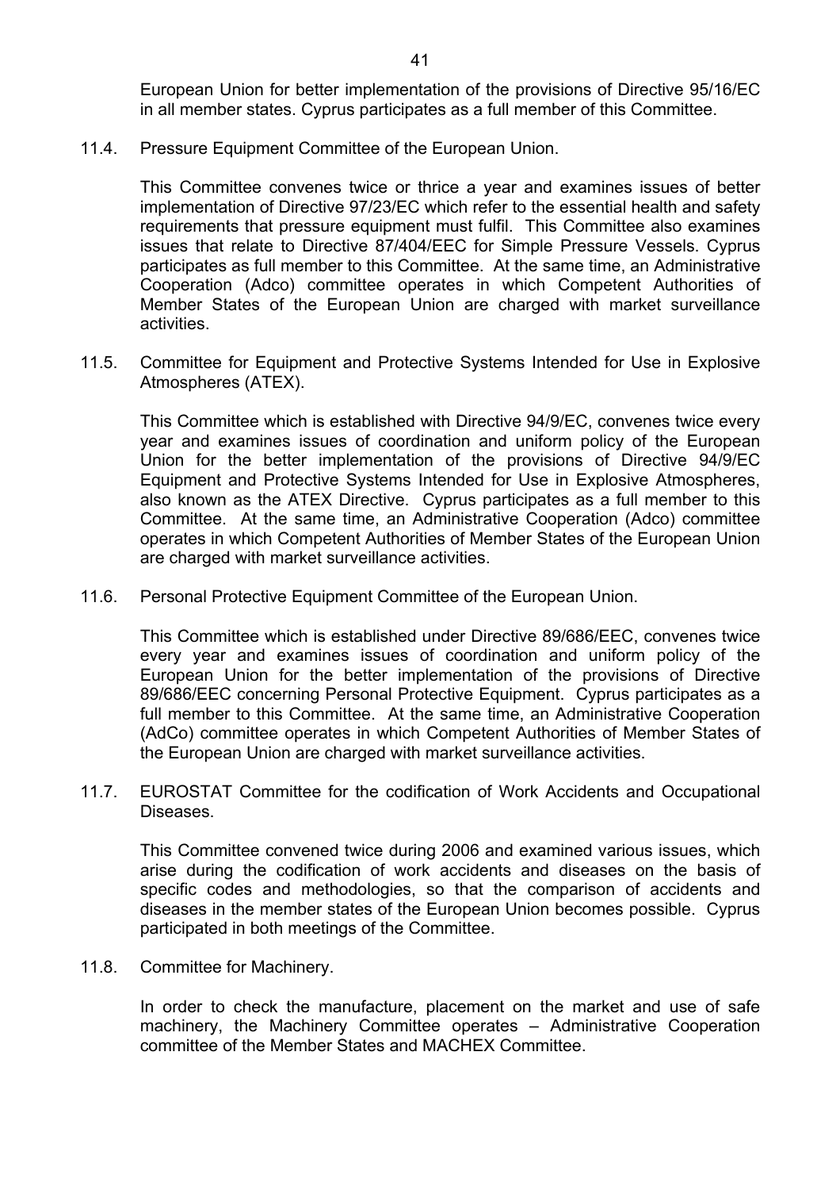European Union for better implementation of the provisions of Directive 95/16/EC in all member states. Cyprus participates as a full member of this Committee.

11.4. Pressure Equipment Committee of the European Union.

This Committee convenes twice or thrice a year and examines issues of better implementation of Directive 97/23/EC which refer to the essential health and safety requirements that pressure equipment must fulfil. This Committee also examines issues that relate to Directive 87/404/EEC for Simple Pressure Vessels. Cyprus participates as full member to this Committee. At the same time, an Administrative Cooperation (Adco) committee operates in which Competent Authorities of Member States of the European Union are charged with market surveillance activities.

11.5. Committee for Equipment and Protective Systems Intended for Use in Explosive Atmospheres (ATEX).

This Committee which is established with Directive 94/9/EC, convenes twice every year and examines issues of coordination and uniform policy of the European Union for the better implementation of the provisions of Directive 94/9/EC Equipment and Protective Systems Intended for Use in Explosive Atmospheres, also known as the ATEX Directive. Cyprus participates as a full member to this Committee. At the same time, an Administrative Cooperation (Adco) committee operates in which Competent Authorities of Member States of the European Union are charged with market surveillance activities.

11.6. Personal Protective Equipment Committee of the European Union.

This Committee which is established under Directive 89/686/EEC, convenes twice every year and examines issues of coordination and uniform policy of the European Union for the better implementation of the provisions of Directive 89/686/EEC concerning Personal Protective Equipment. Cyprus participates as a full member to this Committee. At the same time, an Administrative Cooperation (AdCo) committee operates in which Competent Authorities of Member States of the European Union are charged with market surveillance activities.

11.7. EUROSTAT Committee for the codification of Work Accidents and Occupational Diseases.

This Committee convened twice during 2006 and examined various issues, which arise during the codification of work accidents and diseases on the basis of specific codes and methodologies, so that the comparison of accidents and diseases in the member states of the European Union becomes possible. Cyprus participated in both meetings of the Committee.

11.8. Committee for Machinery.

In order to check the manufacture, placement on the market and use of safe machinery, the Machinery Committee operates – Administrative Cooperation committee of the Member States and MACHEX Committee.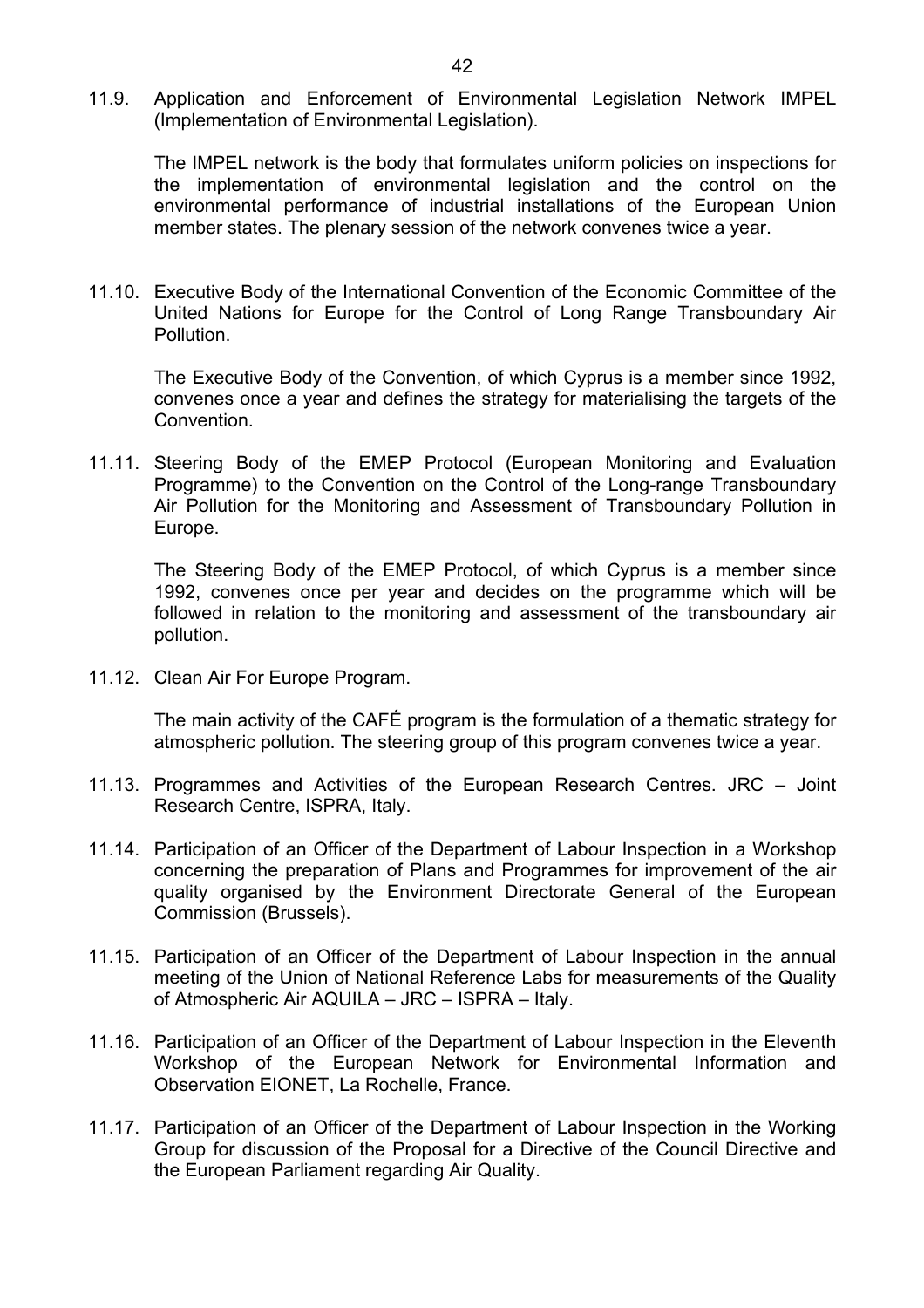11.9. Application and Enforcement of Environmental Legislation Network IMPEL (Implementation of Environmental Legislation).

The IMPEL network is the body that formulates uniform policies on inspections for the implementation of environmental legislation and the control on the environmental performance of industrial installations of the European Union member states. The plenary session of the network convenes twice a year.

11.10. Executive Body of the International Convention of the Economic Committee of the United Nations for Europe for the Control of Long Range Transboundary Air Pollution.

The Executive Body of the Convention, of which Cyprus is a member since 1992, convenes once a year and defines the strategy for materialising the targets of the Convention.

11.11. Steering Body of the EMEP Protocol (European Monitoring and Evaluation Programme) to the Convention on the Control of the Long-range Transboundary Air Pollution for the Monitoring and Assessment of Transboundary Pollution in Europe.

The Steering Body of the EMEP Protocol, of which Cyprus is a member since 1992, convenes once per year and decides on the programme which will be followed in relation to the monitoring and assessment of the transboundary air pollution.

11.12. Clean Air For Europe Program.

The main activity of the CAFÉ program is the formulation of a thematic strategy for atmospheric pollution. The steering group of this program convenes twice a year.

11.13. Programmes and Activities of the European Research Centres. JRC – Joint Research Centre, ISPRA, Italy.

11.14. Participation of an Officer of the Department of Labour Inspection in a Workshop concerning the preparation of Plans and Programmes for improvement of the air quality organised by the Environment Directorate General of the European Commission (Brussels).

11.15. Participation of an Officer of the Department of Labour Inspection in the annual meeting of the Union of National Reference Labs for measurements of the Quality of Atmospheric Air AQUILA – JRC – ISPRA – Italy.

11.16. Participation of an Officer of the Department of Labour Inspection in the Eleventh Workshop of the European Network for Environmental Information and Observation EIONET, La Rochelle, France.

11.17. Participation of an Officer of the Department of Labour Inspection in the Working Group for discussion of the Proposal for a Directive of the Council Directive and the European Parliament regarding Air Quality.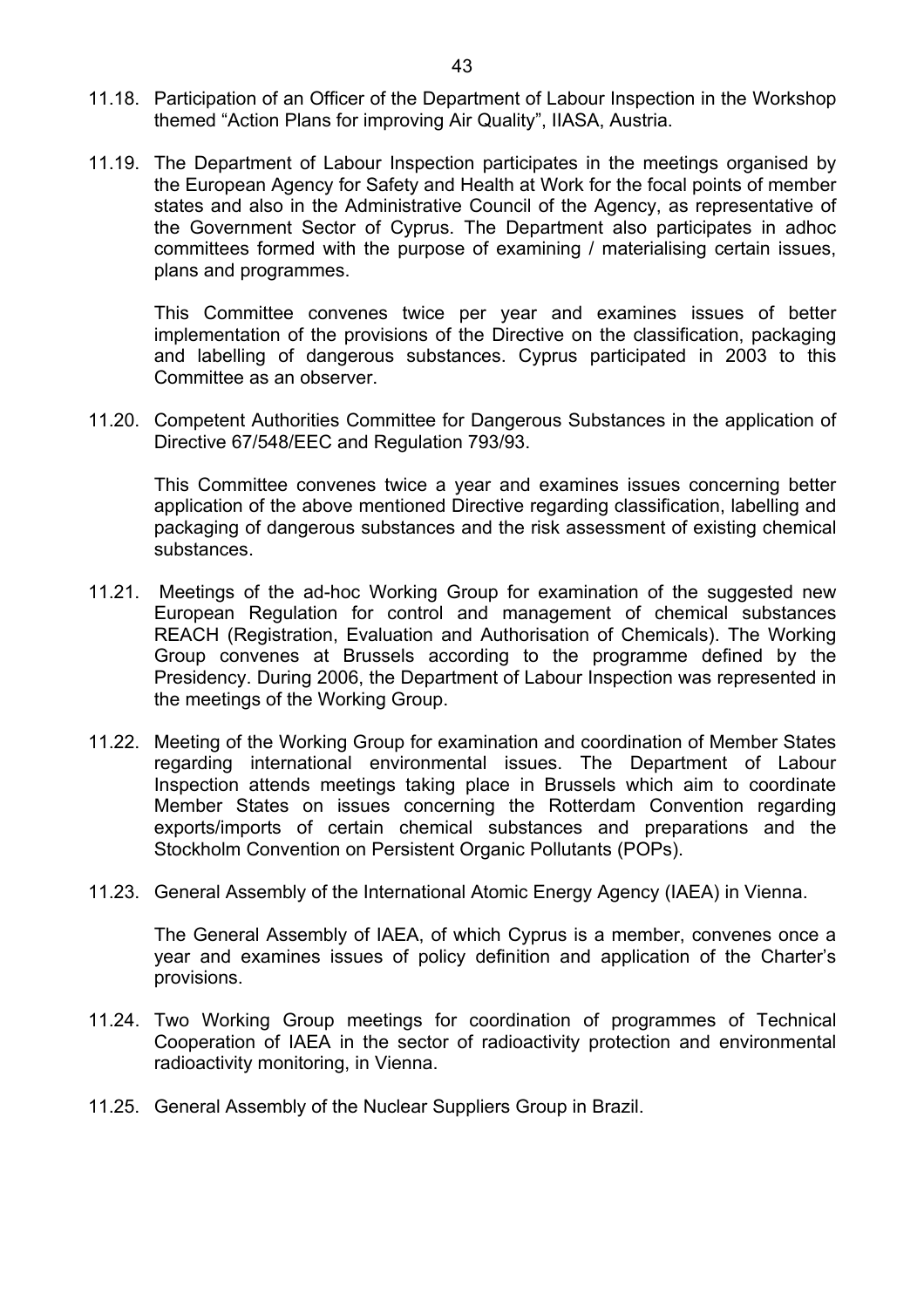11.18. Participation of an Officer of the Department of Labour Inspection in the Workshop themed "Action Plans for improving Air Quality", IIASA, Austria.

11.19. The Department of Labour Inspection participates in the meetings organised by the European Agency for Safety and Health at Work for the focal points of member states and also in the Administrative Council of the Agency, as representative of the Government Sector of Cyprus. The Department also participates in adhoc committees formed with the purpose of examining / materialising certain issues, plans and programmes.

This Committee convenes twice per year and examines issues of better implementation of the provisions of the Directive on the classification, packaging and labelling of dangerous substances. Cyprus participated in 2003 to this Committee as an observer.

11.20. Competent Authorities Committee for Dangerous Substances in the application of Directive 67/548/EEC and Regulation 793/93.

This Committee convenes twice a year and examines issues concerning better application of the above mentioned Directive regarding classification, labelling and packaging of dangerous substances and the risk assessment of existing chemical substances.

11.21. Meetings of the ad-hoc Working Group for examination of the suggested new European Regulation for control and management of chemical substances REACH (Registration, Evaluation and Authorisation of Chemicals). The Working Group convenes at Brussels according to the programme defined by the Presidency. During 2006, the Department of Labour Inspection was represented in the meetings of the Working Group.

11.22. Meeting of the Working Group for examination and coordination of Member States regarding international environmental issues. The Department of Labour Inspection attends meetings taking place in Brussels which aim to coordinate Member States on issues concerning the Rotterdam Convention regarding exports/imports of certain chemical substances and preparations and the Stockholm Convention on Persistent Organic Pollutants (POPs).

11.23. General Assembly of the International Atomic Energy Agency (IAEA) in Vienna.

The General Assembly of IAEA, of which Cyprus is a member, convenes once a year and examines issues of policy definition and application of the Charter's provisions.

11.24. Two Working Group meetings for coordination of programmes of Technical Cooperation of IAEA in the sector of radioactivity protection and environmental radioactivity monitoring, in Vienna.

11.25. General Assembly of the Nuclear Suppliers Group in Brazil.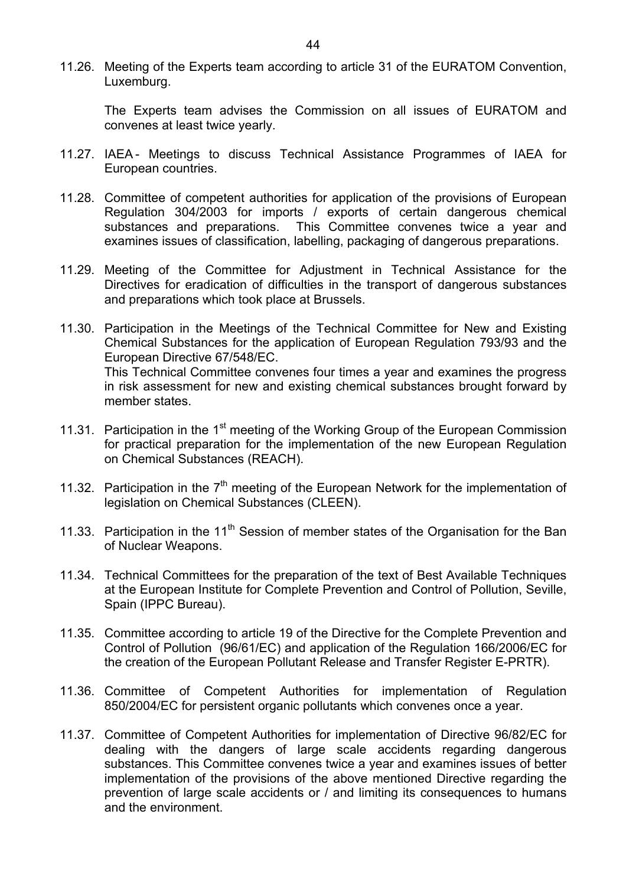11.26. Meeting of the Experts team according to article 31 of the EURATOM Convention, Luxemburg.

The Experts team advises the Commission on all issues of EURATOM and convenes at least twice yearly.

11.27. IAEA - Meetings to discuss Technical Assistance Programmes of IAEA for European countries.

11.28. Committee of competent authorities for application of the provisions of European Regulation 304/2003 for imports / exports of certain dangerous chemical substances and preparations. This Committee convenes twice a year and examines issues of classification, labelling, packaging of dangerous preparations.

11.29. Meeting of the Committee for Adjustment in Technical Assistance for the Directives for eradication of difficulties in the transport of dangerous substances and preparations which took place at Brussels.

11.30. Participation in the Meetings of the Technical Committee for New and Existing Chemical Substances for the application of European Regulation 793/93 and the European Directive 67/548/EC.
This Technical Committee convenes four times a year and examines the progress in risk assessment for new and existing chemical substances brought forward by member states.

11.31. Participation in the 1st meeting of the Working Group of the European Commission for practical preparation for the implementation of the new European Regulation on Chemical Substances (REACH).

11.32. Participation in the 7th meeting of the European Network for the implementation of legislation on Chemical Substances (CLEEN).

11.33. Participation in the 11th Session of member states of the Organisation for the Ban of Nuclear Weapons.

11.34. Technical Committees for the preparation of the text of Best Available Techniques at the European Institute for Complete Prevention and Control of Pollution, Seville, Spain (IPPC Bureau).

11.35. Committee according to article 19 of the Directive for the Complete Prevention and Control of Pollution (96/61/EC) and application of the Regulation 166/2006/EC for the creation of the European Pollutant Release and Transfer Register E-PRTR).

11.36. Committee of Competent Authorities for implementation of Regulation 850/2004/EC for persistent organic pollutants which convenes once a year.

11.37. Committee of Competent Authorities for implementation of Directive 96/82/EC for dealing with the dangers of large scale accidents regarding dangerous substances. This Committee convenes twice a year and examines issues of better implementation of the provisions of the above mentioned Directive regarding the prevention of large scale accidents or / and limiting its consequences to humans and the environment.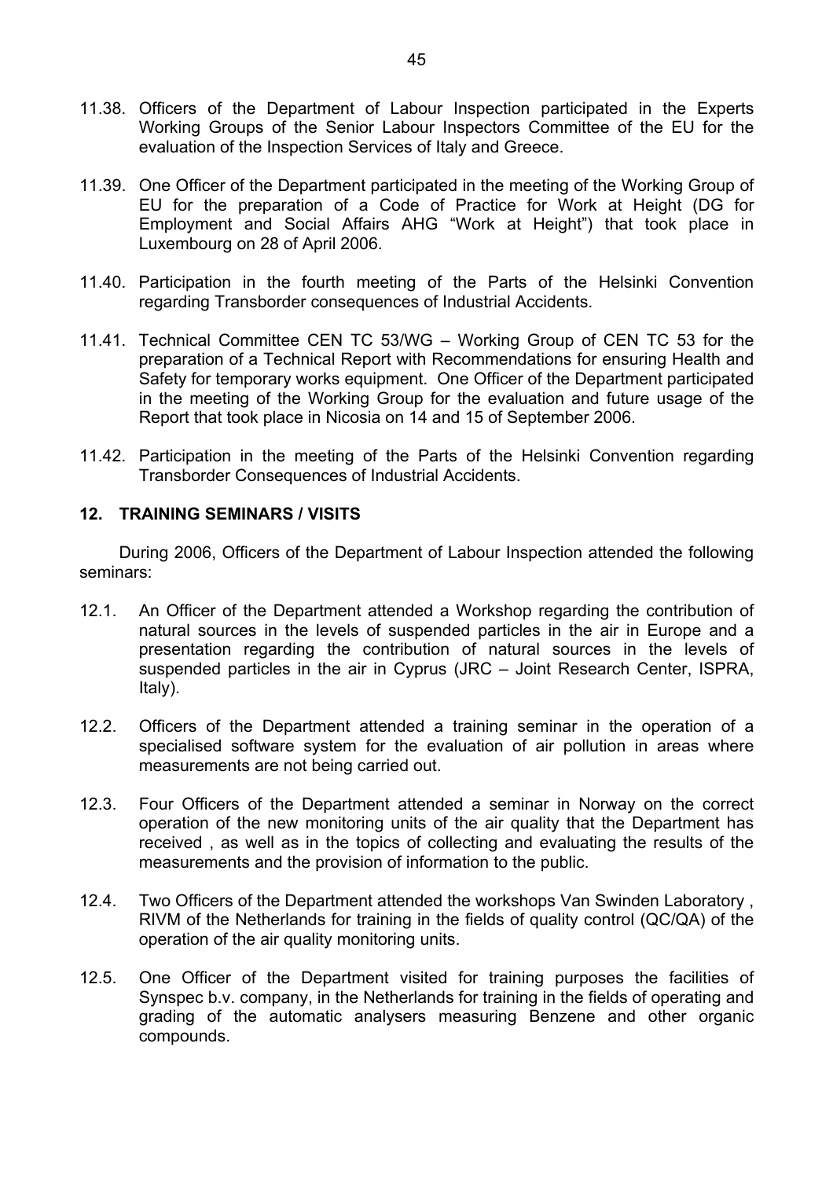11.38. Officers of the Department of Labour Inspection participated in the Experts Working Groups of the Senior Labour Inspectors Committee of the EU for the evaluation of the Inspection Services of Italy and Greece.

11.39. One Officer of the Department participated in the meeting of the Working Group of EU for the preparation of a Code of Practice for Work at Height (DG for Employment and Social Affairs AHG "Work at Height") that took place in Luxembourg on 28 of April 2006.

11.40. Participation in the fourth meeting of the Parts of the Helsinki Convention regarding Transborder consequences of Industrial Accidents.

11.41. Technical Committee CEN TC 53/WG – Working Group of CEN TC 53 for the preparation of a Technical Report with Recommendations for ensuring Health and Safety for temporary works equipment. One Officer of the Department participated in the meeting of the Working Group for the evaluation and future usage of the Report that took place in Nicosia on 14 and 15 of September 2006.

11.42. Participation in the meeting of the Parts of the Helsinki Convention regarding Transborder Consequences of Industrial Accidents.

## 12. TRAINING SEMINARS / VISITS

During 2006, Officers of the Department of Labour Inspection attended the following seminars:

12.1. An Officer of the Department attended a Workshop regarding the contribution of natural sources in the levels of suspended particles in the air in Europe and a presentation regarding the contribution of natural sources in the levels of suspended particles in the air in Cyprus (JRC – Joint Research Center, ISPRA, Italy).

12.2. Officers of the Department attended a training seminar in the operation of a specialised software system for the evaluation of air pollution in areas where measurements are not being carried out.

12.3. Four Officers of the Department attended a seminar in Norway on the correct operation of the new monitoring units of the air quality that the Department has received , as well as in the topics of collecting and evaluating the results of the measurements and the provision of information to the public.

12.4. Two Officers of the Department attended the workshops Van Swinden Laboratory , RIVM of the Netherlands for training in the fields of quality control (QC/QA) of the operation of the air quality monitoring units.

12.5. One Officer of the Department visited for training purposes the facilities of Synspec b.v. company, in the Netherlands for training in the fields of operating and grading of the automatic analysers measuring Benzene and other organic compounds.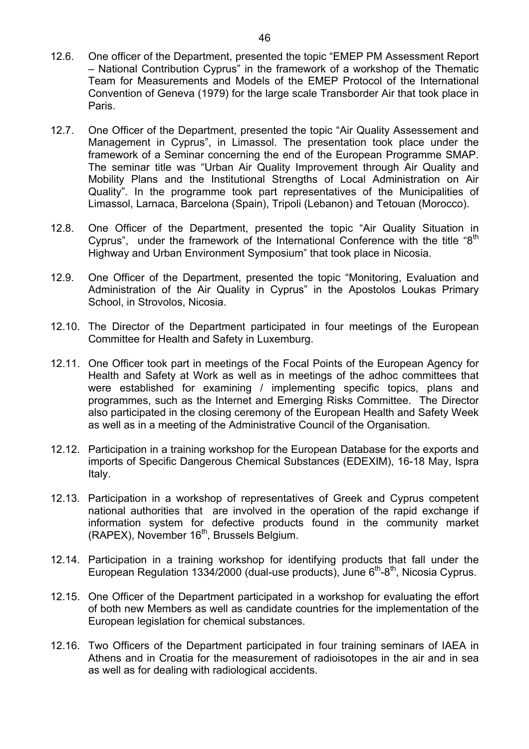12.6. One officer of the Department, presented the topic “EMEP PM Assessment Report – National Contribution Cyprus” in the framework of a workshop of the Thematic Team for Measurements and Models of the EMEP Protocol of the International Convention of Geneva (1979) for the large scale Transborder Air that took place in Paris.

12.7. One Officer of the Department, presented the topic “Air Quality Assessement and Management in Cyprus”, in Limassol. The presentation took place under the framework of a Seminar concerning the end of the European Programme SMAP. The seminar title was “Urban Air Quality Improvement through Air Quality and Mobility Plans and the Institutional Strengths of Local Administration on Air Quality”. In the programme took part representatives of the Municipalities of Limassol, Larnaca, Barcelona (Spain), Tripoli (Lebanon) and Tetouan (Morocco).

12.8. One Officer of the Department, presented the topic “Air Quality Situation in Cyprus”, under the framework of the International Conference with the title “8th Highway and Urban Environment Symposium” that took place in Nicosia.

12.9. One Officer of the Department, presented the topic “Monitoring, Evaluation and Administration of the Air Quality in Cyprus” in the Apostolos Loukas Primary School, in Strovolos, Nicosia.

12.10. The Director of the Department participated in four meetings of the European Committee for Health and Safety in Luxemburg.

12.11. One Officer took part in meetings of the Focal Points of the European Agency for Health and Safety at Work as well as in meetings of the adhoc committees that were established for examining / implementing specific topics, plans and programmes, such as the Internet and Emerging Risks Committee. The Director also participated in the closing ceremony of the European Health and Safety Week as well as in a meeting of the Administrative Council of the Organisation.

12.12. Participation in a training workshop for the European Database for the exports and imports of Specific Dangerous Chemical Substances (EDEXIM), 16-18 May, Ispra Italy.

12.13. Participation in a workshop of representatives of Greek and Cyprus competent national authorities that are involved in the operation of the rapid exchange if information system for defective products found in the community market (RAPEX), November 16th, Brussels Belgium.

12.14. Participation in a training workshop for identifying products that fall under the European Regulation 1334/2000 (dual-use products), June 6th-8th, Nicosia Cyprus.

12.15. One Officer of the Department participated in a workshop for evaluating the effort of both new Members as well as candidate countries for the implementation of the European legislation for chemical substances.

12.16. Two Officers of the Department participated in four training seminars of IAEA in Athens and in Croatia for the measurement of radioisotopes in the air and in sea as well as for dealing with radiological accidents.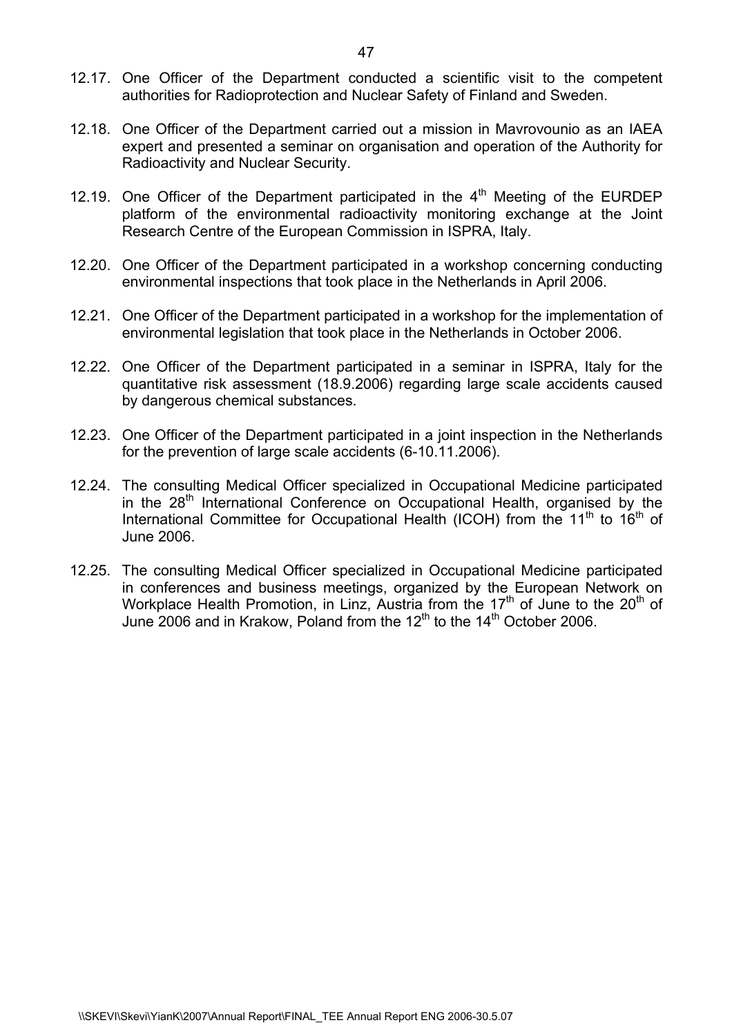12.17. One Officer of the Department conducted a scientific visit to the competent authorities for Radioprotection and Nuclear Safety of Finland and Sweden.

12.18. One Officer of the Department carried out a mission in Mavrovounio as an IAEA expert and presented a seminar on organisation and operation of the Authority for Radioactivity and Nuclear Security.

12.19. One Officer of the Department participated in the 4th Meeting of the EURDEP platform of the environmental radioactivity monitoring exchange at the Joint Research Centre of the European Commission in ISPRA, Italy.

12.20. One Officer of the Department participated in a workshop concerning conducting environmental inspections that took place in the Netherlands in April 2006.

12.21. One Officer of the Department participated in a workshop for the implementation of environmental legislation that took place in the Netherlands in October 2006.

12.22. One Officer of the Department participated in a seminar in ISPRA, Italy for the quantitative risk assessment (18.9.2006) regarding large scale accidents caused by dangerous chemical substances.

12.23. One Officer of the Department participated in a joint inspection in the Netherlands for the prevention of large scale accidents (6-10.11.2006).

12.24. The consulting Medical Officer specialized in Occupational Medicine participated in the 28th International Conference on Occupational Health, organised by the International Committee for Occupational Health (ICOH) from the 11th to 16th of June 2006.

12.25. The consulting Medical Officer specialized in Occupational Medicine participated in conferences and business meetings, organized by the European Network on Workplace Health Promotion, in Linz, Austria from the 17th of June to the 20th of June 2006 and in Krakow, Poland from the 12th to the 14th October 2006.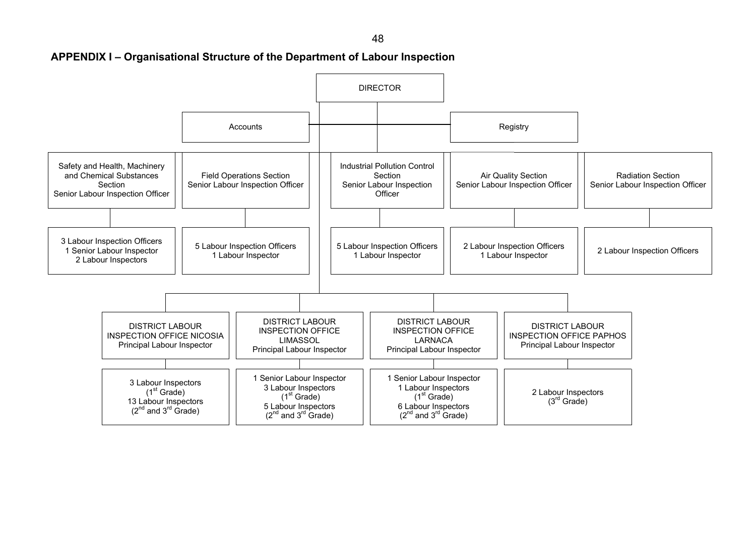## APPENDIX I – Organisational Structure of the Department of Labour Inspection

DIRECTOR

Accounts

Registry

Safety and Health, Machinery and Chemical Substances Section
Senior Labour Inspection Officer

3 Labour Inspection Officers
1 Senior Labour Inspector
2 Labour Inspectors

Field Operations Section
Senior Labour Inspection Officer

5 Labour Inspection Officers
1 Labour Inspector

Industrial Pollution Control Section
Senior Labour Inspection Officer

5 Labour Inspection Officers
1 Labour Inspector

Air Quality Section
Senior Labour Inspection Officer

2 Labour Inspection Officers
1 Labour Inspector

Radiation Section
Senior Labour Inspection Officer

2 Labour Inspection Officers

DISTRICT LABOUR INSPECTION OFFICE NICOSIA
Principal Labour Inspector

3 Labour Inspectors
(1st Grade)
13 Labour Inspectors
(2nd and 3rd Grade)

DISTRICT LABOUR INSPECTION OFFICE LIMASSOL
Principal Labour Inspector

1 Senior Labour Inspector
3 Labour Inspectors
(1st Grade)
5 Labour Inspectors
(2nd and 3rd Grade)

DISTRICT LABOUR INSPECTION OFFICE LARNACA
Principal Labour Inspector

1 Senior Labour Inspector
1 Labour Inspectors
(1st Grade)
6 Labour Inspectors
(2nd and 3rd Grade)

DISTRICT LABOUR INSPECTION OFFICE PAPHOS
Principal Labour Inspector

2 Labour Inspectors
(3rd Grade)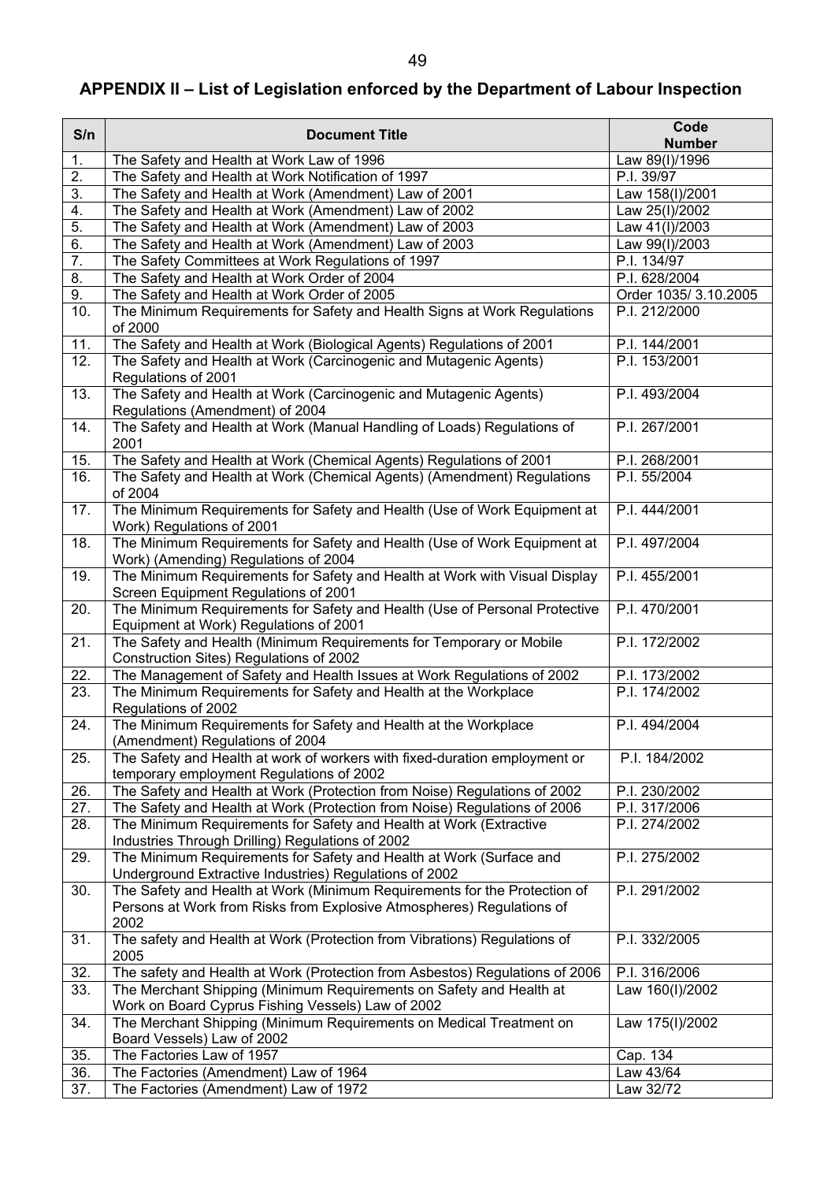## APPENDIX II – List of Legislation enforced by the Department of Labour Inspection

| S/n | Document Title | Code Number |
|---|---|---|
| 1. | The Safety and Health at Work Law of 1996 | Law 89(I)/1996 |
| 2. | The Safety and Health at Work Notification of 1997 | P.I. 39/97 |
| 3. | The Safety and Health at Work (Amendment) Law of 2001 | Law 158(I)/2001 |
| 4. | The Safety and Health at Work (Amendment) Law of 2002 | Law 25(I)/2002 |
| 5. | The Safety and Health at Work (Amendment) Law of 2003 | Law 41(I)/2003 |
| 6. | The Safety and Health at Work (Amendment) Law of 2003 | Law 99(I)/2003 |
| 7. | The Safety Committees at Work Regulations of 1997 | P.I. 134/97 |
| 8. | The Safety and Health at Work Order of 2004 | P.I. 628/2004 |
| 9. | The Safety and Health at Work Order of 2005 | Order 1035/ 3.10.2005 |
| 10. | The Minimum Requirements for Safety and Health Signs at Work Regulations of 2000 | P.I. 212/2000 |
| 11. | The Safety and Health at Work (Biological Agents) Regulations of 2001 | P.I. 144/2001 |
| 12. | The Safety and Health at Work (Carcinogenic and Mutagenic Agents) Regulations of 2001 | P.I. 153/2001 |
| 13. | The Safety and Health at Work (Carcinogenic and Mutagenic Agents) Regulations (Amendment) of 2004 | P.I. 493/2004 |
| 14. | The Safety and Health at Work (Manual Handling of Loads) Regulations of 2001 | P.I. 267/2001 |
| 15. | The Safety and Health at Work (Chemical Agents) Regulations of 2001 | P.I. 268/2001 |
| 16. | The Safety and Health at Work (Chemical Agents) (Amendment) Regulations of 2004 | P.I. 55/2004 |
| 17. | The Minimum Requirements for Safety and Health (Use of Work Equipment at Work) Regulations of 2001 | P.I. 444/2001 |
| 18. | The Minimum Requirements for Safety and Health (Use of Work Equipment at Work) (Amending) Regulations of 2004 | P.I. 497/2004 |
| 19. | The Minimum Requirements for Safety and Health at Work with Visual Display Screen Equipment Regulations of 2001 | P.I. 455/2001 |
| 20. | The Minimum Requirements for Safety and Health (Use of Personal Protective Equipment at Work) Regulations of 2001 | P.I. 470/2001 |
| 21. | The Safety and Health (Minimum Requirements for Temporary or Mobile Construction Sites) Regulations of 2002 | P.I. 172/2002 |
| 22. | The Management of Safety and Health Issues at Work Regulations of 2002 | P.I. 173/2002 |
| 23. | The Minimum Requirements for Safety and Health at the Workplace Regulations of 2002 | P.I. 174/2002 |
| 24. | The Minimum Requirements for Safety and Health at the Workplace (Amendment) Regulations of 2004 | P.I. 494/2004 |
| 25. | The Safety and Health at work of workers with fixed-duration employment or temporary employment Regulations of 2002 | P.I. 184/2002 |
| 26. | The Safety and Health at Work (Protection from Noise) Regulations of 2002 | P.I. 230/2002 |
| 27. | The Safety and Health at Work (Protection from Noise) Regulations of 2006 | P.I. 317/2006 |
| 28. | The Minimum Requirements for Safety and Health at Work (Extractive Industries Through Drilling) Regulations of 2002 | P.I. 274/2002 |
| 29. | The Minimum Requirements for Safety and Health at Work (Surface and Underground Extractive Industries) Regulations of 2002 | P.I. 275/2002 |
| 30. | The Safety and Health at Work (Minimum Requirements for the Protection of Persons at Work from Risks from Explosive Atmospheres) Regulations of 2002 | P.I. 291/2002 |
| 31. | The safety and Health at Work (Protection from Vibrations) Regulations of 2005 | P.I. 332/2005 |
| 32. | The safety and Health at Work (Protection from Asbestos) Regulations of 2006 | P.I. 316/2006 |
| 33. | The Merchant Shipping (Minimum Requirements on Safety and Health at Work on Board Cyprus Fishing Vessels) Law of 2002 | Law 160(I)/2002 |
| 34. | The Merchant Shipping (Minimum Requirements on Medical Treatment on Board Vessels) Law of 2002 | Law 175(I)/2002 |
| 35. | The Factories Law of 1957 | Cap. 134 |
| 36. | The Factories (Amendment) Law of 1964 | Law 43/64 |
| 37. | The Factories (Amendment) Law of 1972 | Law 32/72 |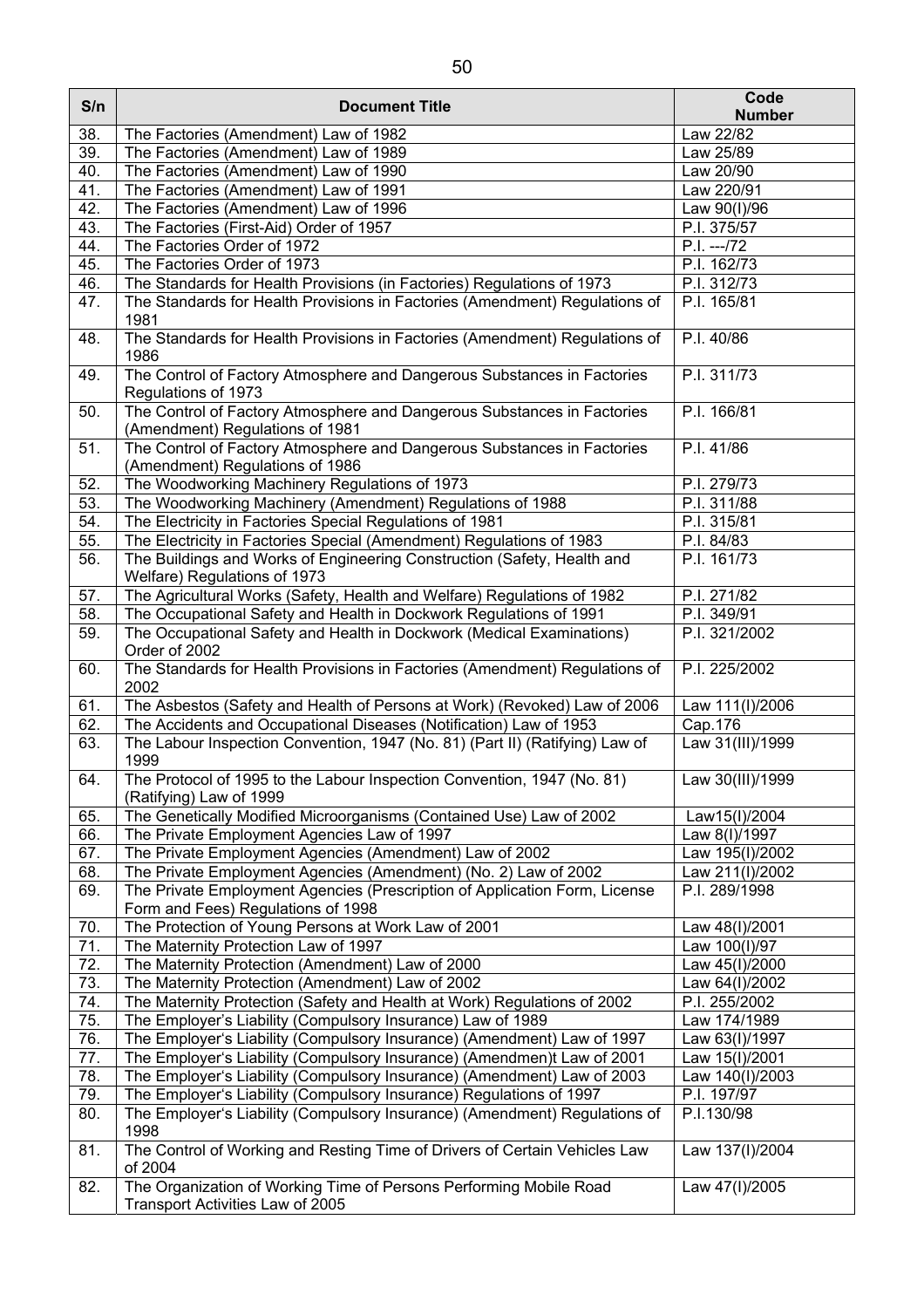| S/n | Document Title | Code Number |
|---|---|---|
| 38. | The Factories (Amendment) Law of 1982 | Law 22/82 |
| 39. | The Factories (Amendment) Law of 1989 | Law 25/89 |
| 40. | The Factories (Amendment) Law of 1990 | Law 20/90 |
| 41. | The Factories (Amendment) Law of 1991 | Law 220/91 |
| 42. | The Factories (Amendment) Law of 1996 | Law 90(I)/96 |
| 43. | The Factories (First-Aid) Order of 1957 | P.I. 375/57 |
| 44. | The Factories Order of 1972 | P.I. ---/72 |
| 45. | The Factories Order of 1973 | P.I. 162/73 |
| 46. | The Standards for Health Provisions (in Factories) Regulations of 1973 | P.I. 312/73 |
| 47. | The Standards for Health Provisions in Factories (Amendment) Regulations of 1981 | P.I. 165/81 |
| 48. | The Standards for Health Provisions in Factories (Amendment) Regulations of 1986 | P.I. 40/86 |
| 49. | The Control of Factory Atmosphere and Dangerous Substances in Factories Regulations of 1973 | P.I. 311/73 |
| 50. | The Control of Factory Atmosphere and Dangerous Substances in Factories (Amendment) Regulations of 1981 | P.I. 166/81 |
| 51. | The Control of Factory Atmosphere and Dangerous Substances in Factories (Amendment) Regulations of 1986 | P.I. 41/86 |
| 52. | The Woodworking Machinery Regulations of 1973 | P.I. 279/73 |
| 53. | The Woodworking Machinery (Amendment) Regulations of 1988 | P.I. 311/88 |
| 54. | The Electricity in Factories Special Regulations of 1981 | P.I. 315/81 |
| 55. | The Electricity in Factories Special (Amendment) Regulations of 1983 | P.I. 84/83 |
| 56. | The Buildings and Works of Engineering Construction (Safety, Health and Welfare) Regulations of 1973 | P.I. 161/73 |
| 57. | The Agricultural Works (Safety, Health and Welfare) Regulations of 1982 | P.I. 271/82 |
| 58. | The Occupational Safety and Health in Dockwork Regulations of 1991 | P.I. 349/91 |
| 59. | The Occupational Safety and Health in Dockwork (Medical Examinations) Order of 2002 | P.I. 321/2002 |
| 60. | The Standards for Health Provisions in Factories (Amendment) Regulations of 2002 | P.I. 225/2002 |
| 61. | The Asbestos (Safety and Health of Persons at Work) (Revoked) Law of 2006 | Law 111(I)/2006 |
| 62. | The Accidents and Occupational Diseases (Notification) Law of 1953 | Cap.176 |
| 63. | The Labour Inspection Convention, 1947 (No. 81) (Part II) (Ratifying) Law of 1999 | Law 31(III)/1999 |
| 64. | The Protocol of 1995 to the Labour Inspection Convention, 1947 (No. 81) (Ratifying) Law of 1999 | Law 30(III)/1999 |
| 65. | The Genetically Modified Microorganisms (Contained Use) Law of 2002 | Law15(I)/2004 |
| 66. | The Private Employment Agencies Law of 1997 | Law 8(I)/1997 |
| 67. | The Private Employment Agencies (Amendment) Law of 2002 | Law 195(I)/2002 |
| 68. | The Private Employment Agencies (Amendment) (No. 2) Law of 2002 | Law 211(I)/2002 |
| 69. | The Private Employment Agencies (Prescription of Application Form, License Form and Fees) Regulations of 1998 | P.I. 289/1998 |
| 70. | The Protection of Young Persons at Work Law of 2001 | Law 48(I)/2001 |
| 71. | The Maternity Protection Law of 1997 | Law 100(I)/97 |
| 72. | The Maternity Protection (Amendment) Law of 2000 | Law 45(I)/2000 |
| 73. | The Maternity Protection (Amendment) Law of 2002 | Law 64(I)/2002 |
| 74. | The Maternity Protection (Safety and Health at Work) Regulations of 2002 | P.I. 255/2002 |
| 75. | The Employer's Liability (Compulsory Insurance) Law of 1989 | Law 174/1989 |
| 76. | The Employer's Liability (Compulsory Insurance) (Amendment) Law of 1997 | Law 63(I)/1997 |
| 77. | The Employer's Liability (Compulsory Insurance) (Amendmen)t Law of 2001 | Law 15(I)/2001 |
| 78. | The Employer's Liability (Compulsory Insurance) (Amendment) Law of 2003 | Law 140(I)/2003 |
| 79. | The Employer's Liability (Compulsory Insurance) Regulations of 1997 | P.I. 197/97 |
| 80. | The Employer's Liability (Compulsory Insurance) (Amendment) Regulations of 1998 | P.I.130/98 |
| 81. | The Control of Working and Resting Time of Drivers of Certain Vehicles Law of 2004 | Law 137(I)/2004 |
| 82. | The Organization of Working Time of Persons Performing Mobile Road Transport Activities Law of 2005 | Law 47(I)/2005 |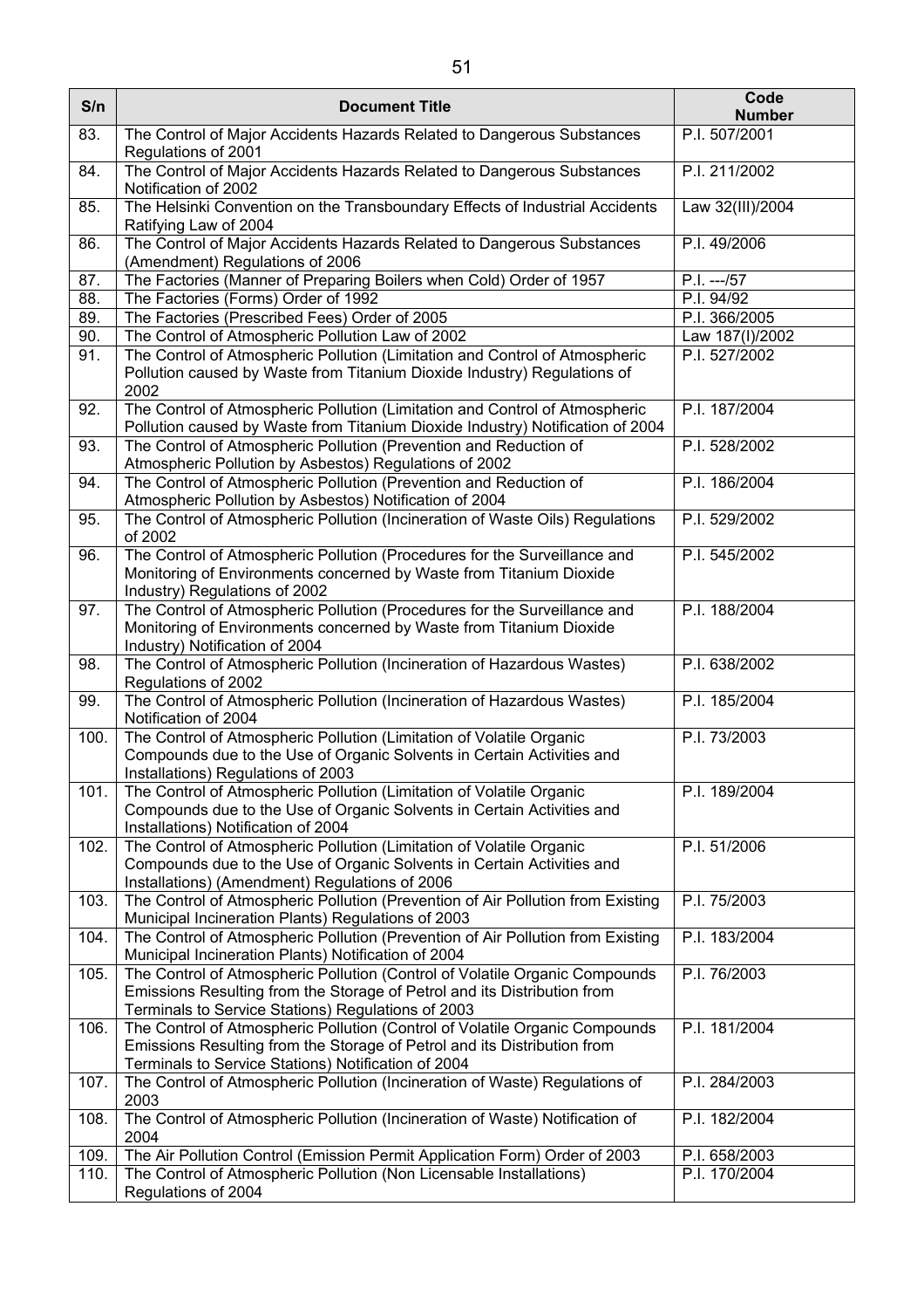| S/n | Document Title | Code Number |
|---|---|---|
| 83. | The Control of Major Accidents Hazards Related to Dangerous Substances Regulations of 2001 | P.I. 507/2001 |
| 84. | The Control of Major Accidents Hazards Related to Dangerous Substances Notification of 2002 | P.I. 211/2002 |
| 85. | The Helsinki Convention on the Transboundary Effects of Industrial Accidents Ratifying Law of 2004 | Law 32(III)/2004 |
| 86. | The Control of Major Accidents Hazards Related to Dangerous Substances (Amendment) Regulations of 2006 | P.I. 49/2006 |
| 87. | The Factories (Manner of Preparing Boilers when Cold) Order of 1957 | P.I. ---/57 |
| 88. | The Factories (Forms) Order of 1992 | P.I. 94/92 |
| 89. | The Factories (Prescribed Fees) Order of 2005 | P.I. 366/2005 |
| 90. | The Control of Atmospheric Pollution Law of 2002 | Law 187(I)/2002 |
| 91. | The Control of Atmospheric Pollution (Limitation and Control of Atmospheric Pollution caused by Waste from Titanium Dioxide Industry) Regulations of 2002 | P.I. 527/2002 |
| 92. | The Control of Atmospheric Pollution (Limitation and Control of Atmospheric Pollution caused by Waste from Titanium Dioxide Industry) Notification of 2004 | P.I. 187/2004 |
| 93. | The Control of Atmospheric Pollution (Prevention and Reduction of Atmospheric Pollution by Asbestos) Regulations of 2002 | P.I. 528/2002 |
| 94. | The Control of Atmospheric Pollution (Prevention and Reduction of Atmospheric Pollution by Asbestos) Notification of 2004 | P.I. 186/2004 |
| 95. | The Control of Atmospheric Pollution (Incineration of Waste Oils) Regulations of 2002 | P.I. 529/2002 |
| 96. | The Control of Atmospheric Pollution (Procedures for the Surveillance and Monitoring of Environments concerned by Waste from Titanium Dioxide Industry) Regulations of 2002 | P.I. 545/2002 |
| 97. | The Control of Atmospheric Pollution (Procedures for the Surveillance and Monitoring of Environments concerned by Waste from Titanium Dioxide Industry) Notification of 2004 | P.I. 188/2004 |
| 98. | The Control of Atmospheric Pollution (Incineration of Hazardous Wastes) Regulations of 2002 | P.I. 638/2002 |
| 99. | The Control of Atmospheric Pollution (Incineration of Hazardous Wastes) Notification of 2004 | P.I. 185/2004 |
| 100. | The Control of Atmospheric Pollution (Limitation of Volatile Organic Compounds due to the Use of Organic Solvents in Certain Activities and Installations) Regulations of 2003 | P.I. 73/2003 |
| 101. | The Control of Atmospheric Pollution (Limitation of Volatile Organic Compounds due to the Use of Organic Solvents in Certain Activities and Installations) Notification of 2004 | P.I. 189/2004 |
| 102. | The Control of Atmospheric Pollution (Limitation of Volatile Organic Compounds due to the Use of Organic Solvents in Certain Activities and Installations) (Amendment) Regulations of 2006 | P.I. 51/2006 |
| 103. | The Control of Atmospheric Pollution (Prevention of Air Pollution from Existing Municipal Incineration Plants) Regulations of 2003 | P.I. 75/2003 |
| 104. | The Control of Atmospheric Pollution (Prevention of Air Pollution from Existing Municipal Incineration Plants) Notification of 2004 | P.I. 183/2004 |
| 105. | The Control of Atmospheric Pollution (Control of Volatile Organic Compounds Emissions Resulting from the Storage of Petrol and its Distribution from Terminals to Service Stations) Regulations of 2003 | P.I. 76/2003 |
| 106. | The Control of Atmospheric Pollution (Control of Volatile Organic Compounds Emissions Resulting from the Storage of Petrol and its Distribution from Terminals to Service Stations) Notification of 2004 | P.I. 181/2004 |
| 107. | The Control of Atmospheric Pollution (Incineration of Waste) Regulations of 2003 | P.I. 284/2003 |
| 108. | The Control of Atmospheric Pollution (Incineration of Waste) Notification of 2004 | P.I. 182/2004 |
| 109. | The Air Pollution Control (Emission Permit Application Form) Order of 2003 | P.I. 658/2003 |
| 110. | The Control of Atmospheric Pollution (Non Licensable Installations) Regulations of 2004 | P.I. 170/2004 |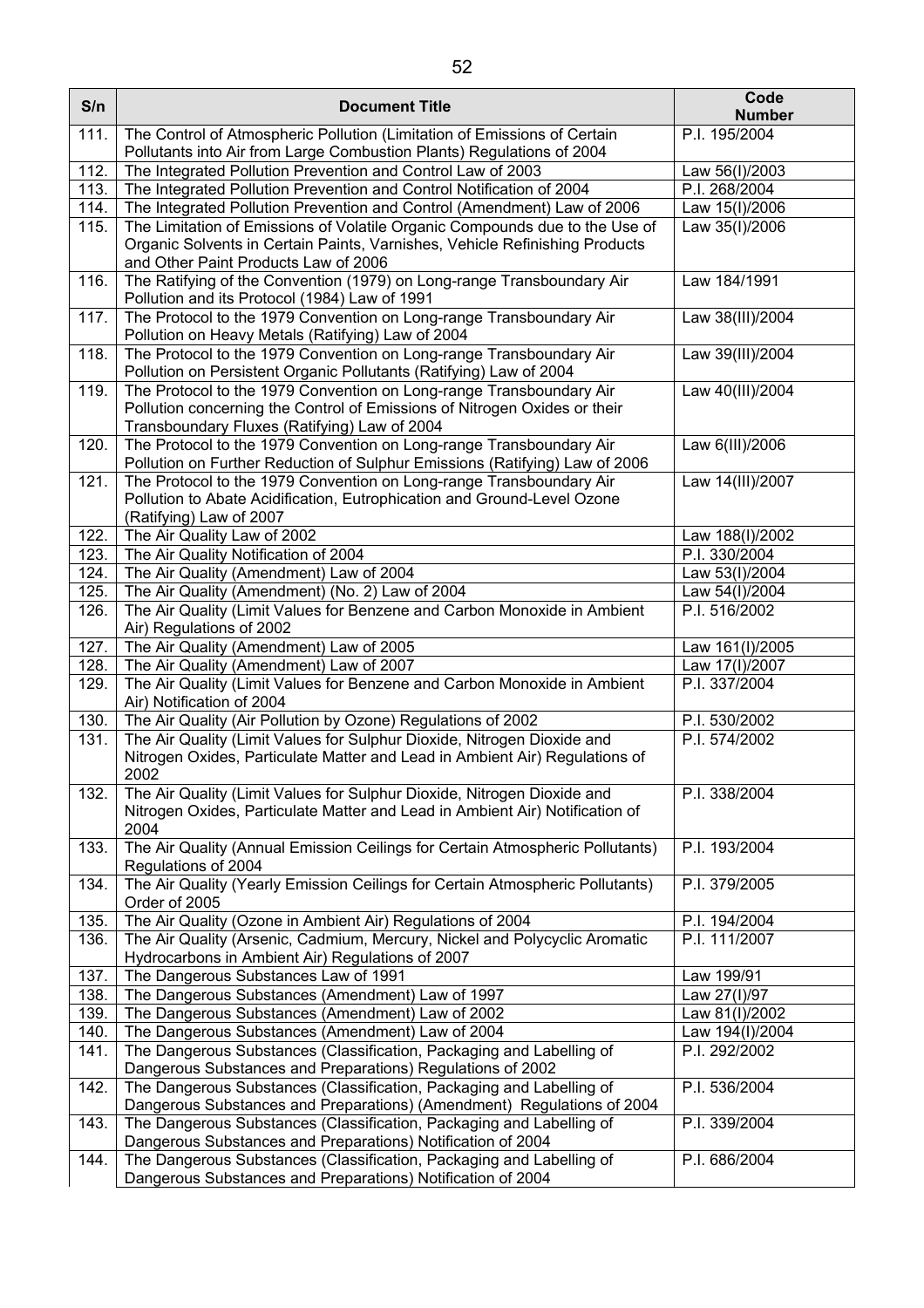| S/n | Document Title | Code Number |
|---|---|---|
| 111. | The Control of Atmospheric Pollution (Limitation of Emissions of Certain Pollutants into Air from Large Combustion Plants) Regulations of 2004 | P.I. 195/2004 |
| 112. | The Integrated Pollution Prevention and Control Law of 2003 | Law 56(I)/2003 |
| 113. | The Integrated Pollution Prevention and Control Notification of 2004 | P.I. 268/2004 |
| 114. | The Integrated Pollution Prevention and Control (Amendment) Law of 2006 | Law 15(I)/2006 |
| 115. | The Limitation of Emissions of Volatile Organic Compounds due to the Use of Organic Solvents in Certain Paints, Varnishes, Vehicle Refinishing Products and Other Paint Products Law of 2006 | Law 35(I)/2006 |
| 116. | The Ratifying of the Convention (1979) on Long-range Transboundary Air Pollution and its Protocol (1984) Law of 1991 | Law 184/1991 |
| 117. | The Protocol to the 1979 Convention on Long-range Transboundary Air Pollution on Heavy Metals (Ratifying) Law of 2004 | Law 38(III)/2004 |
| 118. | The Protocol to the 1979 Convention on Long-range Transboundary Air Pollution on Persistent Organic Pollutants (Ratifying) Law of 2004 | Law 39(III)/2004 |
| 119. | The Protocol to the 1979 Convention on Long-range Transboundary Air Pollution concerning the Control of Emissions of Nitrogen Oxides or their Transboundary Fluxes (Ratifying) Law of 2004 | Law 40(III)/2004 |
| 120. | The Protocol to the 1979 Convention on Long-range Transboundary Air Pollution on Further Reduction of Sulphur Emissions (Ratifying) Law of 2006 | Law 6(III)/2006 |
| 121. | The Protocol to the 1979 Convention on Long-range Transboundary Air Pollution to Abate Acidification, Eutrophication and Ground-Level Ozone (Ratifying) Law of 2007 | Law 14(III)/2007 |
| 122. | The Air Quality Law of 2002 | Law 188(I)/2002 |
| 123. | The Air Quality Notification of 2004 | P.I. 330/2004 |
| 124. | The Air Quality (Amendment) Law of 2004 | Law 53(I)/2004 |
| 125. | The Air Quality (Amendment) (No. 2) Law of 2004 | Law 54(I)/2004 |
| 126. | The Air Quality (Limit Values for Benzene and Carbon Monoxide in Ambient Air) Regulations of 2002 | P.I. 516/2002 |
| 127. | The Air Quality (Amendment) Law of 2005 | Law 161(I)/2005 |
| 128. | The Air Quality (Amendment) Law of 2007 | Law 17(I)/2007 |
| 129. | The Air Quality (Limit Values for Benzene and Carbon Monoxide in Ambient Air) Notification of 2004 | P.I. 337/2004 |
| 130. | The Air Quality (Air Pollution by Ozone) Regulations of 2002 | P.I. 530/2002 |
| 131. | The Air Quality (Limit Values for Sulphur Dioxide, Nitrogen Dioxide and Nitrogen Oxides, Particulate Matter and Lead in Ambient Air) Regulations of 2002 | P.I. 574/2002 |
| 132. | The Air Quality (Limit Values for Sulphur Dioxide, Nitrogen Dioxide and Nitrogen Oxides, Particulate Matter and Lead in Ambient Air) Notification of 2004 | P.I. 338/2004 |
| 133. | The Air Quality (Annual Emission Ceilings for Certain Atmospheric Pollutants) Regulations of 2004 | P.I. 193/2004 |
| 134. | The Air Quality (Yearly Emission Ceilings for Certain Atmospheric Pollutants) Order of 2005 | P.I. 379/2005 |
| 135. | The Air Quality (Ozone in Ambient Air) Regulations of 2004 | P.I. 194/2004 |
| 136. | The Air Quality (Arsenic, Cadmium, Mercury, Nickel and Polycyclic Aromatic Hydrocarbons in Ambient Air) Regulations of 2007 | P.I. 111/2007 |
| 137. | The Dangerous Substances Law of 1991 | Law 199/91 |
| 138. | The Dangerous Substances (Amendment) Law of 1997 | Law 27(I)/97 |
| 139. | The Dangerous Substances (Amendment) Law of 2002 | Law 81(I)/2002 |
| 140. | The Dangerous Substances (Amendment) Law of 2004 | Law 194(I)/2004 |
| 141. | The Dangerous Substances (Classification, Packaging and Labelling of Dangerous Substances and Preparations) Regulations of 2002 | P.I. 292/2002 |
| 142. | The Dangerous Substances (Classification, Packaging and Labelling of Dangerous Substances and Preparations) (Amendment) Regulations of 2004 | P.I. 536/2004 |
| 143. | The Dangerous Substances (Classification, Packaging and Labelling of Dangerous Substances and Preparations) Notification of 2004 | P.I. 339/2004 |
| 144. | The Dangerous Substances (Classification, Packaging and Labelling of Dangerous Substances and Preparations) Notification of 2004 | P.I. 686/2004 |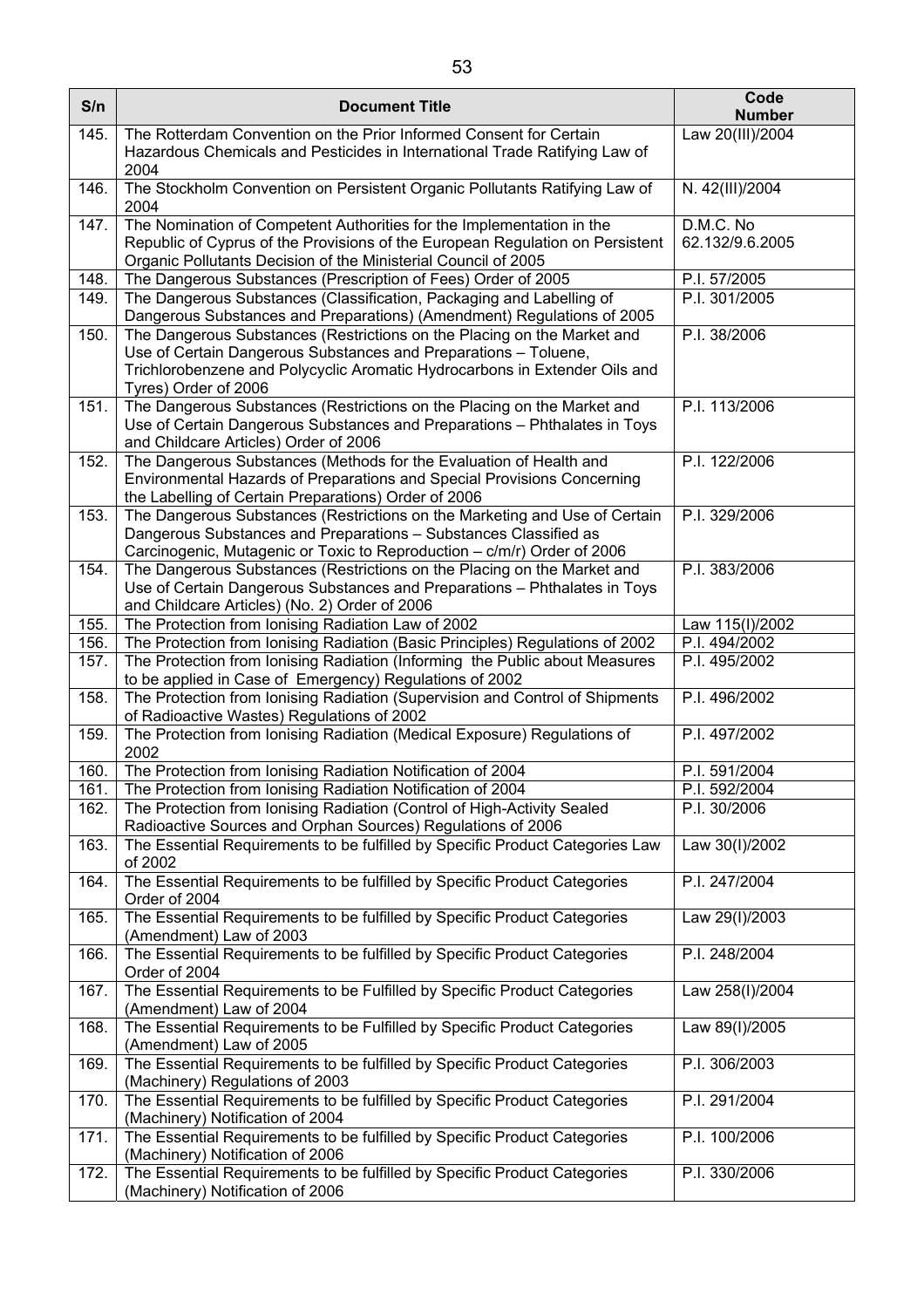| S/n | Document Title | Code Number |
|---|---|---|
| 145. | The Rotterdam Convention on the Prior Informed Consent for Certain Hazardous Chemicals and Pesticides in International Trade Ratifying Law of 2004 | Law 20(III)/2004 |
| 146. | The Stockholm Convention on Persistent Organic Pollutants Ratifying Law of 2004 | N. 42(III)/2004 |
| 147. | The Nomination of Competent Authorities for the Implementation in the Republic of Cyprus of the Provisions of the European Regulation on Persistent Organic Pollutants Decision of the Ministerial Council of 2005 | D.M.C. No 62.132/9.6.2005 |
| 148. | The Dangerous Substances (Prescription of Fees) Order of 2005 | P.I. 57/2005 |
| 149. | The Dangerous Substances (Classification, Packaging and Labelling of Dangerous Substances and Preparations) (Amendment) Regulations of 2005 | P.I. 301/2005 |
| 150. | The Dangerous Substances (Restrictions on the Placing on the Market and Use of Certain Dangerous Substances and Preparations – Toluene, Trichlorobenzene and Polycyclic Aromatic Hydrocarbons in Extender Oils and Tyres) Order of 2006 | P.I. 38/2006 |
| 151. | The Dangerous Substances (Restrictions on the Placing on the Market and Use of Certain Dangerous Substances and Preparations – Phthalates in Toys and Childcare Articles) Order of 2006 | P.I. 113/2006 |
| 152. | The Dangerous Substances (Methods for the Evaluation of Health and Environmental Hazards of Preparations and Special Provisions Concerning the Labelling of Certain Preparations) Order of 2006 | P.I. 122/2006 |
| 153. | The Dangerous Substances (Restrictions on the Marketing and Use of Certain Dangerous Substances and Preparations – Substances Classified as Carcinogenic, Mutagenic or Toxic to Reproduction – c/m/r) Order of 2006 | P.I. 329/2006 |
| 154. | The Dangerous Substances (Restrictions on the Placing on the Market and Use of Certain Dangerous Substances and Preparations – Phthalates in Toys and Childcare Articles) (No. 2) Order of 2006 | P.I. 383/2006 |
| 155. | The Protection from Ionising Radiation Law of 2002 | Law 115(I)/2002 |
| 156. | The Protection from Ionising Radiation (Basic Principles) Regulations of 2002 | P.I. 494/2002 |
| 157. | The Protection from Ionising Radiation (Informing the Public about Measures to be applied in Case of Emergency) Regulations of 2002 | P.I. 495/2002 |
| 158. | The Protection from Ionising Radiation (Supervision and Control of Shipments of Radioactive Wastes) Regulations of 2002 | P.I. 496/2002 |
| 159. | The Protection from Ionising Radiation (Medical Exposure) Regulations of 2002 | P.I. 497/2002 |
| 160. | The Protection from Ionising Radiation Notification of 2004 | P.I. 591/2004 |
| 161. | The Protection from Ionising Radiation Notification of 2004 | P.I. 592/2004 |
| 162. | The Protection from Ionising Radiation (Control of High-Activity Sealed Radioactive Sources and Orphan Sources) Regulations of 2006 | P.I. 30/2006 |
| 163. | The Essential Requirements to be fulfilled by Specific Product Categories Law of 2002 | Law 30(I)/2002 |
| 164. | The Essential Requirements to be fulfilled by Specific Product Categories Order of 2004 | P.I. 247/2004 |
| 165. | The Essential Requirements to be fulfilled by Specific Product Categories (Amendment) Law of 2003 | Law 29(I)/2003 |
| 166. | The Essential Requirements to be fulfilled by Specific Product Categories Order of 2004 | P.I. 248/2004 |
| 167. | The Essential Requirements to be Fulfilled by Specific Product Categories (Amendment) Law of 2004 | Law 258(I)/2004 |
| 168. | The Essential Requirements to be Fulfilled by Specific Product Categories (Amendment) Law of 2005 | Law 89(I)/2005 |
| 169. | The Essential Requirements to be fulfilled by Specific Product Categories (Machinery) Regulations of 2003 | P.I. 306/2003 |
| 170. | The Essential Requirements to be fulfilled by Specific Product Categories (Machinery) Notification of 2004 | P.I. 291/2004 |
| 171. | The Essential Requirements to be fulfilled by Specific Product Categories (Machinery) Notification of 2006 | P.I. 100/2006 |
| 172. | The Essential Requirements to be fulfilled by Specific Product Categories (Machinery) Notification of 2006 | P.I. 330/2006 |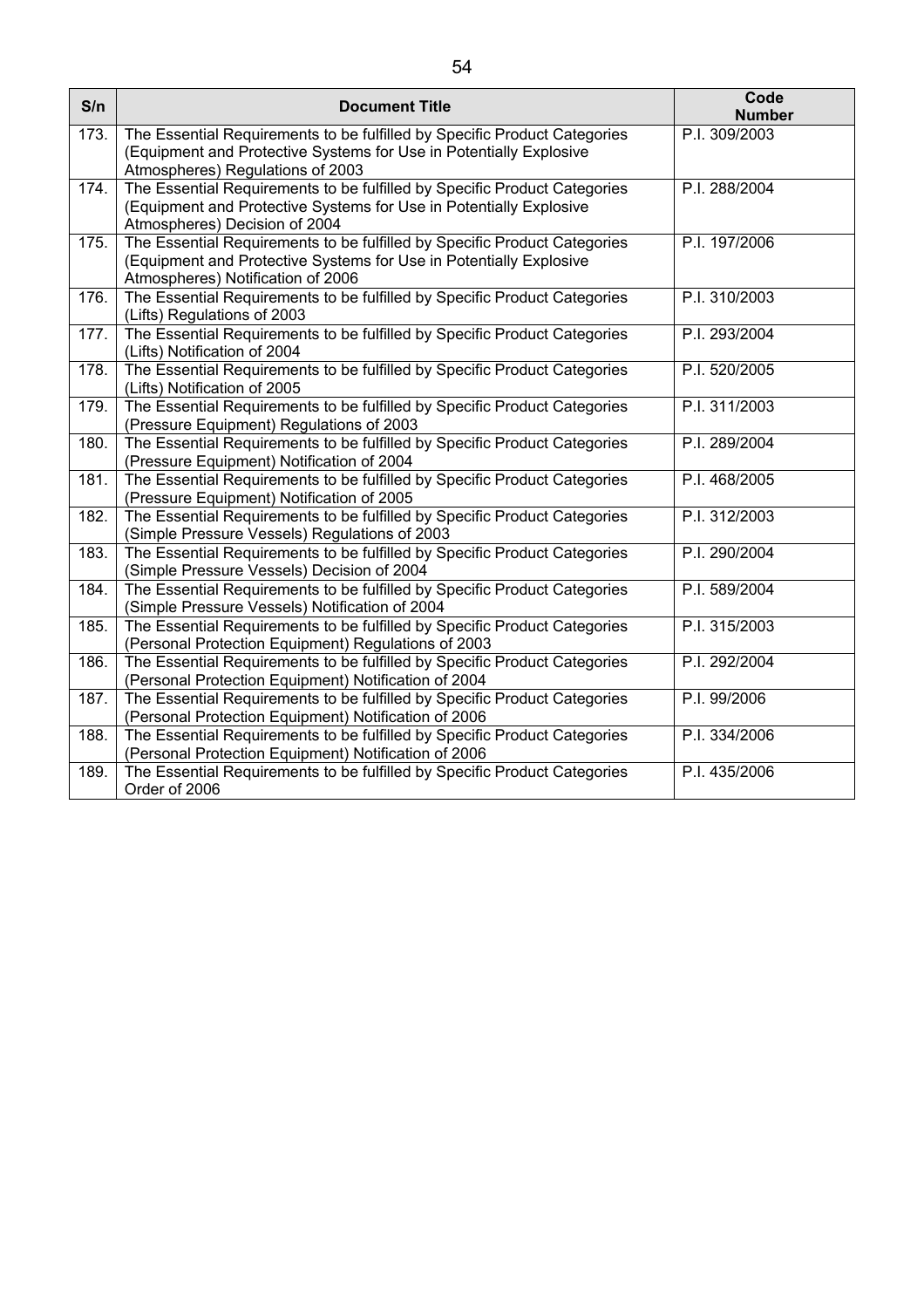| S/n | Document Title | Code Number |
|---|---|---|
| 173. | The Essential Requirements to be fulfilled by Specific Product Categories (Equipment and Protective Systems for Use in Potentially Explosive Atmospheres) Regulations of 2003 | P.I. 309/2003 |
| 174. | The Essential Requirements to be fulfilled by Specific Product Categories (Equipment and Protective Systems for Use in Potentially Explosive Atmospheres) Decision of 2004 | P.I. 288/2004 |
| 175. | The Essential Requirements to be fulfilled by Specific Product Categories (Equipment and Protective Systems for Use in Potentially Explosive Atmospheres) Notification of 2006 | P.I. 197/2006 |
| 176. | The Essential Requirements to be fulfilled by Specific Product Categories (Lifts) Regulations of 2003 | P.I. 310/2003 |
| 177. | The Essential Requirements to be fulfilled by Specific Product Categories (Lifts) Notification of 2004 | P.I. 293/2004 |
| 178. | The Essential Requirements to be fulfilled by Specific Product Categories (Lifts) Notification of 2005 | P.I. 520/2005 |
| 179. | The Essential Requirements to be fulfilled by Specific Product Categories (Pressure Equipment) Regulations of 2003 | P.I. 311/2003 |
| 180. | The Essential Requirements to be fulfilled by Specific Product Categories (Pressure Equipment) Notification of 2004 | P.I. 289/2004 |
| 181. | The Essential Requirements to be fulfilled by Specific Product Categories (Pressure Equipment) Notification of 2005 | P.I. 468/2005 |
| 182. | The Essential Requirements to be fulfilled by Specific Product Categories (Simple Pressure Vessels) Regulations of 2003 | P.I. 312/2003 |
| 183. | The Essential Requirements to be fulfilled by Specific Product Categories (Simple Pressure Vessels) Decision of 2004 | P.I. 290/2004 |
| 184. | The Essential Requirements to be fulfilled by Specific Product Categories (Simple Pressure Vessels) Notification of 2004 | P.I. 589/2004 |
| 185. | The Essential Requirements to be fulfilled by Specific Product Categories (Personal Protection Equipment) Regulations of 2003 | P.I. 315/2003 |
| 186. | The Essential Requirements to be fulfilled by Specific Product Categories (Personal Protection Equipment) Notification of 2004 | P.I. 292/2004 |
| 187. | The Essential Requirements to be fulfilled by Specific Product Categories (Personal Protection Equipment) Notification of 2006 | P.I. 99/2006 |
| 188. | The Essential Requirements to be fulfilled by Specific Product Categories (Personal Protection Equipment) Notification of 2006 | P.I. 334/2006 |
| 189. | The Essential Requirements to be fulfilled by Specific Product Categories Order of 2006 | P.I. 435/2006 |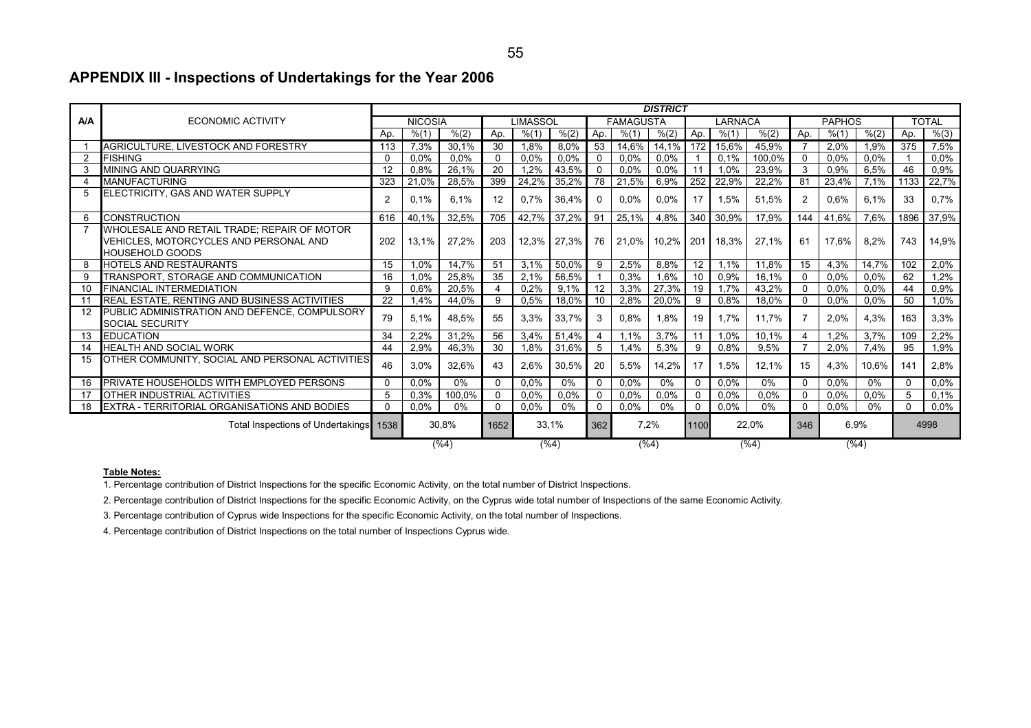## APPENDIX III - Inspections of Undertakings for the Year 2006

| A/A | ECONOMIC ACTIVITY | DISTRICT | | | | | | | | | | | | | | | | |
|---|---|---|---|---|---|---|---|---|---|---|---|---|---|---|---|---|---|---|
| | | NICOSIA | | | LIMASSOL | | | FAMAGUSTA | | | LARNACA | | | PAPHOS | | | TOTAL | |
| | | Αρ. | %(1) | %(2) | Αρ. | %(1) | %(2) | Αρ. | %(1) | %(2) | Αρ. | %(1) | %(2) | Αρ. | %(1) | %(2) | Αρ. | %(3) |
| 1 | AGRICULTURE, LIVESTOCK AND FORESTRY | 113 | 7,3% | 30,1% | 30 | 1,8% | 8,0% | 53 | 14,6% | 14,1% | 172 | 15,6% | 45,9% | 7 | 2,0% | 1,9% | 375 | 7,5% |
| 2 | FISHING | 0 | 0,0% | 0,0% | 0 | 0,0% | 0,0% | 0 | 0,0% | 0,0% | 1 | 0,1% | 100,0% | 0 | 0,0% | 0,0% | 1 | 0,0% |
| 3 | MINING AND QUARRYING | 12 | 0,8% | 26,1% | 20 | 1,2% | 43,5% | 0 | 0,0% | 0,0% | 11 | 1,0% | 23,9% | 3 | 0,9% | 6,5% | 46 | 0,9% |
| 4 | MANUFACTURING | 323 | 21,0% | 28,5% | 399 | 24,2% | 35,2% | 78 | 21,5% | 6,9% | 252 | 22,9% | 22,2% | 81 | 23,4% | 7,1% | 1133 | 22,7% |
| 5 | ELECTRICITY, GAS AND WATER SUPPLY | 2 | 0,1% | 6,1% | 12 | 0,7% | 36,4% | 0 | 0,0% | 0,0% | 17 | 1,5% | 51,5% | 2 | 0,6% | 6,1% | 33 | 0,7% |
| 6 | CONSTRUCTION | 616 | 40,1% | 32,5% | 705 | 42,7% | 37,2% | 91 | 25,1% | 4,8% | 340 | 30,9% | 17,9% | 144 | 41,6% | 7,6% | 1896 | 37,9% |
| 7 | WHOLESALE AND RETAIL TRADE; REPAIR OF MOTOR VEHICLES, MOTORCYCLES AND PERSONAL AND HOUSEHOLD GOODS | 202 | 13,1% | 27,2% | 203 | 12,3% | 27,3% | 76 | 21,0% | 10,2% | 201 | 18,3% | 27,1% | 61 | 17,6% | 8,2% | 743 | 14,9% |
| 8 | HOTELS AND RESTAURANTS | 15 | 1,0% | 14,7% | 51 | 3,1% | 50,0% | 9 | 2,5% | 8,8% | 12 | 1,1% | 11,8% | 15 | 4,3% | 14,7% | 102 | 2,0% |
| 9 | TRANSPORT, STORAGE AND COMMUNICATION | 16 | 1,0% | 25,8% | 35 | 2,1% | 56,5% | 1 | 0,3% | 1,6% | 10 | 0,9% | 16,1% | 0 | 0,0% | 0,0% | 62 | 1,2% |
| 10 | FINANCIAL INTERMEDIATION | 9 | 0,6% | 20,5% | 4 | 0,2% | 9,1% | 12 | 3,3% | 27,3% | 19 | 1,7% | 43,2% | 0 | 0,0% | 0,0% | 44 | 0,9% |
| 11 | REAL ESTATE, RENTING AND BUSINESS ACTIVITIES | 22 | 1,4% | 44,0% | 9 | 0,5% | 18,0% | 10 | 2,8% | 20,0% | 9 | 0,8% | 18,0% | 0 | 0,0% | 0,0% | 50 | 1,0% |
| 12 | PUBLIC ADMINISTRATION AND DEFENCE, COMPULSORY SOCIAL SECURITY | 79 | 5,1% | 48,5% | 55 | 3,3% | 33,7% | 3 | 0,8% | 1,8% | 19 | 1,7% | 11,7% | 7 | 2,0% | 4,3% | 163 | 3,3% |
| 13 | EDUCATION | 34 | 2,2% | 31,2% | 56 | 3,4% | 51,4% | 4 | 1,1% | 3,7% | 11 | 1,0% | 10,1% | 4 | 1,2% | 3,7% | 109 | 2,2% |
| 14 | HEALTH AND SOCIAL WORK | 44 | 2,9% | 46,3% | 30 | 1,8% | 31,6% | 5 | 1,4% | 5,3% | 9 | 0,8% | 9,5% | 7 | 2,0% | 7,4% | 95 | 1,9% |
| 15 | OTHER COMMUNITY, SOCIAL AND PERSONAL ACTIVITIES | 46 | 3,0% | 32,6% | 43 | 2,6% | 30,5% | 20 | 5,5% | 14,2% | 17 | 1,5% | 12,1% | 15 | 4,3% | 10,6% | 141 | 2,8% |
| 16 | PRIVATE HOUSEHOLDS WITH EMPLOYED PERSONS | 0 | 0,0% | 0% | 0 | 0,0% | 0% | 0 | 0,0% | 0% | 0 | 0,0% | 0% | 0 | 0,0% | 0% | 0 | 0,0% |
| 17 | OTHER INDUSTRIAL ACTIVITIES | 5 | 0,3% | 100,0% | 0 | 0,0% | 0,0% | 0 | 0,0% | 0,0% | 0 | 0,0% | 0,0% | 0 | 0,0% | 0,0% | 5 | 0,1% |
| 18 | EXTRA - TERRITORIAL ORGANISATIONS AND BODIES | 0 | 0,0% | 0% | 0 | 0,0% | 0% | 0 | 0,0% | 0% | 0 | 0,0% | 0% | 0 | 0,0% | 0% | 0 | 0,0% |
| | Total Inspections of Undertakings | 1538 | 30,8% (%4) | | 1652 | 33,1% (%4) | | 362 | 7,2% (%4) | | 1100 | 22,0% (%4) | | 346 | 6,9% (%4) | | 4998 | |

**Table Notes:**

1. Percentage contribution of District Inspections for the specific Economic Activity, on the total number of District Inspections.

2. Percentage contribution of District Inspections for the specific Economic Activity, on the Cyprus wide total number of Inspections of the same Economic Activity.

3. Percentage contribution of Cyprus wide Inspections for the specific Economic Activity, on the total number of Inspections.

4. Percentage contribution of District Inspections on the total number of Inspections Cyprus wide.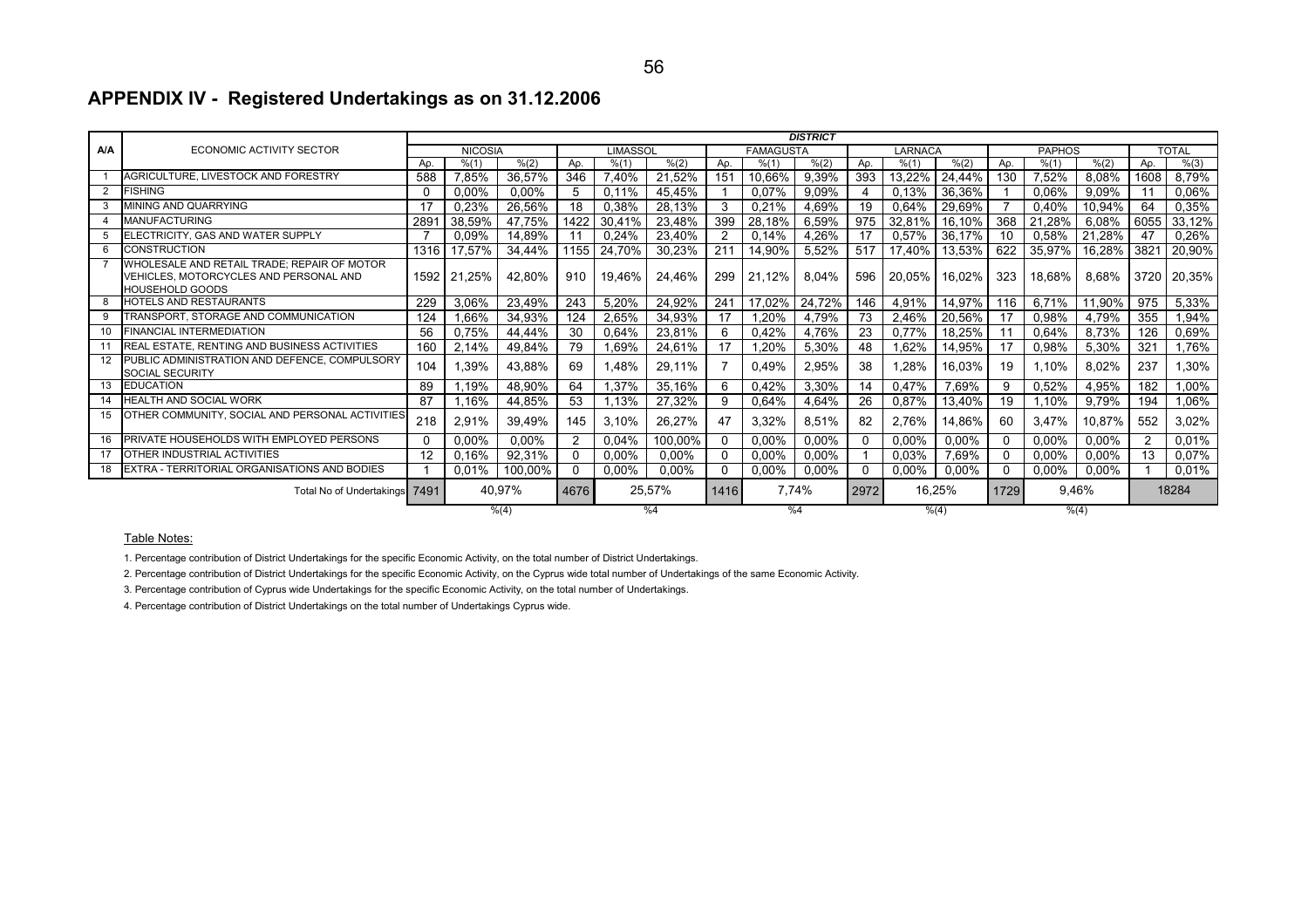## APPENDIX IV - Registered Undertakings as on 31.12.2006

| A/A | ECONOMIC ACTIVITY SECTOR | DISTRICT | | | | | | | | | | | | | | | | |
|---|---|---|---|---|---|---|---|---|---|---|---|---|---|---|---|---|---|---|
| | | NICOSIA | | | LIMASSOL | | | FAMAGUSTA | | | LARNACA | | | PAPHOS | | | TOTAL | |
| | | Ap. | %(1) | %(2) | Ap. | %(1) | %(2) | Ap. | %(1) | %(2) | Ap. | %(1) | %(2) | Ap. | %(1) | %(2) | Ap. | %(3) |
| 1 | AGRICULTURE, LIVESTOCK AND FORESTRY | 588 | 7,85% | 36,57% | 346 | 7,40% | 21,52% | 151 | 10,66% | 9,39% | 393 | 13,22% | 24,44% | 130 | 7,52% | 8,08% | 1608 | 8,79% |
| 2 | FISHING | 0 | 0,00% | 0,00% | 5 | 0,11% | 45,45% | 1 | 0,07% | 9,09% | 4 | 0,13% | 36,36% | 1 | 0,06% | 9,09% | 11 | 0,06% |
| 3 | MINING AND QUARRYING | 17 | 0,23% | 26,56% | 18 | 0,38% | 28,13% | 3 | 0,21% | 4,69% | 19 | 0,64% | 29,69% | 7 | 0,40% | 10,94% | 64 | 0,35% |
| 4 | MANUFACTURING | 2891 | 38,59% | 47,75% | 1422 | 30,41% | 23,48% | 399 | 28,18% | 6,59% | 975 | 32,81% | 16,10% | 368 | 21,28% | 6,08% | 6055 | 33,12% |
| 5 | ELECTRICITY, GAS AND WATER SUPPLY | 7 | 0,09% | 14,89% | 11 | 0,24% | 23,40% | 2 | 0,14% | 4,26% | 17 | 0,57% | 36,17% | 10 | 0,58% | 21,28% | 47 | 0,26% |
| 6 | CONSTRUCTION | 1316 | 17,57% | 34,44% | 1155 | 24,70% | 30,23% | 211 | 14,90% | 5,52% | 517 | 17,40% | 13,53% | 622 | 35,97% | 16,28% | 3821 | 20,90% |
| 7 | WHOLESALE AND RETAIL TRADE; REPAIR OF MOTOR VEHICLES, MOTORCYCLES AND PERSONAL AND HOUSEHOLD GOODS | 1592 | 21,25% | 42,80% | 910 | 19,46% | 24,46% | 299 | 21,12% | 8,04% | 596 | 20,05% | 16,02% | 323 | 18,68% | 8,68% | 3720 | 20,35% |
| 8 | HOTELS AND RESTAURANTS | 229 | 3,06% | 23,49% | 243 | 5,20% | 24,92% | 241 | 17,02% | 24,72% | 146 | 4,91% | 14,97% | 116 | 6,71% | 11,90% | 975 | 5,33% |
| 9 | TRANSPORT, STORAGE AND COMMUNICATION | 124 | 1,66% | 34,93% | 124 | 2,65% | 34,93% | 17 | 1,20% | 4,79% | 73 | 2,46% | 20,56% | 17 | 0,98% | 4,79% | 355 | 1,94% |
| 10 | FINANCIAL INTERMEDIATION | 56 | 0,75% | 44,44% | 30 | 0,64% | 23,81% | 6 | 0,42% | 4,76% | 23 | 0,77% | 18,25% | 11 | 0,64% | 8,73% | 126 | 0,69% |
| 11 | REAL ESTATE, RENTING AND BUSINESS ACTIVITIES | 160 | 2,14% | 49,84% | 79 | 1,69% | 24,61% | 17 | 1,20% | 5,30% | 48 | 1,62% | 14,95% | 17 | 0,98% | 5,30% | 321 | 1,76% |
| 12 | PUBLIC ADMINISTRATION AND DEFENCE, COMPULSORY SOCIAL SECURITY | 104 | 1,39% | 43,88% | 69 | 1,48% | 29,11% | 7 | 0,49% | 2,95% | 38 | 1,28% | 16,03% | 19 | 1,10% | 8,02% | 237 | 1,30% |
| 13 | EDUCATION | 89 | 1,19% | 48,90% | 64 | 1,37% | 35,16% | 6 | 0,42% | 3,30% | 14 | 0,47% | 7,69% | 9 | 0,52% | 4,95% | 182 | 1,00% |
| 14 | HEALTH AND SOCIAL WORK | 87 | 1,16% | 44,85% | 53 | 1,13% | 27,32% | 9 | 0,64% | 4,64% | 26 | 0,87% | 13,40% | 19 | 1,10% | 9,79% | 194 | 1,06% |
| 15 | OTHER COMMUNITY, SOCIAL AND PERSONAL ACTIVITIES | 218 | 2,91% | 39,49% | 145 | 3,10% | 26,27% | 47 | 3,32% | 8,51% | 82 | 2,76% | 14,86% | 60 | 3,47% | 10,87% | 552 | 3,02% |
| 16 | PRIVATE HOUSEHOLDS WITH EMPLOYED PERSONS | 0 | 0,00% | 0,00% | 2 | 0,04% | 100,00% | 0 | 0,00% | 0,00% | 0 | 0,00% | 0,00% | 0 | 0,00% | 0,00% | 2 | 0,01% |
| 17 | OTHER INDUSTRIAL ACTIVITIES | 12 | 0,16% | 92,31% | 0 | 0,00% | 0,00% | 0 | 0,00% | 0,00% | 1 | 0,03% | 7,69% | 0 | 0,00% | 0,00% | 13 | 0,07% |
| 18 | EXTRA - TERRITORIAL ORGANISATIONS AND BODIES | 1 | 0,01% | 100,00% | 0 | 0,00% | 0,00% | 0 | 0,00% | 0,00% | 0 | 0,00% | 0,00% | 0 | 0,00% | 0,00% | 1 | 0,01% |
| | Total No of Undertakings | 7491 | 40,97% | | 4676 | 25,57% | | 1416 | 7,74% | | 2972 | 16,25% | | 1729 | 9,46% | | 18284 | |
| | | | %(4) | | | %4 | | | %4 | | | %(4) | | | %(4) | | | |

Table Notes:

1. Percentage contribution of District Undertakings for the specific Economic Activity, on the total number of District Undertakings.

2. Percentage contribution of District Undertakings for the specific Economic Activity, on the Cyprus wide total number of Undertakings of the same Economic Activity.

3. Percentage contribution of Cyprus wide Undertakings for the specific Economic Activity, on the total number of Undertakings.

4. Percentage contribution of District Undertakings on the total number of Undertakings Cyprus wide.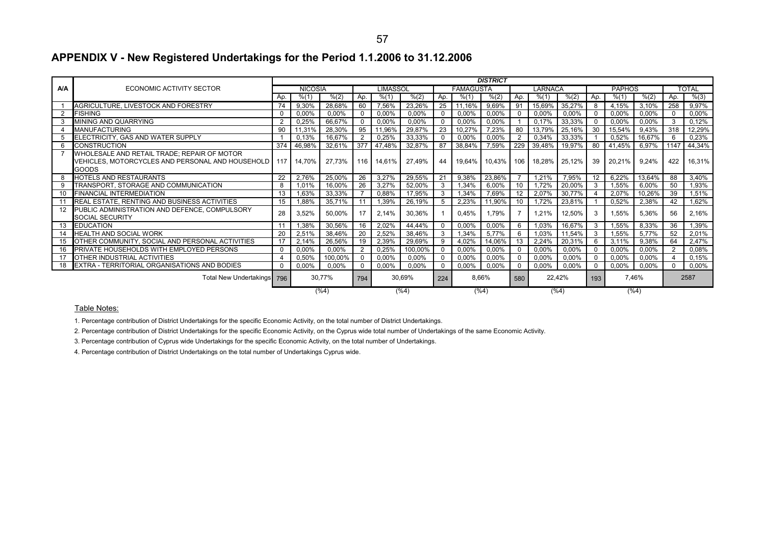## APPENDIX V - New Registered Undertakings for the Period 1.1.2006 to 31.12.2006

| A/A | ECONOMIC ACTIVITY SECTOR | DISTRICT | | | | | | | | | | | | | | | | |
|---|---|---|---|---|---|---|---|---|---|---|---|---|---|---|---|---|---|---|
| | | NICOSIA | | | LIMASSOL | | | FAMAGUSTA | | | LARNACA | | | PAPHOS | | | TOTAL | |
| | | Αρ. | %(1) | %(2) | Αρ. | %(1) | %(2) | Αρ. | %(1) | %(2) | Αρ. | %(1) | %(2) | Αρ. | %(1) | %(2) | Αρ. | %(3) |
| 1 | AGRICULTURE, LIVESTOCK AND FORESTRY | 74 | 9,30% | 28,68% | 60 | 7,56% | 23,26% | 25 | 11,16% | 9,69% | 91 | 15,69% | 35,27% | 8 | 4,15% | 3,10% | 258 | 9,97% |
| 2 | FISHING | 0 | 0,00% | 0,00% | 0 | 0,00% | 0,00% | 0 | 0,00% | 0,00% | 0 | 0,00% | 0,00% | 0 | 0,00% | 0,00% | 0 | 0,00% |
| 3 | MINING AND QUARRYING | 2 | 0,25% | 66,67% | 0 | 0,00% | 0,00% | 0 | 0,00% | 0,00% | 1 | 0,17% | 33,33% | 0 | 0,00% | 0,00% | 3 | 0,12% |
| 4 | MANUFACTURING | 90 | 11,31% | 28,30% | 95 | 11,96% | 29,87% | 23 | 10,27% | 7,23% | 80 | 13,79% | 25,16% | 30 | 15,54% | 9,43% | 318 | 12,29% |
| 5 | ELECTRICITY, GAS AND WATER SUPPLY | 1 | 0,13% | 16,67% | 2 | 0,25% | 33,33% | 0 | 0,00% | 0,00% | 2 | 0,34% | 33,33% | 1 | 0,52% | 16,67% | 6 | 0,23% |
| 6 | CONSTRUCTION | 374 | 46,98% | 32,61% | 377 | 47,48% | 32,87% | 87 | 38,84% | 7,59% | 229 | 39,48% | 19,97% | 80 | 41,45% | 6,97% | 1147 | 44,34% |
| 7 | WHOLESALE AND RETAIL TRADE; REPAIR OF MOTOR VEHICLES, MOTORCYCLES AND PERSONAL AND HOUSEHOLD GOODS | 117 | 14,70% | 27,73% | 116 | 14,61% | 27,49% | 44 | 19,64% | 10,43% | 106 | 18,28% | 25,12% | 39 | 20,21% | 9,24% | 422 | 16,31% |
| 8 | HOTELS AND RESTAURANTS | 22 | 2,76% | 25,00% | 26 | 3,27% | 29,55% | 21 | 9,38% | 23,86% | 7 | 1,21% | 7,95% | 12 | 6,22% | 13,64% | 88 | 3,40% |
| 9 | TRANSPORT, STORAGE AND COMMUNICATION | 8 | 1,01% | 16,00% | 26 | 3,27% | 52,00% | 3 | 1,34% | 6,00% | 10 | 1,72% | 20,00% | 3 | 1,55% | 6,00% | 50 | 1,93% |
| 10 | FINANCIAL INTERMEDIATION | 13 | 1,63% | 33,33% | 7 | 0,88% | 17,95% | 3 | 1,34% | 7,69% | 12 | 2,07% | 30,77% | 4 | 2,07% | 10,26% | 39 | 1,51% |
| 11 | REAL ESTATE, RENTING AND BUSINESS ACTIVITIES | 15 | 1,88% | 35,71% | 11 | 1,39% | 26,19% | 5 | 2,23% | 11,90% | 10 | 1,72% | 23,81% | 1 | 0,52% | 2,38% | 42 | 1,62% |
| 12 | PUBLIC ADMINISTRATION AND DEFENCE, COMPULSORY SOCIAL SECURITY | 28 | 3,52% | 50,00% | 17 | 2,14% | 30,36% | 1 | 0,45% | 1,79% | 7 | 1,21% | 12,50% | 3 | 1,55% | 5,36% | 56 | 2,16% |
| 13 | EDUCATION | 11 | 1,38% | 30,56% | 16 | 2,02% | 44,44% | 0 | 0,00% | 0,00% | 6 | 1,03% | 16,67% | 3 | 1,55% | 8,33% | 36 | 1,39% |
| 14 | HEALTH AND SOCIAL WORK | 20 | 2,51% | 38,46% | 20 | 2,52% | 38,46% | 3 | 1,34% | 5,77% | 6 | 1,03% | 11,54% | 3 | 1,55% | 5,77% | 52 | 2,01% |
| 15 | OTHER COMMUNITY, SOCIAL AND PERSONAL ACTIVITIES | 17 | 2,14% | 26,56% | 19 | 2,39% | 29,69% | 9 | 4,02% | 14,06% | 13 | 2,24% | 20,31% | 6 | 3,11% | 9,38% | 64 | 2,47% |
| 16 | PRIVATE HOUSEHOLDS WITH EMPLOYED PERSONS | 0 | 0,00% | 0,00% | 2 | 0,25% | 100,00% | 0 | 0,00% | 0,00% | 0 | 0,00% | 0,00% | 0 | 0,00% | 0,00% | 2 | 0,08% |
| 17 | OTHER INDUSTRIAL ACTIVITIES | 4 | 0,50% | 100,00% | 0 | 0,00% | 0,00% | 0 | 0,00% | 0,00% | 0 | 0,00% | 0,00% | 0 | 0,00% | 0,00% | 4 | 0,15% |
| 18 | EXTRA - TERRITORIAL ORGANISATIONS AND BODIES | 0 | 0,00% | 0,00% | 0 | 0,00% | 0,00% | 0 | 0,00% | 0,00% | 0 | 0,00% | 0,00% | 0 | 0,00% | 0,00% | 0 | 0,00% |
| | Total New Undertakings | 796 | 30,77% | | 794 | 30,69% | | 224 | 8,66% | | 580 | 22,42% | | 193 | 7,46% | | 2587 | |
| | | | (%4) | | | (%4) | | | (%4) | | | (%4) | | | (%4) | | | |

Table Notes:

1. Percentage contribution of District Undertakings for the specific Economic Activity, on the total number of District Undertakings.

2. Percentage contribution of District Undertakings for the specific Economic Activity, on the Cyprus wide total number of Undertakings of the same Economic Activity.

3. Percentage contribution of Cyprus wide Undertakings for the specific Economic Activity, on the total number of Undertakings.

4. Percentage contribution of District Undertakings on the total number of Undertakings Cyprus wide.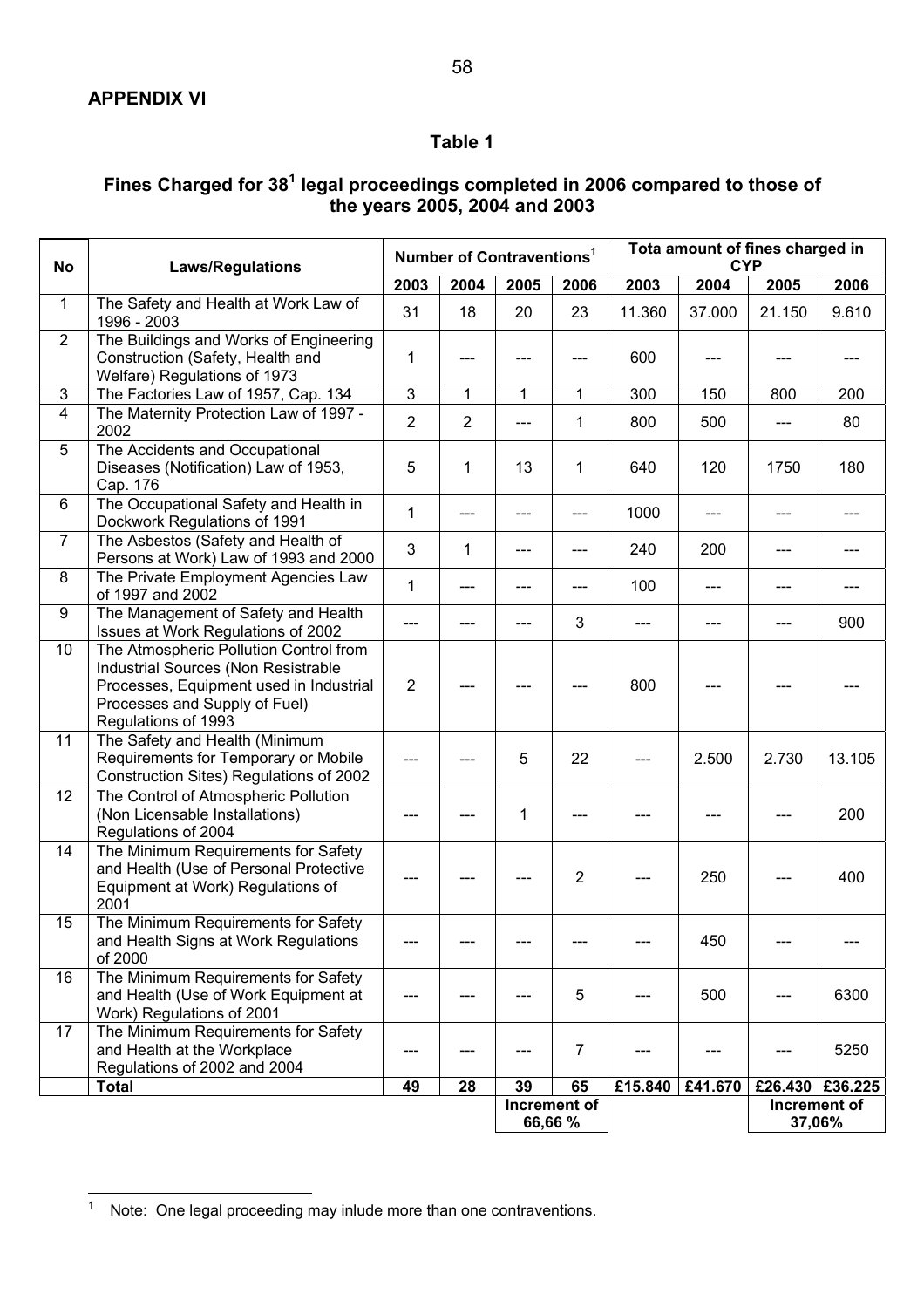## APPENDIX VI

### Table 1

### Fines Charged for 38[1] legal proceedings completed in 2006 compared to those of the years 2005, 2004 and 2003

| No | Laws/Regulations | Number of Contraventions[1] | | | | Tota amount of fines charged in CYP | | | |
|---|---|---|---|---|---|---|---|---|---|
| | | 2003 | 2004 | 2005 | 2006 | 2003 | 2004 | 2005 | 2006 |
| 1 | The Safety and Health at Work Law of 1996 - 2003 | 31 | 18 | 20 | 23 | 11.360 | 37.000 | 21.150 | 9.610 |
| 2 | The Buildings and Works of Engineering Construction (Safety, Health and Welfare) Regulations of 1973 | 1 | --- | --- | --- | 600 | --- | --- | --- |
| 3 | The Factories Law of 1957, Cap. 134 | 3 | 1 | 1 | 1 | 300 | 150 | 800 | 200 |
| 4 | The Maternity Protection Law of 1997 - 2002 | 2 | 2 | --- | 1 | 800 | 500 | --- | 80 |
| 5 | The Accidents and Occupational Diseases (Notification) Law of 1953, Cap. 176 | 5 | 1 | 13 | 1 | 640 | 120 | 1750 | 180 |
| 6 | The Occupational Safety and Health in Dockwork Regulations of 1991 | 1 | --- | --- | --- | 1000 | --- | --- | --- |
| 7 | The Asbestos (Safety and Health of Persons at Work) Law of 1993 and 2000 | 3 | 1 | --- | --- | 240 | 200 | --- | --- |
| 8 | The Private Employment Agencies Law of 1997 and 2002 | 1 | --- | --- | --- | 100 | --- | --- | --- |
| 9 | The Management of Safety and Health Issues at Work Regulations of 2002 | --- | --- | --- | 3 | --- | --- | --- | 900 |
| 10 | The Atmospheric Pollution Control from Industrial Sources (Non Resistrable Processes, Equipment used in Industrial Processes and Supply of Fuel) Regulations of 1993 | 2 | --- | --- | --- | 800 | --- | --- | --- |
| 11 | The Safety and Health (Minimum Requirements for Temporary or Mobile Construction Sites) Regulations of 2002 | --- | --- | 5 | 22 | --- | 2.500 | 2.730 | 13.105 |
| 12 | The Control of Atmospheric Pollution (Non Licensable Installations) Regulations of 2004 | --- | --- | 1 | --- | --- | --- | --- | 200 |
| 14 | The Minimum Requirements for Safety and Health (Use of Personal Protective Equipment at Work) Regulations of 2001 | --- | --- | --- | 2 | --- | 250 | --- | 400 |
| 15 | The Minimum Requirements for Safety and Health Signs at Work Regulations of 2000 | --- | --- | --- | --- | --- | 450 | --- | --- |
| 16 | The Minimum Requirements for Safety and Health (Use of Work Equipment at Work) Regulations of 2001 | --- | --- | --- | 5 | --- | 500 | --- | 6300 |
| 17 | The Minimum Requirements for Safety and Health at the Workplace Regulations of 2002 and 2004 | --- | --- | --- | 7 | --- | --- | --- | 5250 |
| | **Total** | **49** | **28** | **39** | **65** | **£15.840** | **£41.670** | **£26.430** | **£36.225** |
| | | | | **Increment of 66,66 %** | | | | **Increment of 37,06%** | |

[1] Note: One legal proceeding may inlude more than one contraventions.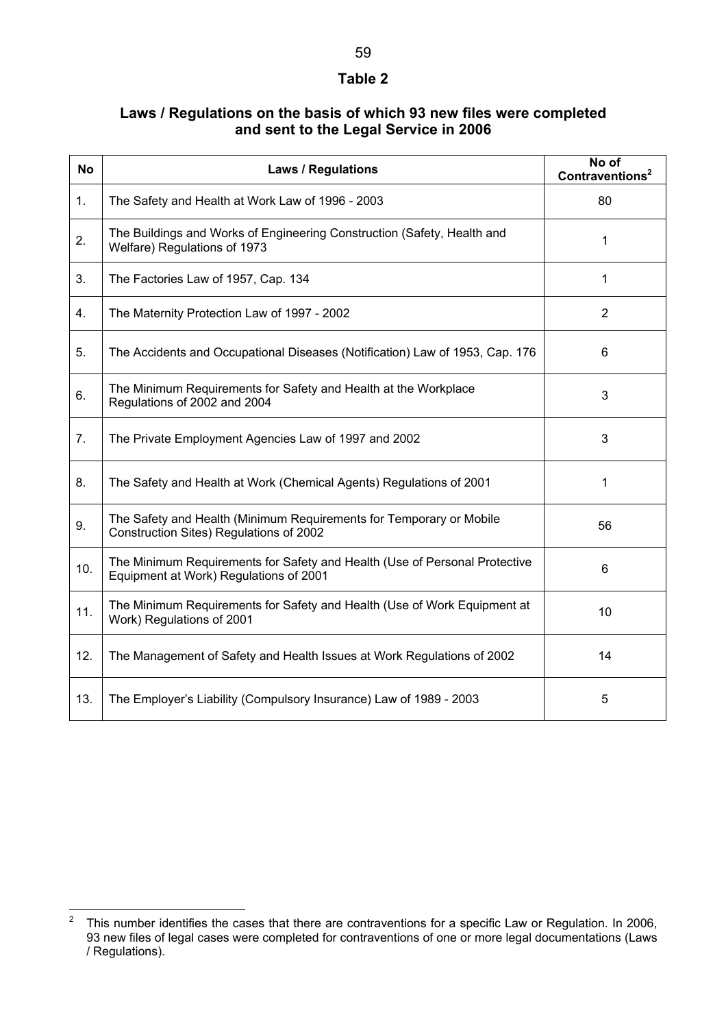## Table 2

### Laws / Regulations on the basis of which 93 new files were completed and sent to the Legal Service in 2006

| No | Laws / Regulations | No of Contraventions[2] |
|---|---|---|
| 1. | The Safety and Health at Work Law of 1996 - 2003 | 80 |
| 2. | The Buildings and Works of Engineering Construction (Safety, Health and Welfare) Regulations of 1973 | 1 |
| 3. | The Factories Law of 1957, Cap. 134 | 1 |
| 4. | The Maternity Protection Law of 1997 - 2002 | 2 |
| 5. | The Accidents and Occupational Diseases (Notification) Law of 1953, Cap. 176 | 6 |
| 6. | The Minimum Requirements for Safety and Health at the Workplace Regulations of 2002 and 2004 | 3 |
| 7. | The Private Employment Agencies Law of 1997 and 2002 | 3 |
| 8. | The Safety and Health at Work (Chemical Agents) Regulations of 2001 | 1 |
| 9. | The Safety and Health (Minimum Requirements for Temporary or Mobile Construction Sites) Regulations of 2002 | 56 |
| 10. | The Minimum Requirements for Safety and Health (Use of Personal Protective Equipment at Work) Regulations of 2001 | 6 |
| 11. | The Minimum Requirements for Safety and Health (Use of Work Equipment at Work) Regulations of 2001 | 10 |
| 12. | The Management of Safety and Health Issues at Work Regulations of 2002 | 14 |
| 13. | The Employer's Liability (Compulsory Insurance) Law of 1989 - 2003 | 5 |

[2] This number identifies the cases that there are contraventions for a specific Law or Regulation. In 2006, 93 new files of legal cases were completed for contraventions of one or more legal documentations (Laws / Regulations).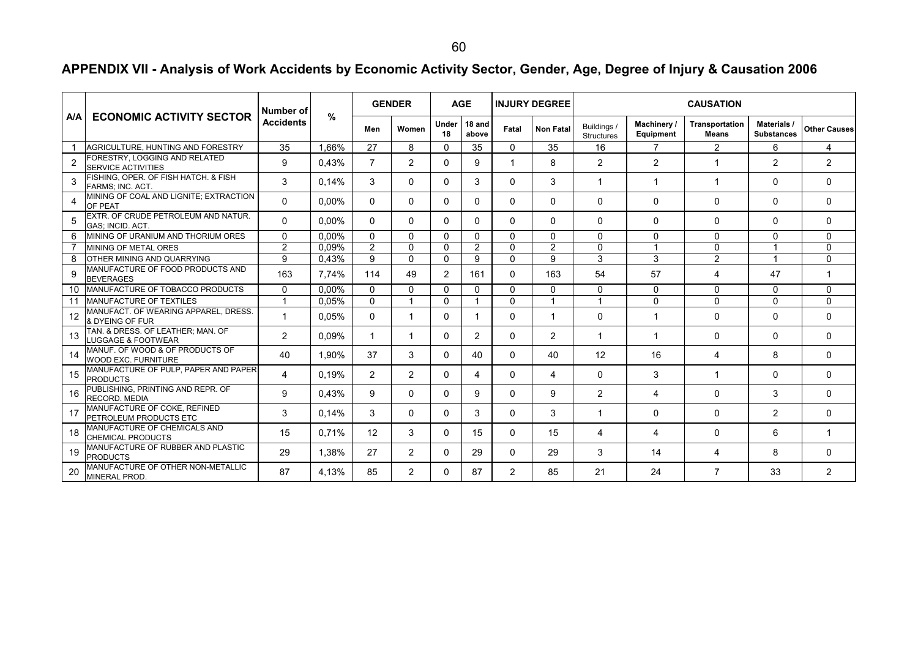# APPENDIX VII - Analysis of Work Accidents by Economic Activity Sector, Gender, Age, Degree of Injury & Causation 2006

| A/A | ECONOMIC ACTIVITY SECTOR | Number of Accidents | % | GENDER | | AGE | | INJURY DEGREE | | CAUSATION | | | | |
|---|---|---|---|---|---|---|---|---|---|---|---|---|---|---|
| | | | | Men | Women | Under 18 | 18 and above | Fatal | Non Fatal | Buildings / Structures | Machinery / Equipment | Transportation Means | Materials / Substances | Other Causes |
| 1 | AGRICULTURE, HUNTING AND FORESTRY | 35 | 1,66% | 27 | 8 | 0 | 35 | 0 | 35 | 16 | 7 | 2 | 6 | 4 |
| 2 | FORESTRY, LOGGING AND RELATED SERVICE ACTIVITIES | 9 | 0,43% | 7 | 2 | 0 | 9 | 1 | 8 | 2 | 2 | 1 | 2 | 2 |
| 3 | FISHING, OPER. OF FISH HATCH. & FISH FARMS; INC. ACT. | 3 | 0,14% | 3 | 0 | 0 | 3 | 0 | 3 | 1 | 1 | 1 | 0 | 0 |
| 4 | MINING OF COAL AND LIGNITE; EXTRACTION OF PEAT | 0 | 0,00% | 0 | 0 | 0 | 0 | 0 | 0 | 0 | 0 | 0 | 0 | 0 |
| 5 | EXTR. OF CRUDE PETROLEUM AND NATUR. GAS; INCID. ACT. | 0 | 0,00% | 0 | 0 | 0 | 0 | 0 | 0 | 0 | 0 | 0 | 0 | 0 |
| 6 | MINING OF URANIUM AND THORIUM ORES | 0 | 0,00% | 0 | 0 | 0 | 0 | 0 | 0 | 0 | 0 | 0 | 0 | 0 |
| 7 | MINING OF METAL ORES | 2 | 0,09% | 2 | 0 | 0 | 2 | 0 | 2 | 0 | 1 | 0 | 1 | 0 |
| 8 | OTHER MINING AND QUARRYING | 9 | 0,43% | 9 | 0 | 0 | 9 | 0 | 9 | 3 | 3 | 2 | 1 | 0 |
| 9 | MANUFACTURE OF FOOD PRODUCTS AND BEVERAGES | 163 | 7,74% | 114 | 49 | 2 | 161 | 0 | 163 | 54 | 57 | 4 | 47 | 1 |
| 10 | MANUFACTURE OF TOBACCO PRODUCTS | 0 | 0,00% | 0 | 0 | 0 | 0 | 0 | 0 | 0 | 0 | 0 | 0 | 0 |
| 11 | MANUFACTURE OF TEXTILES | 1 | 0,05% | 0 | 1 | 0 | 1 | 0 | 1 | 1 | 0 | 0 | 0 | 0 |
| 12 | MANUFACT. OF WEARING APPAREL, DRESS. & DYEING OF FUR | 1 | 0,05% | 0 | 1 | 0 | 1 | 0 | 1 | 0 | 1 | 0 | 0 | 0 |
| 13 | TAN. & DRESS. OF LEATHER; MAN. OF LUGGAGE & FOOTWEAR | 2 | 0,09% | 1 | 1 | 0 | 2 | 0 | 2 | 1 | 1 | 0 | 0 | 0 |
| 14 | MANUF. OF WOOD & OF PRODUCTS OF WOOD EXC. FURNITURE | 40 | 1,90% | 37 | 3 | 0 | 40 | 0 | 40 | 12 | 16 | 4 | 8 | 0 |
| 15 | MANUFACTURE OF PULP, PAPER AND PAPER PRODUCTS | 4 | 0,19% | 2 | 2 | 0 | 4 | 0 | 4 | 0 | 3 | 1 | 0 | 0 |
| 16 | PUBLISHING, PRINTING AND REPR. OF RECORD. MEDIA | 9 | 0,43% | 9 | 0 | 0 | 9 | 0 | 9 | 2 | 4 | 0 | 3 | 0 |
| 17 | MANUFACTURE OF COKE, REFINED PETROLEUM PRODUCTS ETC | 3 | 0,14% | 3 | 0 | 0 | 3 | 0 | 3 | 1 | 0 | 0 | 2 | 0 |
| 18 | MANUFACTURE OF CHEMICALS AND CHEMICAL PRODUCTS | 15 | 0,71% | 12 | 3 | 0 | 15 | 0 | 15 | 4 | 4 | 0 | 6 | 1 |
| 19 | MANUFACTURE OF RUBBER AND PLASTIC PRODUCTS | 29 | 1,38% | 27 | 2 | 0 | 29 | 0 | 29 | 3 | 14 | 4 | 8 | 0 |
| 20 | MANUFACTURE OF OTHER NON-METALLIC MINERAL PROD. | 87 | 4,13% | 85 | 2 | 0 | 87 | 2 | 85 | 21 | 24 | 7 | 33 | 2 |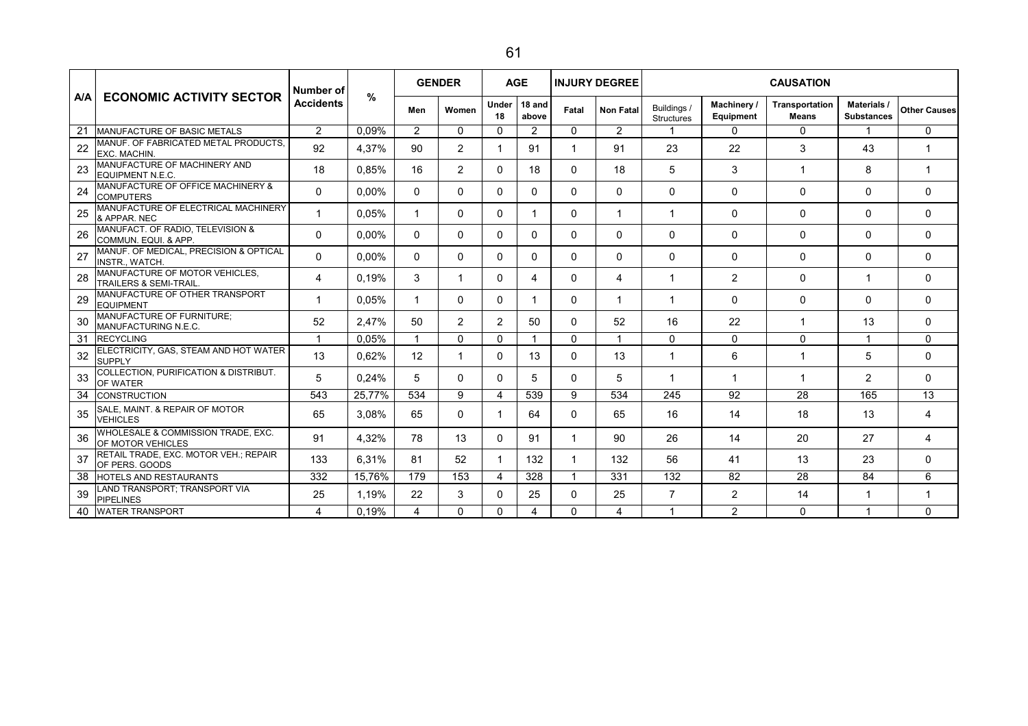| A/A | ECONOMIC ACTIVITY SECTOR | Number of Accidents | % | GENDER | | AGE | | INJURY DEGREE | | CAUSATION | | | | |
|---|---|---|---|---|---|---|---|---|---|---|---|---|---|---|
| | | | | Men | Women | Under 18 | 18 and above | Fatal | Non Fatal | Buildings / Structures | Machinery / Equipment | Transportation Means | Materials / Substances | Other Causes |
| 21 | MANUFACTURE OF BASIC METALS | 2 | 0,09% | 2 | 0 | 0 | 2 | 0 | 2 | 1 | 0 | 0 | 1 | 0 |
| 22 | MANUF. OF FABRICATED METAL PRODUCTS, EXC. MACHIN. | 92 | 4,37% | 90 | 2 | 1 | 91 | 1 | 91 | 23 | 22 | 3 | 43 | 1 |
| 23 | MANUFACTURE OF MACHINERY AND EQUIPMENT N.E.C. | 18 | 0,85% | 16 | 2 | 0 | 18 | 0 | 18 | 5 | 3 | 1 | 8 | 1 |
| 24 | MANUFACTURE OF OFFICE MACHINERY & COMPUTERS | 0 | 0,00% | 0 | 0 | 0 | 0 | 0 | 0 | 0 | 0 | 0 | 0 | 0 |
| 25 | MANUFACTURE OF ELECTRICAL MACHINERY & APPAR. NEC | 1 | 0,05% | 1 | 0 | 0 | 1 | 0 | 1 | 1 | 0 | 0 | 0 | 0 |
| 26 | MANUFACT. OF RADIO, TELEVISION & COMMUN. EQUI. & APP. | 0 | 0,00% | 0 | 0 | 0 | 0 | 0 | 0 | 0 | 0 | 0 | 0 | 0 |
| 27 | MANUF. OF MEDICAL, PRECISION & OPTICAL INSTR., WATCH. | 0 | 0,00% | 0 | 0 | 0 | 0 | 0 | 0 | 0 | 0 | 0 | 0 | 0 |
| 28 | MANUFACTURE OF MOTOR VEHICLES, TRAILERS & SEMI-TRAIL. | 4 | 0,19% | 3 | 1 | 0 | 4 | 0 | 4 | 1 | 2 | 0 | 1 | 0 |
| 29 | MANUFACTURE OF OTHER TRANSPORT EQUIPMENT | 1 | 0,05% | 1 | 0 | 0 | 1 | 0 | 1 | 1 | 0 | 0 | 0 | 0 |
| 30 | MANUFACTURE OF FURNITURE; MANUFACTURING N.E.C. | 52 | 2,47% | 50 | 2 | 2 | 50 | 0 | 52 | 16 | 22 | 1 | 13 | 0 |
| 31 | RECYCLING | 1 | 0,05% | 1 | 0 | 0 | 1 | 0 | 1 | 0 | 0 | 0 | 1 | 0 |
| 32 | ELECTRICITY, GAS, STEAM AND HOT WATER SUPPLY | 13 | 0,62% | 12 | 1 | 0 | 13 | 0 | 13 | 1 | 6 | 1 | 5 | 0 |
| 33 | COLLECTION, PURIFICATION & DISTRIBUT. OF WATER | 5 | 0,24% | 5 | 0 | 0 | 5 | 0 | 5 | 1 | 1 | 1 | 2 | 0 |
| 34 | CONSTRUCTION | 543 | 25,77% | 534 | 9 | 4 | 539 | 9 | 534 | 245 | 92 | 28 | 165 | 13 |
| 35 | SALE, MAINT. & REPAIR OF MOTOR VEHICLES | 65 | 3,08% | 65 | 0 | 1 | 64 | 0 | 65 | 16 | 14 | 18 | 13 | 4 |
| 36 | WHOLESALE & COMMISSION TRADE, EXC. OF MOTOR VEHICLES | 91 | 4,32% | 78 | 13 | 0 | 91 | 1 | 90 | 26 | 14 | 20 | 27 | 4 |
| 37 | RETAIL TRADE, EXC. MOTOR VEH.; REPAIR OF PERS. GOODS | 133 | 6,31% | 81 | 52 | 1 | 132 | 1 | 132 | 56 | 41 | 13 | 23 | 0 |
| 38 | HOTELS AND RESTAURANTS | 332 | 15,76% | 179 | 153 | 4 | 328 | 1 | 331 | 132 | 82 | 28 | 84 | 6 |
| 39 | LAND TRANSPORT; TRANSPORT VIA PIPELINES | 25 | 1,19% | 22 | 3 | 0 | 25 | 0 | 25 | 7 | 2 | 14 | 1 | 1 |
| 40 | WATER TRANSPORT | 4 | 0,19% | 4 | 0 | 0 | 4 | 0 | 4 | 1 | 2 | 0 | 1 | 0 |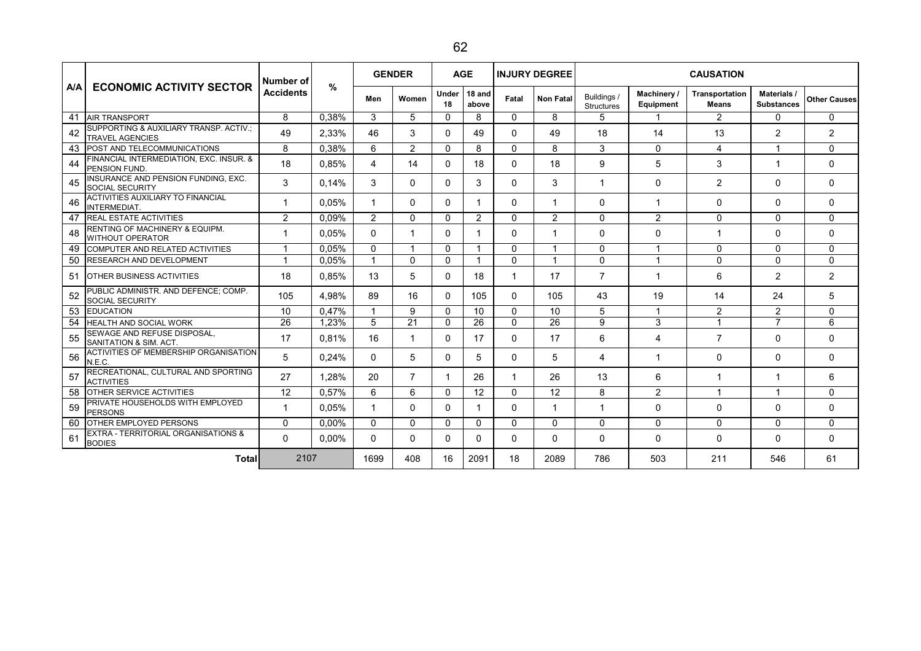| A/A | ECONOMIC ACTIVITY SECTOR | Number of Accidents | % | GENDER | | AGE | | INJURY DEGREE | | CAUSATION | | | | |
|---|---|---|---|---|---|---|---|---|---|---|---|---|---|---|
| | | | | Men | Women | Under 18 | 18 and above | Fatal | Non Fatal | Buildings / Structures | Machinery / Equipment | Transportation Means | Materials / Substances | Other Causes |
| 41 | AIR TRANSPORT | 8 | 0,38% | 3 | 5 | 0 | 8 | 0 | 8 | 5 | 1 | 2 | 0 | 0 |
| 42 | SUPPORTING & AUXILIARY TRANSP. ACTIV.; TRAVEL AGENCIES | 49 | 2,33% | 46 | 3 | 0 | 49 | 0 | 49 | 18 | 14 | 13 | 2 | 2 |
| 43 | POST AND TELECOMMUNICATIONS | 8 | 0,38% | 6 | 2 | 0 | 8 | 0 | 8 | 3 | 0 | 4 | 1 | 0 |
| 44 | FINANCIAL INTERMEDIATION, EXC. INSUR. & PENSION FUND. | 18 | 0,85% | 4 | 14 | 0 | 18 | 0 | 18 | 9 | 5 | 3 | 1 | 0 |
| 45 | INSURANCE AND PENSION FUNDING, EXC. SOCIAL SECURITY | 3 | 0,14% | 3 | 0 | 0 | 3 | 0 | 3 | 1 | 0 | 2 | 0 | 0 |
| 46 | ACTIVITIES AUXILIARY TO FINANCIAL INTERMEDIAT. | 1 | 0,05% | 1 | 0 | 0 | 1 | 0 | 1 | 0 | 1 | 0 | 0 | 0 |
| 47 | REAL ESTATE ACTIVITIES | 2 | 0,09% | 2 | 0 | 0 | 2 | 0 | 2 | 0 | 2 | 0 | 0 | 0 |
| 48 | RENTING OF MACHINERY & EQUIPM. WITHOUT OPERATOR | 1 | 0,05% | 0 | 1 | 0 | 1 | 0 | 1 | 0 | 0 | 1 | 0 | 0 |
| 49 | COMPUTER AND RELATED ACTIVITIES | 1 | 0,05% | 0 | 1 | 0 | 1 | 0 | 1 | 0 | 1 | 0 | 0 | 0 |
| 50 | RESEARCH AND DEVELOPMENT | 1 | 0,05% | 1 | 0 | 0 | 1 | 0 | 1 | 0 | 1 | 0 | 0 | 0 |
| 51 | OTHER BUSINESS ACTIVITIES | 18 | 0,85% | 13 | 5 | 0 | 18 | 1 | 17 | 7 | 1 | 6 | 2 | 2 |
| 52 | PUBLIC ADMINISTR. AND DEFENCE; COMP. SOCIAL SECURITY | 105 | 4,98% | 89 | 16 | 0 | 105 | 0 | 105 | 43 | 19 | 14 | 24 | 5 |
| 53 | EDUCATION | 10 | 0,47% | 1 | 9 | 0 | 10 | 0 | 10 | 5 | 1 | 2 | 2 | 0 |
| 54 | HEALTH AND SOCIAL WORK | 26 | 1,23% | 5 | 21 | 0 | 26 | 0 | 26 | 9 | 3 | 1 | 7 | 6 |
| 55 | SEWAGE AND REFUSE DISPOSAL, SANITATION & SIM. ACT. | 17 | 0,81% | 16 | 1 | 0 | 17 | 0 | 17 | 6 | 4 | 7 | 0 | 0 |
| 56 | ACTIVITIES OF MEMBERSHIP ORGANISATION N.E.C. | 5 | 0,24% | 0 | 5 | 0 | 5 | 0 | 5 | 4 | 1 | 0 | 0 | 0 |
| 57 | RECREATIONAL, CULTURAL AND SPORTING ACTIVITIES | 27 | 1,28% | 20 | 7 | 1 | 26 | 1 | 26 | 13 | 6 | 1 | 1 | 6 |
| 58 | OTHER SERVICE ACTIVITIES | 12 | 0,57% | 6 | 6 | 0 | 12 | 0 | 12 | 8 | 2 | 1 | 1 | 0 |
| 59 | PRIVATE HOUSEHOLDS WITH EMPLOYED PERSONS | 1 | 0,05% | 1 | 0 | 0 | 1 | 0 | 1 | 1 | 0 | 0 | 0 | 0 |
| 60 | OTHER EMPLOYED PERSONS | 0 | 0,00% | 0 | 0 | 0 | 0 | 0 | 0 | 0 | 0 | 0 | 0 | 0 |
| 61 | EXTRA - TERRITORIAL ORGANISATIONS & BODIES | 0 | 0,00% | 0 | 0 | 0 | 0 | 0 | 0 | 0 | 0 | 0 | 0 | 0 |
| | **Total** | 2107 | | 1699 | 408 | 16 | 2091 | 18 | 2089 | 786 | 503 | 211 | 546 | 61 |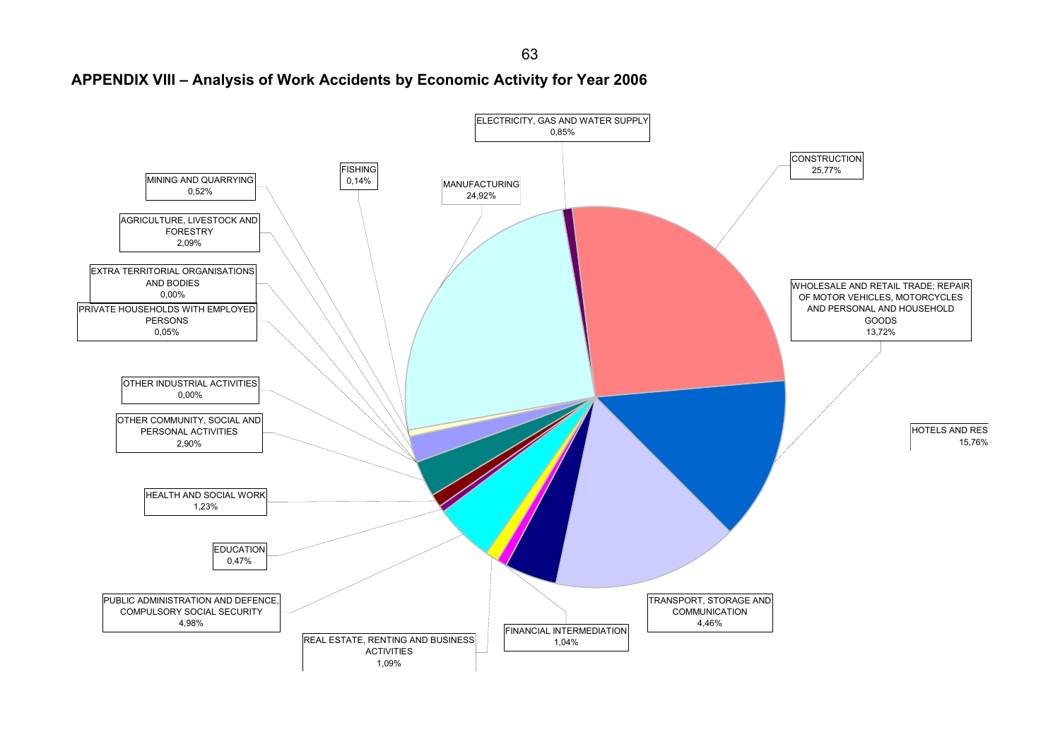## APPENDIX VIII – Analysis of Work Accidents by Economic Activity for Year 2006

ELECTRICITY, GAS AND WATER SUPPLY
0,85%

CONSTRUCTION
25,77%

FISHING
0,14%

MINING AND QUARRYING
0,52%

MANUFACTURING
24,92%

AGRICULTURE, LIVESTOCK AND FORESTRY
2,09%

EXTRA TERRITORIAL ORGANISATIONS AND BODIES
0,00%

PRIVATE HOUSEHOLDS WITH EMPLOYED PERSONS
0,05%

WHOLESALE AND RETAIL TRADE; REPAIR OF MOTOR VEHICLES, MOTORCYCLES AND PERSONAL AND HOUSEHOLD GOODS
13,72%

OTHER INDUSTRIAL ACTIVITIES
0,00%

OTHER COMMUNITY, SOCIAL AND PERSONAL ACTIVITIES
2,90%

HOTELS AND RES
15,76%

HEALTH AND SOCIAL WORK
1,23%

EDUCATION
0,47%

PUBLIC ADMINISTRATION AND DEFENCE, COMPULSORY SOCIAL SECURITY
4,98%

TRANSPORT, STORAGE AND COMMUNICATION
4,46%

FINANCIAL INTERMEDIATION
1,04%

REAL ESTATE, RENTING AND BUSINESS ACTIVITIES
1,09%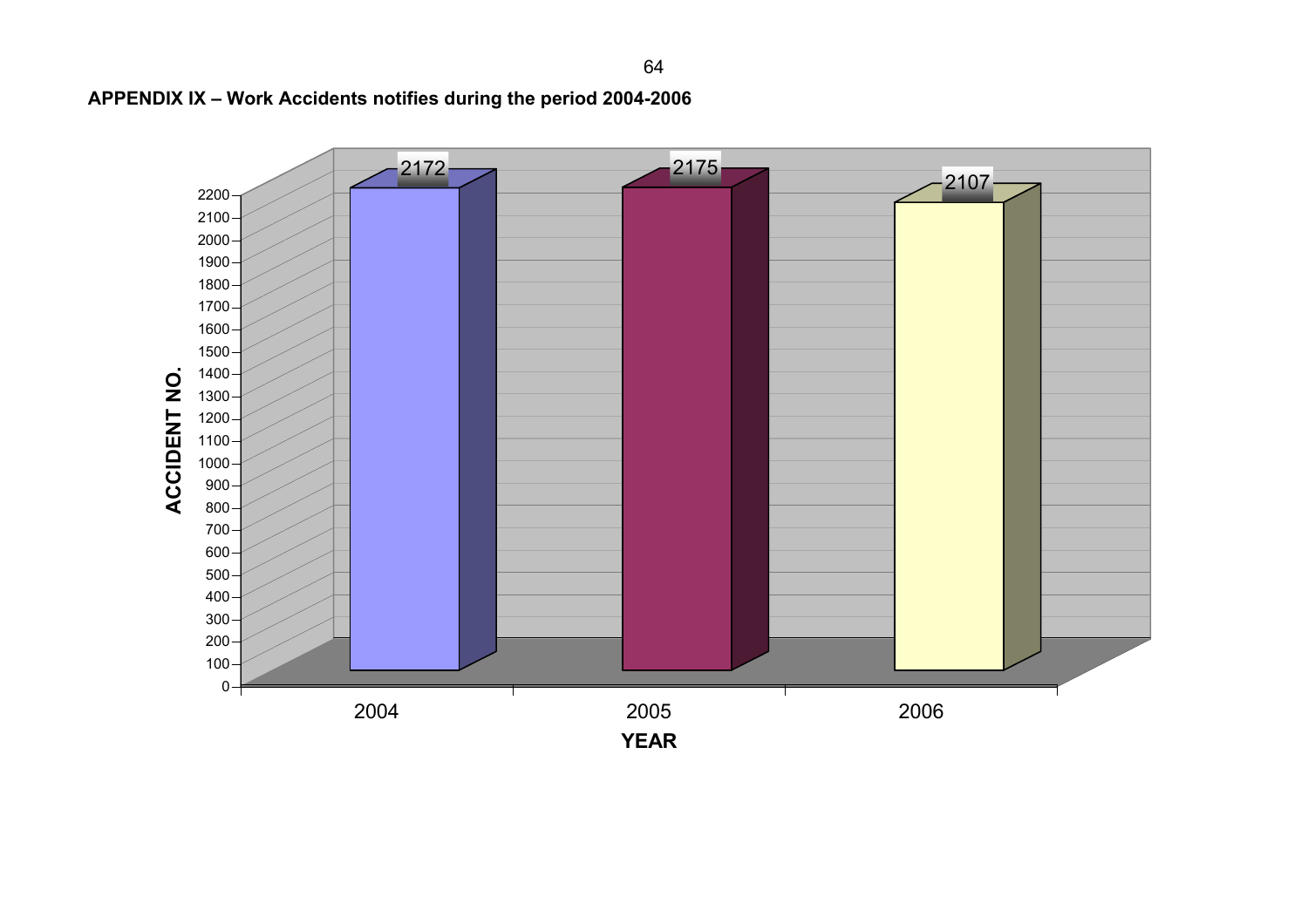**APPENDIX IX – Work Accidents notifies during the period 2004-2006**

ACCIDENT NO.

0
100
200
300
400
500
600
700
800
900
1000
1100
1200
1300
1400
1500
1600
1700
1800
1900
2000
2100
2200

2172
2175
2107

2004
2005
2006

YEAR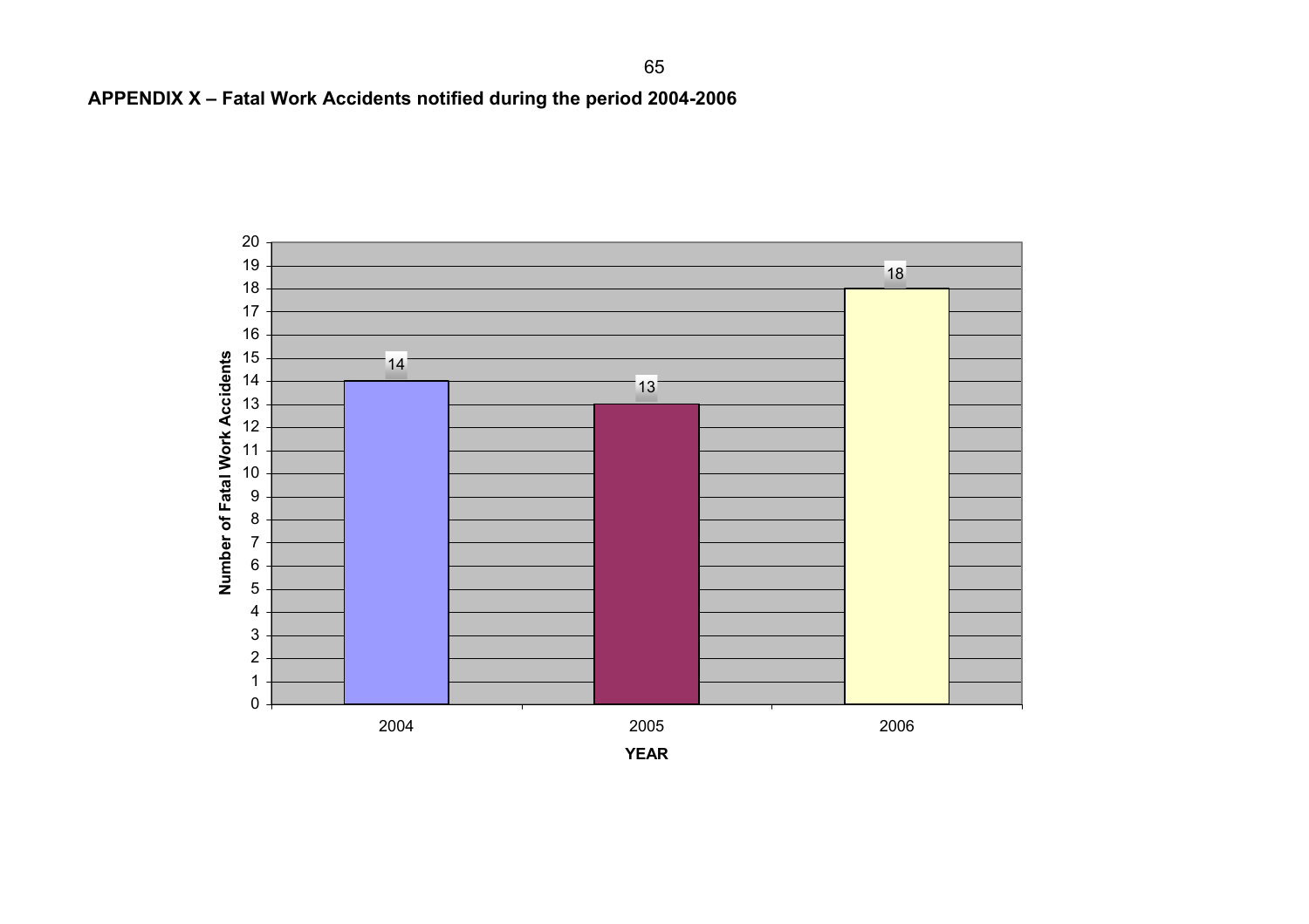**APPENDIX X – Fatal Work Accidents notified during the period 2004-2006**

Number of Fatal Work Accidents

20
19
18
17
16
15
14
13
12
11
10
9
8
7
6
5
4
3
2
1
0

14
13
18

2004
2005
2006

YEAR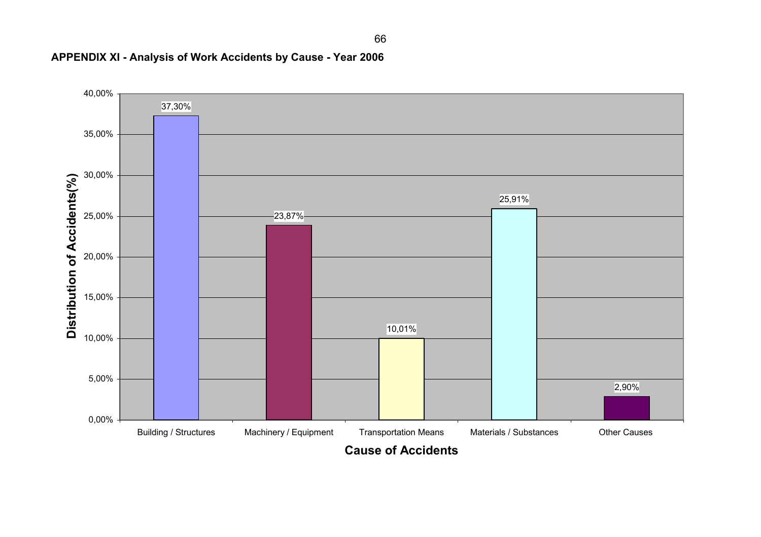**APPENDIX XI - Analysis of Work Accidents by Cause - Year 2006**

| Cause of Accidents | Distribution of Accidents(%) |
| --- | --- |
| Building / Structures | 37,30% |
| Machinery / Equipment | 23,87% |
| Transportation Means | 10,01% |
| Materials / Substances | 25,91% |
| Other Causes | 2,90% |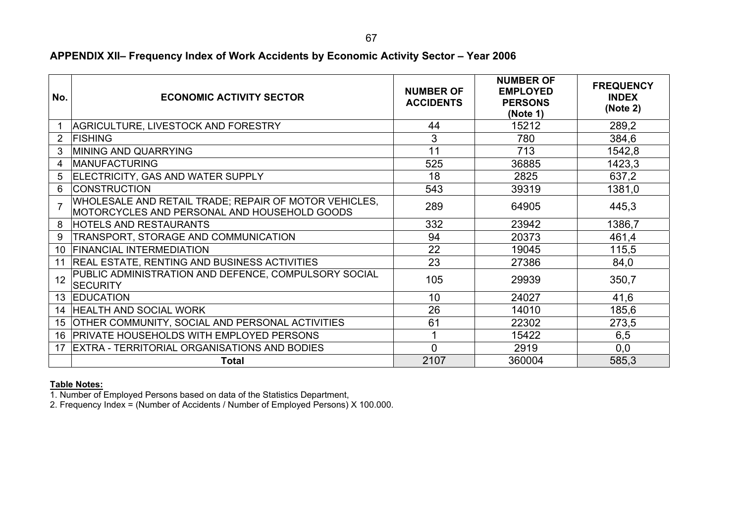## APPENDIX XII– Frequency Index of Work Accidents by Economic Activity Sector – Year 2006

| No. | ECONOMIC ACTIVITY SECTOR | NUMBER OF ACCIDENTS | NUMBER OF EMPLOYED PERSONS (Note 1) | FREQUENCY INDEX (Note 2) |
|---|---|---|---|---|
| 1 | AGRICULTURE, LIVESTOCK AND FORESTRY | 44 | 15212 | 289,2 |
| 2 | FISHING | 3 | 780 | 384,6 |
| 3 | MINING AND QUARRYING | 11 | 713 | 1542,8 |
| 4 | MANUFACTURING | 525 | 36885 | 1423,3 |
| 5 | ELECTRICITY, GAS AND WATER SUPPLY | 18 | 2825 | 637,2 |
| 6 | CONSTRUCTION | 543 | 39319 | 1381,0 |
| 7 | WHOLESALE AND RETAIL TRADE; REPAIR OF MOTOR VEHICLES, MOTORCYCLES AND PERSONAL AND HOUSEHOLD GOODS | 289 | 64905 | 445,3 |
| 8 | HOTELS AND RESTAURANTS | 332 | 23942 | 1386,7 |
| 9 | TRANSPORT, STORAGE AND COMMUNICATION | 94 | 20373 | 461,4 |
| 10 | FINANCIAL INTERMEDIATION | 22 | 19045 | 115,5 |
| 11 | REAL ESTATE, RENTING AND BUSINESS ACTIVITIES | 23 | 27386 | 84,0 |
| 12 | PUBLIC ADMINISTRATION AND DEFENCE, COMPULSORY SOCIAL SECURITY | 105 | 29939 | 350,7 |
| 13 | EDUCATION | 10 | 24027 | 41,6 |
| 14 | HEALTH AND SOCIAL WORK | 26 | 14010 | 185,6 |
| 15 | OTHER COMMUNITY, SOCIAL AND PERSONAL ACTIVITIES | 61 | 22302 | 273,5 |
| 16 | PRIVATE HOUSEHOLDS WITH EMPLOYED PERSONS | 1 | 15422 | 6,5 |
| 17 | EXTRA - TERRITORIAL ORGANISATIONS AND BODIES | 0 | 2919 | 0,0 |
| | **Total** | 2107 | 360004 | 585,3 |

**Table Notes:**

1. Number of Employed Persons based on data of the Statistics Department,
2. Frequency Index = (Number of Accidents / Number of Employed Persons) X 100.000.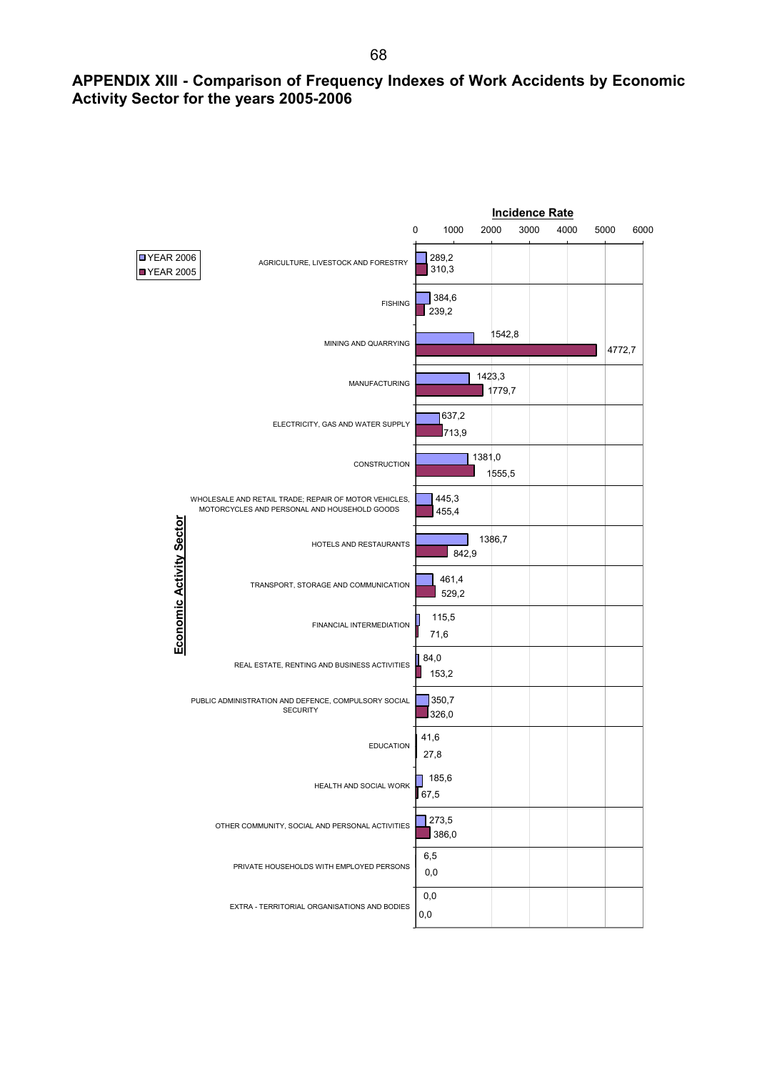# APPENDIX XIII - Comparison of Frequency Indexes of Work Accidents by Economic Activity Sector for the years 2005-2006

Incidence Rate

0 1000 2000 3000 4000 5000 6000

YEAR 2006
YEAR 2005

Economic Activity Sector

AGRICULTURE, LIVESTOCK AND FORESTRY 289,2 310,3

FISHING 384,6 239,2

MINING AND QUARRYING 1542,8 4772,7

MANUFACTURING 1423,3 1779,7

ELECTRICITY, GAS AND WATER SUPPLY 637,2 713,9

CONSTRUCTION 1381,0 1555,5

WHOLESALE AND RETAIL TRADE; REPAIR OF MOTOR VEHICLES, MOTORCYCLES AND PERSONAL AND HOUSEHOLD GOODS 445,3 455,4

HOTELS AND RESTAURANTS 1386,7 842,9

TRANSPORT, STORAGE AND COMMUNICATION 461,4 529,2

FINANCIAL INTERMEDIATION 115,5 71,6

REAL ESTATE, RENTING AND BUSINESS ACTIVITIES 84,0 153,2

PUBLIC ADMINISTRATION AND DEFENCE, COMPULSORY SOCIAL SECURITY 350,7 326,0

EDUCATION 41,6 27,8

HEALTH AND SOCIAL WORK 185,6 67,5

OTHER COMMUNITY, SOCIAL AND PERSONAL ACTIVITIES 273,5 386,0

PRIVATE HOUSEHOLDS WITH EMPLOYED PERSONS 6,5 0,0

EXTRA - TERRITORIAL ORGANISATIONS AND BODIES 0,0 0,0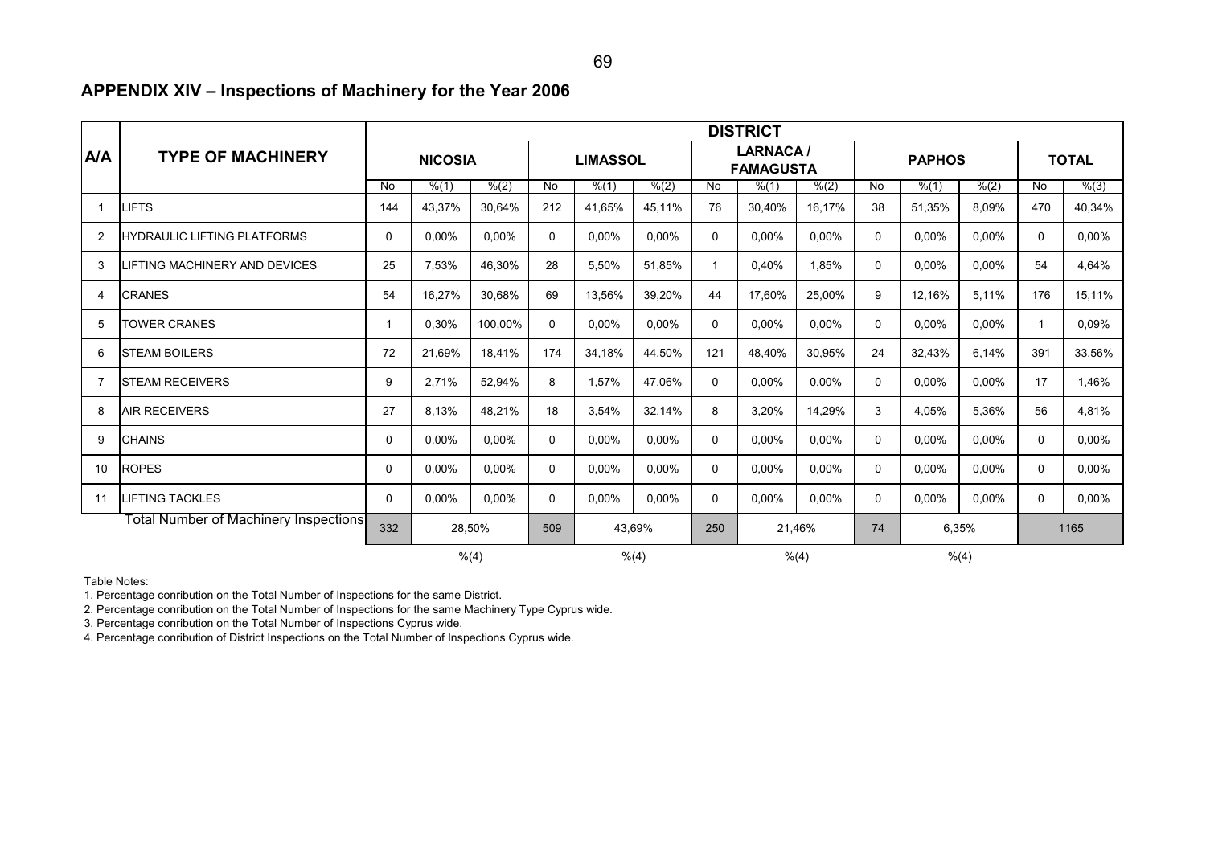## APPENDIX XIV – Inspections of Machinery for the Year 2006

| A/A | TYPE OF MACHINERY | DISTRICT | | | | | | | | | | | | | |
|---|---|---|---|---|---|---|---|---|---|---|---|---|---|---|---|
| | | NICOSIA | | | LIMASSOL | | | LARNACA / FAMAGUSTA | | | PAPHOS | | | TOTAL | |
| | | No | %(1) | %(2) | No | %(1) | %(2) | No | %(1) | %(2) | No | %(1) | %(2) | No | %(3) |
| 1 | LIFTS | 144 | 43,37% | 30,64% | 212 | 41,65% | 45,11% | 76 | 30,40% | 16,17% | 38 | 51,35% | 8,09% | 470 | 40,34% |
| 2 | HYDRAULIC LIFTING PLATFORMS | 0 | 0,00% | 0,00% | 0 | 0,00% | 0,00% | 0 | 0,00% | 0,00% | 0 | 0,00% | 0,00% | 0 | 0,00% |
| 3 | LIFTING MACHINERY AND DEVICES | 25 | 7,53% | 46,30% | 28 | 5,50% | 51,85% | 1 | 0,40% | 1,85% | 0 | 0,00% | 0,00% | 54 | 4,64% |
| 4 | CRANES | 54 | 16,27% | 30,68% | 69 | 13,56% | 39,20% | 44 | 17,60% | 25,00% | 9 | 12,16% | 5,11% | 176 | 15,11% |
| 5 | TOWER CRANES | 1 | 0,30% | 100,00% | 0 | 0,00% | 0,00% | 0 | 0,00% | 0,00% | 0 | 0,00% | 0,00% | 1 | 0,09% |
| 6 | STEAM BOILERS | 72 | 21,69% | 18,41% | 174 | 34,18% | 44,50% | 121 | 48,40% | 30,95% | 24 | 32,43% | 6,14% | 391 | 33,56% |
| 7 | STEAM RECEIVERS | 9 | 2,71% | 52,94% | 8 | 1,57% | 47,06% | 0 | 0,00% | 0,00% | 0 | 0,00% | 0,00% | 17 | 1,46% |
| 8 | AIR RECEIVERS | 27 | 8,13% | 48,21% | 18 | 3,54% | 32,14% | 8 | 3,20% | 14,29% | 3 | 4,05% | 5,36% | 56 | 4,81% |
| 9 | CHAINS | 0 | 0,00% | 0,00% | 0 | 0,00% | 0,00% | 0 | 0,00% | 0,00% | 0 | 0,00% | 0,00% | 0 | 0,00% |
| 10 | ROPES | 0 | 0,00% | 0,00% | 0 | 0,00% | 0,00% | 0 | 0,00% | 0,00% | 0 | 0,00% | 0,00% | 0 | 0,00% |
| 11 | LIFTING TACKLES | 0 | 0,00% | 0,00% | 0 | 0,00% | 0,00% | 0 | 0,00% | 0,00% | 0 | 0,00% | 0,00% | 0 | 0,00% |
| | Total Number of Machinery Inspections | 332 | 28,50% | | 509 | 43,69% | | 250 | 21,46% | | 74 | 6,35% | | 1165 | |
| | | | %(4) | | | %(4) | | | %(4) | | | %(4) | | | |

Table Notes:

1. Percentage conribution on the Total Number of Inspections for the same District.
2. Percentage conribution on the Total Number of Inspections for the same Machinery Type Cyprus wide.
3. Percentage conribution on the Total Number of Inspections Cyprus wide.
4. Percentage conribution of District Inspections on the Total Number of Inspections Cyprus wide.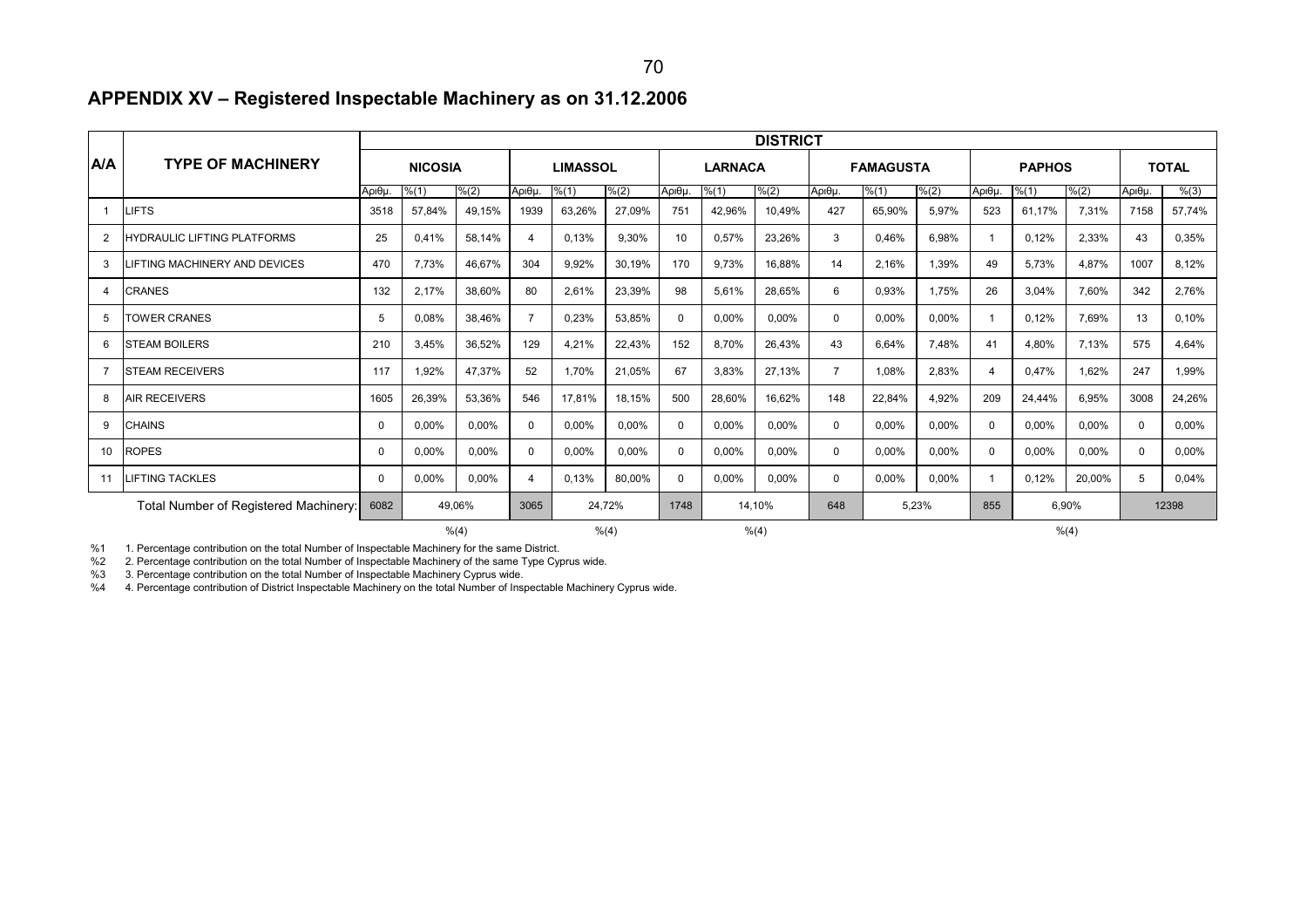## APPENDIX XV – Registered Inspectable Machinery as on 31.12.2006

| A/A | TYPE OF MACHINERY | DISTRICT | | | | | | | | | | | | | | | | |
|---|---|---|---|---|---|---|---|---|---|---|---|---|---|---|---|---|---|---|
| | | NICOSIA | | | LIMASSOL | | | LARNACA | | | FAMAGUSTA | | | PAPHOS | | | TOTAL | |
| | | Αριθμ. | %(1) | %(2) | Αριθμ. | %(1) | %(2) | Αριθμ. | %(1) | %(2) | Αριθμ. | %(1) | %(2) | Αριθμ. | %(1) | %(2) | Αριθμ. | %(3) |
| 1 | LIFTS | 3518 | 57,84% | 49,15% | 1939 | 63,26% | 27,09% | 751 | 42,96% | 10,49% | 427 | 65,90% | 5,97% | 523 | 61,17% | 7,31% | 7158 | 57,74% |
| 2 | HYDRAULIC LIFTING PLATFORMS | 25 | 0,41% | 58,14% | 4 | 0,13% | 9,30% | 10 | 0,57% | 23,26% | 3 | 0,46% | 6,98% | 1 | 0,12% | 2,33% | 43 | 0,35% |
| 3 | LIFTING MACHINERY AND DEVICES | 470 | 7,73% | 46,67% | 304 | 9,92% | 30,19% | 170 | 9,73% | 16,88% | 14 | 2,16% | 1,39% | 49 | 5,73% | 4,87% | 1007 | 8,12% |
| 4 | CRANES | 132 | 2,17% | 38,60% | 80 | 2,61% | 23,39% | 98 | 5,61% | 28,65% | 6 | 0,93% | 1,75% | 26 | 3,04% | 7,60% | 342 | 2,76% |
| 5 | TOWER CRANES | 5 | 0,08% | 38,46% | 7 | 0,23% | 53,85% | 0 | 0,00% | 0,00% | 0 | 0,00% | 0,00% | 1 | 0,12% | 7,69% | 13 | 0,10% |
| 6 | STEAM BOILERS | 210 | 3,45% | 36,52% | 129 | 4,21% | 22,43% | 152 | 8,70% | 26,43% | 43 | 6,64% | 7,48% | 41 | 4,80% | 7,13% | 575 | 4,64% |
| 7 | STEAM RECEIVERS | 117 | 1,92% | 47,37% | 52 | 1,70% | 21,05% | 67 | 3,83% | 27,13% | 7 | 1,08% | 2,83% | 4 | 0,47% | 1,62% | 247 | 1,99% |
| 8 | AIR RECEIVERS | 1605 | 26,39% | 53,36% | 546 | 17,81% | 18,15% | 500 | 28,60% | 16,62% | 148 | 22,84% | 4,92% | 209 | 24,44% | 6,95% | 3008 | 24,26% |
| 9 | CHAINS | 0 | 0,00% | 0,00% | 0 | 0,00% | 0,00% | 0 | 0,00% | 0,00% | 0 | 0,00% | 0,00% | 0 | 0,00% | 0,00% | 0 | 0,00% |
| 10 | ROPES | 0 | 0,00% | 0,00% | 0 | 0,00% | 0,00% | 0 | 0,00% | 0,00% | 0 | 0,00% | 0,00% | 0 | 0,00% | 0,00% | 0 | 0,00% |
| 11 | LIFTING TACKLES | 0 | 0,00% | 0,00% | 4 | 0,13% | 80,00% | 0 | 0,00% | 0,00% | 0 | 0,00% | 0,00% | 1 | 0,12% | 20,00% | 5 | 0,04% |
| | Total Number of Registered Machinery: | 6082 | 49,06% | | 3065 | 24,72% | | 1748 | 14,10% | | 648 | 5,23% | | 855 | 6,90% | | 12398 | |
| | | | %(4) | | | %(4) | | | %(4) | | | | | | %(4) | | | |

%1 1. Percentage contribution on the total Number of Inspectable Machinery for the same District.

%2 2. Percentage contribution on the total Number of Inspectable Machinery of the same Type Cyprus wide.

%3 3. Percentage contribution on the total Number of Inspectable Machinery Cyprus wide.

%4 4. Percentage contribution of District Inspectable Machinery on the total Number of Inspectable Machinery Cyprus wide.